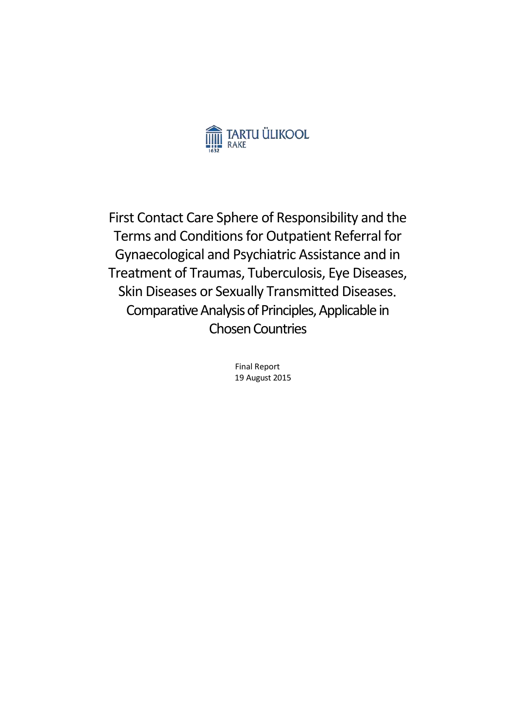TARTU ÜLIKOOL
RAKE

# First Contact Care Sphere of Responsibility and the Terms and Conditions for Outpatient Referral for Gynaecological and Psychiatric Assistance and in Treatment of Traumas, Tuberculosis, Eye Diseases, Skin Diseases or Sexually Transmitted Diseases. Comparative Analysis of Principles, Applicable in Chosen Countries

Final Report
19 August 2015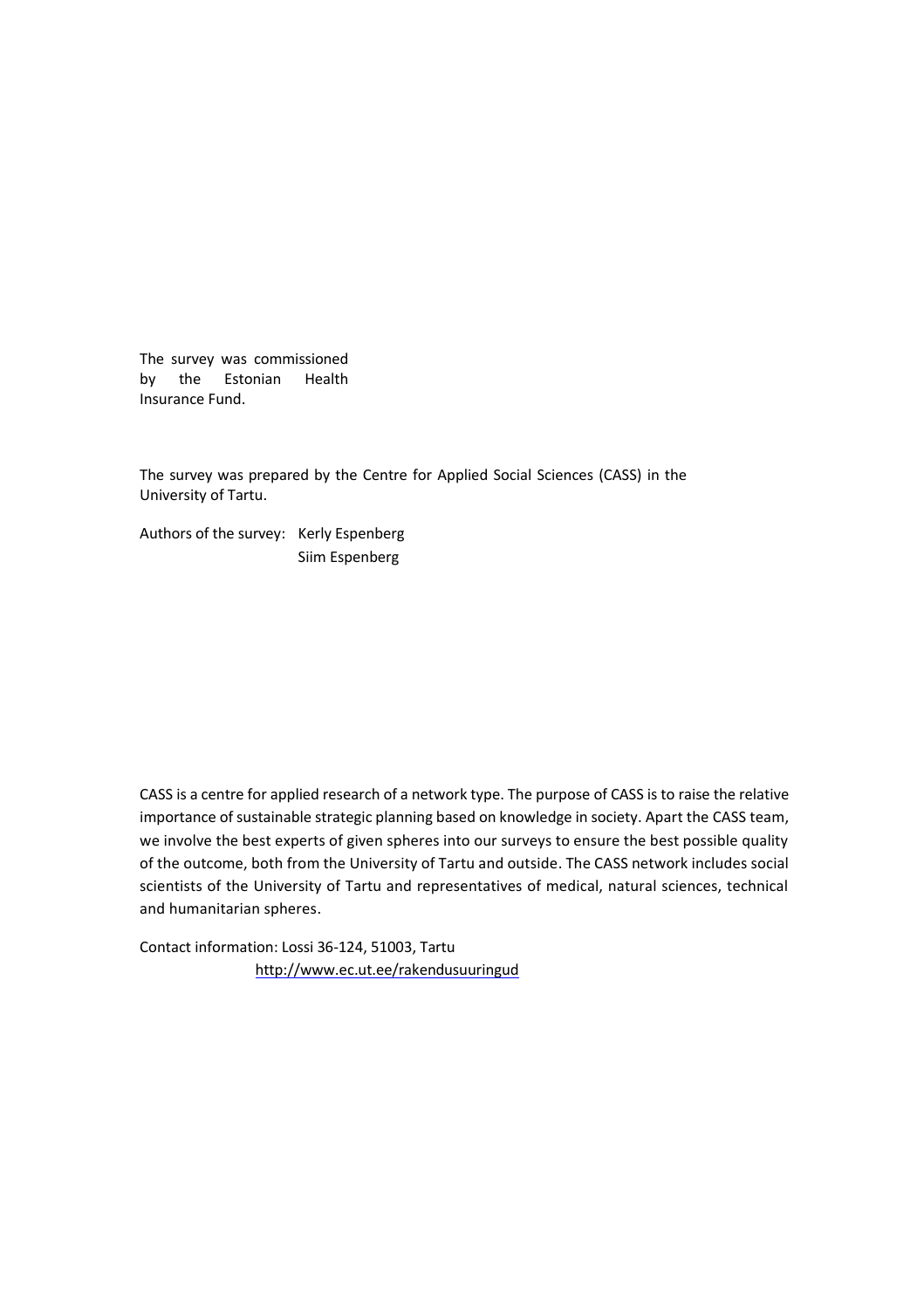The survey was commissioned by the Estonian Health Insurance Fund.

The survey was prepared by the Centre for Applied Social Sciences (CASS) in the University of Tartu.

Authors of the survey: Kerly Espenberg
Siim Espenberg

CASS is a centre for applied research of a network type. The purpose of CASS is to raise the relative importance of sustainable strategic planning based on knowledge in society. Apart the CASS team, we involve the best experts of given spheres into our surveys to ensure the best possible quality of the outcome, both from the University of Tartu and outside. The CASS network includes social scientists of the University of Tartu and representatives of medical, natural sciences, technical and humanitarian spheres.

Contact information: Lossi 36-124, 51003, Tartu
http://www.ec.ut.ee/rakendusuuringud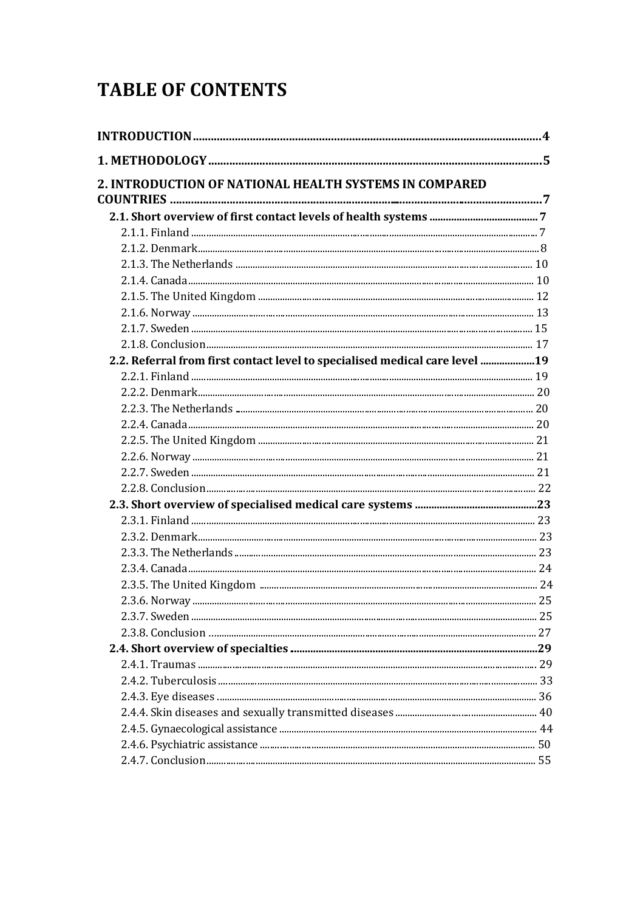# TABLE OF CONTENTS

**INTRODUCTION** .......... 4

**1. METHODOLOGY** .......... 5

**2. INTRODUCTION OF NATIONAL HEALTH SYSTEMS IN COMPARED COUNTRIES** .......... 7

- **2.1. Short overview of first contact levels of health systems** .......... 7
  - 2.1.1. Finland .......... 7
  - 2.1.2. Denmark .......... 8
  - 2.1.3. The Netherlands .......... 10
  - 2.1.4. Canada .......... 10
  - 2.1.5. The United Kingdom .......... 12
  - 2.1.6. Norway .......... 13
  - 2.1.7. Sweden .......... 15
  - 2.1.8. Conclusion .......... 17
- **2.2. Referral from first contact level to specialised medical care level** .......... 19
  - 2.2.1. Finland .......... 19
  - 2.2.2. Denmark .......... 20
  - 2.2.3. The Netherlands .......... 20
  - 2.2.4. Canada .......... 20
  - 2.2.5. The United Kingdom .......... 21
  - 2.2.6. Norway .......... 21
  - 2.2.7. Sweden .......... 21
  - 2.2.8. Conclusion .......... 22
- **2.3. Short overview of specialised medical care systems** .......... 23
  - 2.3.1. Finland .......... 23
  - 2.3.2. Denmark .......... 23
  - 2.3.3. The Netherlands .......... 23
  - 2.3.4. Canada .......... 24
  - 2.3.5. The United Kingdom .......... 24
  - 2.3.6. Norway .......... 25
  - 2.3.7. Sweden .......... 25
  - 2.3.8. Conclusion .......... 27
- **2.4. Short overview of specialties** .......... 29
  - 2.4.1. Traumas .......... 29
  - 2.4.2. Tuberculosis .......... 33
  - 2.4.3. Eye diseases .......... 36
  - 2.4.4. Skin diseases and sexually transmitted diseases .......... 40
  - 2.4.5. Gynaecological assistance .......... 44
  - 2.4.6. Psychiatric assistance .......... 50
  - 2.4.7. Conclusion .......... 55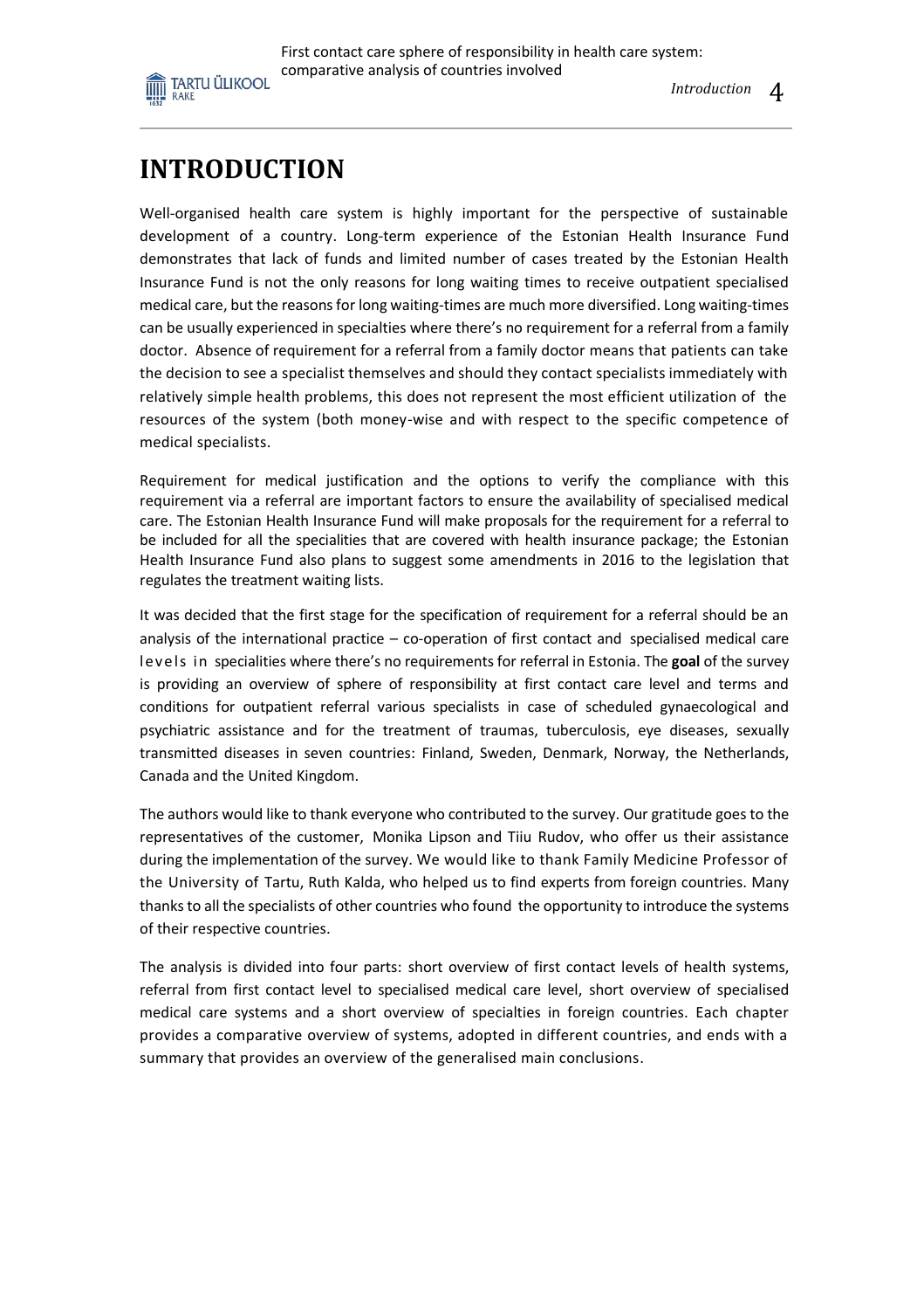# INTRODUCTION

Well-organised health care system is highly important for the perspective of sustainable development of a country. Long-term experience of the Estonian Health Insurance Fund demonstrates that lack of funds and limited number of cases treated by the Estonian Health Insurance Fund is not the only reasons for long waiting times to receive outpatient specialised medical care, but the reasons for long waiting-times are much more diversified. Long waiting-times can be usually experienced in specialties where there's no requirement for a referral from a family doctor. Absence of requirement for a referral from a family doctor means that patients can take the decision to see a specialist themselves and should they contact specialists immediately with relatively simple health problems, this does not represent the most efficient utilization of the resources of the system (both money-wise and with respect to the specific competence of medical specialists.

Requirement for medical justification and the options to verify the compliance with this requirement via a referral are important factors to ensure the availability of specialised medical care. The Estonian Health Insurance Fund will make proposals for the requirement for a referral to be included for all the specialities that are covered with health insurance package; the Estonian Health Insurance Fund also plans to suggest some amendments in 2016 to the legislation that regulates the treatment waiting lists.

It was decided that the first stage for the specification of requirement for a referral should be an analysis of the international practice – co-operation of first contact and specialised medical care levels in specialities where there's no requirements for referral in Estonia. The **goal** of the survey is providing an overview of sphere of responsibility at first contact care level and terms and conditions for outpatient referral various specialists in case of scheduled gynaecological and psychiatric assistance and for the treatment of traumas, tuberculosis, eye diseases, sexually transmitted diseases in seven countries: Finland, Sweden, Denmark, Norway, the Netherlands, Canada and the United Kingdom.

The authors would like to thank everyone who contributed to the survey. Our gratitude goes to the representatives of the customer, Monika Lipson and Tiiu Rudov, who offer us their assistance during the implementation of the survey. We would like to thank Family Medicine Professor of the University of Tartu, Ruth Kalda, who helped us to find experts from foreign countries. Many thanks to all the specialists of other countries who found the opportunity to introduce the systems of their respective countries.

The analysis is divided into four parts: short overview of first contact levels of health systems, referral from first contact level to specialised medical care level, short overview of specialised medical care systems and a short overview of specialties in foreign countries. Each chapter provides a comparative overview of systems, adopted in different countries, and ends with a summary that provides an overview of the generalised main conclusions.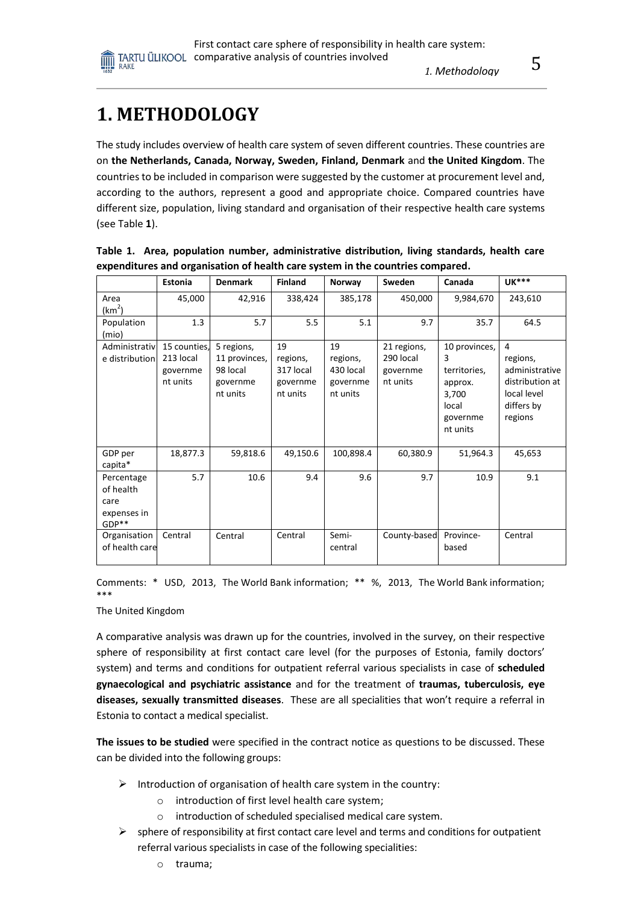# 1. METHODOLOGY

The study includes overview of health care system of seven different countries. These countries are on **the Netherlands, Canada, Norway, Sweden, Finland, Denmark** and **the United Kingdom**. The countries to be included in comparison were suggested by the customer at procurement level and, according to the authors, represent a good and appropriate choice. Compared countries have different size, population, living standard and organisation of their respective health care systems (see Table **1**).

**Table 1. Area, population number, administrative distribution, living standards, health care expenditures and organisation of health care system in the countries compared.**

| | Estonia | Denmark | Finland | Norway | Sweden | Canada | UK*** |
|---|---|---|---|---|---|---|---|
| Area (km$^2$) | 45,000 | 42,916 | 338,424 | 385,178 | 450,000 | 9,984,670 | 243,610 |
| Population (mio) | 1.3 | 5.7 | 5.5 | 5.1 | 9.7 | 35.7 | 64.5 |
| Administrative distribution | 15 counties, 213 local government units | 5 regions, 11 provinces, 98 local government units | 19 regions, 317 local government units | 19 regions, 430 local government units | 21 regions, 290 local government units | 10 provinces, 3 territories, approx. 3,700 local government units | 4 regions, administrative distribution at local level differs by regions |
| GDP per capita* | 18,877.3 | 59,818.6 | 49,150.6 | 100,898.4 | 60,380.9 | 51,964.3 | 45,653 |
| Percentage of health care expenses in GDP** | 5.7 | 10.6 | 9.4 | 9.6 | 9.7 | 10.9 | 9.1 |
| Organisation of health care | Central | Central | Central | Semi-central | County-based | Province-based | Central |

Comments: * USD, 2013, The World Bank information; ** %, 2013, The World Bank information; *** The United Kingdom

A comparative analysis was drawn up for the countries, involved in the survey, on their respective sphere of responsibility at first contact care level (for the purposes of Estonia, family doctors' system) and terms and conditions for outpatient referral various specialists in case of **scheduled gynaecological and psychiatric assistance** and for the treatment of **traumas, tuberculosis, eye diseases, sexually transmitted diseases**. These are all specialities that won't require a referral in Estonia to contact a medical specialist.

**The issues to be studied** were specified in the contract notice as questions to be discussed. These can be divided into the following groups:

- Introduction of organisation of health care system in the country:
  - introduction of first level health care system;
  - introduction of scheduled specialised medical care system.
- sphere of responsibility at first contact care level and terms and conditions for outpatient referral various specialists in case of the following specialities:
  - trauma;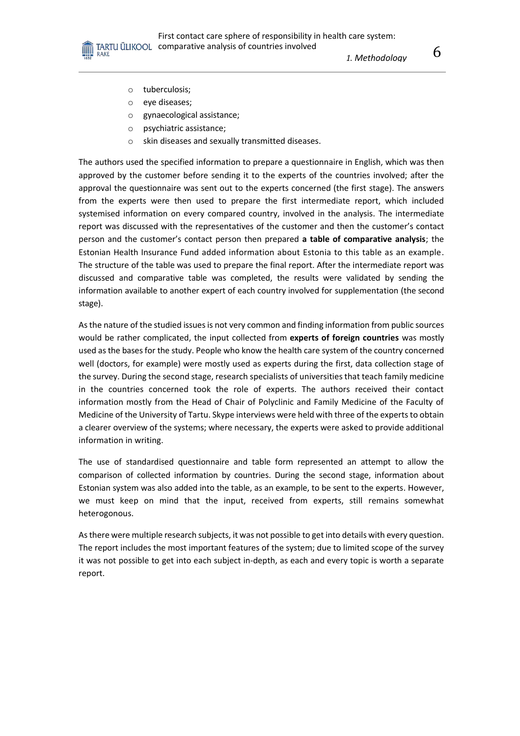- tuberculosis;
- eye diseases;
- gynaecological assistance;
- psychiatric assistance;
- skin diseases and sexually transmitted diseases.

The authors used the specified information to prepare a questionnaire in English, which was then approved by the customer before sending it to the experts of the countries involved; after the approval the questionnaire was sent out to the experts concerned (the first stage). The answers from the experts were then used to prepare the first intermediate report, which included systemised information on every compared country, involved in the analysis. The intermediate report was discussed with the representatives of the customer and then the customer's contact person and the customer's contact person then prepared **a table of comparative analysis**; the Estonian Health Insurance Fund added information about Estonia to this table as an example. The structure of the table was used to prepare the final report. After the intermediate report was discussed and comparative table was completed, the results were validated by sending the information available to another expert of each country involved for supplementation (the second stage).

As the nature of the studied issues is not very common and finding information from public sources would be rather complicated, the input collected from **experts of foreign countries** was mostly used as the bases for the study. People who know the health care system of the country concerned well (doctors, for example) were mostly used as experts during the first, data collection stage of the survey. During the second stage, research specialists of universities that teach family medicine in the countries concerned took the role of experts. The authors received their contact information mostly from the Head of Chair of Polyclinic and Family Medicine of the Faculty of Medicine of the University of Tartu. Skype interviews were held with three of the experts to obtain a clearer overview of the systems; where necessary, the experts were asked to provide additional information in writing.

The use of standardised questionnaire and table form represented an attempt to allow the comparison of collected information by countries. During the second stage, information about Estonian system was also added into the table, as an example, to be sent to the experts. However, we must keep on mind that the input, received from experts, still remains somewhat heterogonous.

As there were multiple research subjects, it was not possible to get into details with every question. The report includes the most important features of the system; due to limited scope of the survey it was not possible to get into each subject in-depth, as each and every topic is worth a separate report.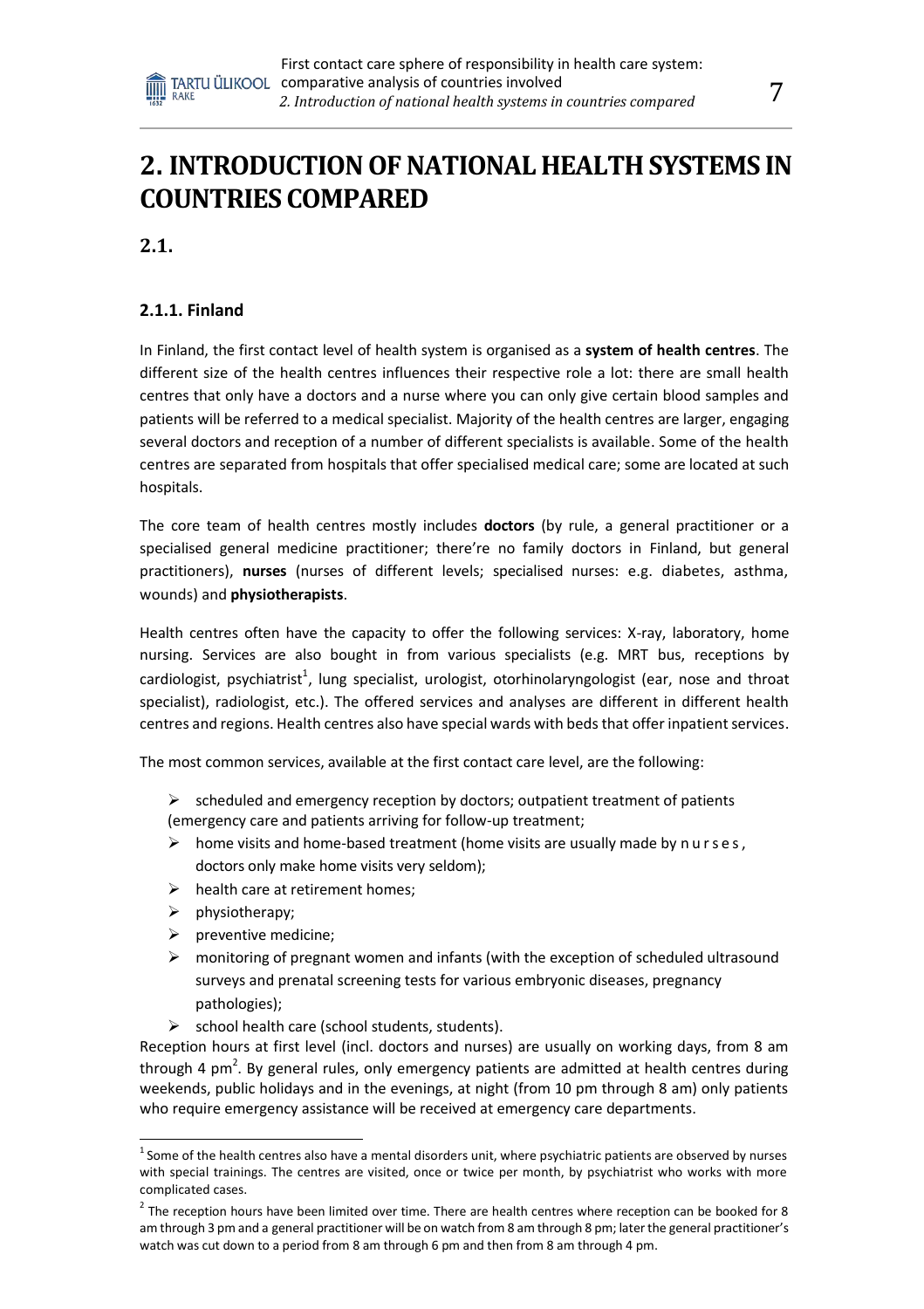# 2. INTRODUCTION OF NATIONAL HEALTH SYSTEMS IN COUNTRIES COMPARED

## 2.1.

### 2.1.1. Finland

In Finland, the first contact level of health system is organised as a **system of health centres**. The different size of the health centres influences their respective role a lot: there are small health centres that only have a doctors and a nurse where you can only give certain blood samples and patients will be referred to a medical specialist. Majority of the health centres are larger, engaging several doctors and reception of a number of different specialists is available. Some of the health centres are separated from hospitals that offer specialised medical care; some are located at such hospitals.

The core team of health centres mostly includes **doctors** (by rule, a general practitioner or a specialised general medicine practitioner; there're no family doctors in Finland, but general practitioners), **nurses** (nurses of different levels; specialised nurses: e.g. diabetes, asthma, wounds) and **physiotherapists**.

Health centres often have the capacity to offer the following services: X-ray, laboratory, home nursing. Services are also bought in from various specialists (e.g. MRT bus, receptions by cardiologist, psychiatrist[1], lung specialist, urologist, otorhinolaryngologist (ear, nose and throat specialist), radiologist, etc.). The offered services and analyses are different in different health centres and regions. Health centres also have special wards with beds that offer inpatient services.

The most common services, available at the first contact care level, are the following:

- scheduled and emergency reception by doctors; outpatient treatment of patients (emergency care and patients arriving for follow-up treatment;
- home visits and home-based treatment (home visits are usually made by n u r s e s , doctors only make home visits very seldom);
- health care at retirement homes;
- physiotherapy;
- preventive medicine;
- monitoring of pregnant women and infants (with the exception of scheduled ultrasound surveys and prenatal screening tests for various embryonic diseases, pregnancy pathologies);
- school health care (school students, students).

Reception hours at first level (incl. doctors and nurses) are usually on working days, from 8 am through 4 pm[2]. By general rules, only emergency patients are admitted at health centres during weekends, public holidays and in the evenings, at night (from 10 pm through 8 am) only patients who require emergency assistance will be received at emergency care departments.

---

[1] Some of the health centres also have a mental disorders unit, where psychiatric patients are observed by nurses with special trainings. The centres are visited, once or twice per month, by psychiatrist who works with more complicated cases.

[2] The reception hours have been limited over time. There are health centres where reception can be booked for 8 am through 3 pm and a general practitioner will be on watch from 8 am through 8 pm; later the general practitioner's watch was cut down to a period from 8 am through 6 pm and then from 8 am through 4 pm.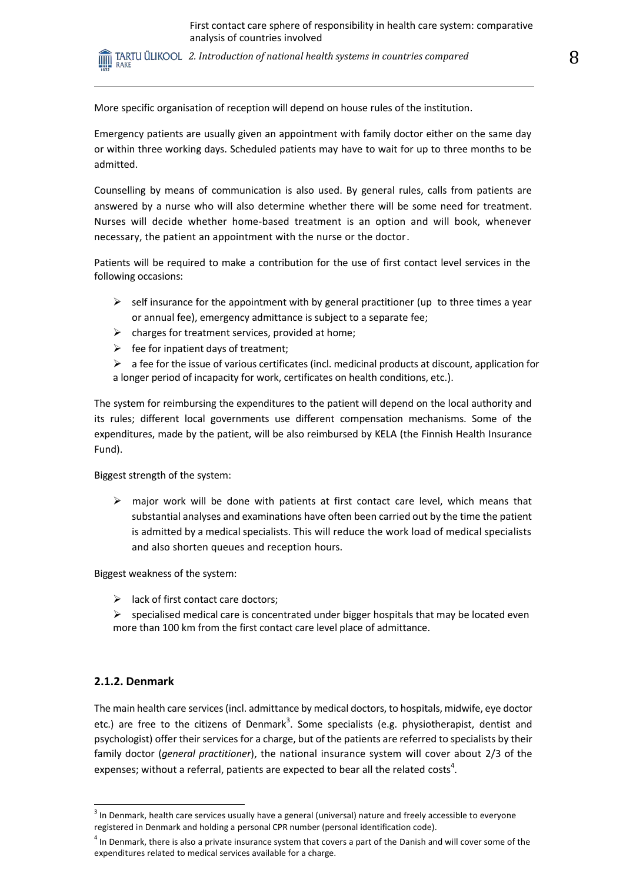More specific organisation of reception will depend on house rules of the institution.

Emergency patients are usually given an appointment with family doctor either on the same day or within three working days. Scheduled patients may have to wait for up to three months to be admitted.

Counselling by means of communication is also used. By general rules, calls from patients are answered by a nurse who will also determine whether there will be some need for treatment. Nurses will decide whether home-based treatment is an option and will book, whenever necessary, the patient an appointment with the nurse or the doctor.

Patients will be required to make a contribution for the use of first contact level services in the following occasions:

- self insurance for the appointment with by general practitioner (up to three times a year or annual fee), emergency admittance is subject to a separate fee;
- charges for treatment services, provided at home;
- fee for inpatient days of treatment;
- a fee for the issue of various certificates (incl. medicinal products at discount, application for a longer period of incapacity for work, certificates on health conditions, etc.).

The system for reimbursing the expenditures to the patient will depend on the local authority and its rules; different local governments use different compensation mechanisms. Some of the expenditures, made by the patient, will be also reimbursed by KELA (the Finnish Health Insurance Fund).

Biggest strength of the system:

- major work will be done with patients at first contact care level, which means that substantial analyses and examinations have often been carried out by the time the patient is admitted by a medical specialists. This will reduce the work load of medical specialists and also shorten queues and reception hours.

Biggest weakness of the system:

- lack of first contact care doctors;
- specialised medical care is concentrated under bigger hospitals that may be located even more than 100 km from the first contact care level place of admittance.

### 2.1.2. Denmark

The main health care services (incl. admittance by medical doctors, to hospitals, midwife, eye doctor etc.) are free to the citizens of Denmark[3]. Some specialists (e.g. physiotherapist, dentist and psychologist) offer their services for a charge, but of the patients are referred to specialists by their family doctor (*general practitioner*), the national insurance system will cover about 2/3 of the expenses; without a referral, patients are expected to bear all the related costs[4].

[3] In Denmark, health care services usually have a general (universal) nature and freely accessible to everyone registered in Denmark and holding a personal CPR number (personal identification code).

[4] In Denmark, there is also a private insurance system that covers a part of the Danish and will cover some of the expenditures related to medical services available for a charge.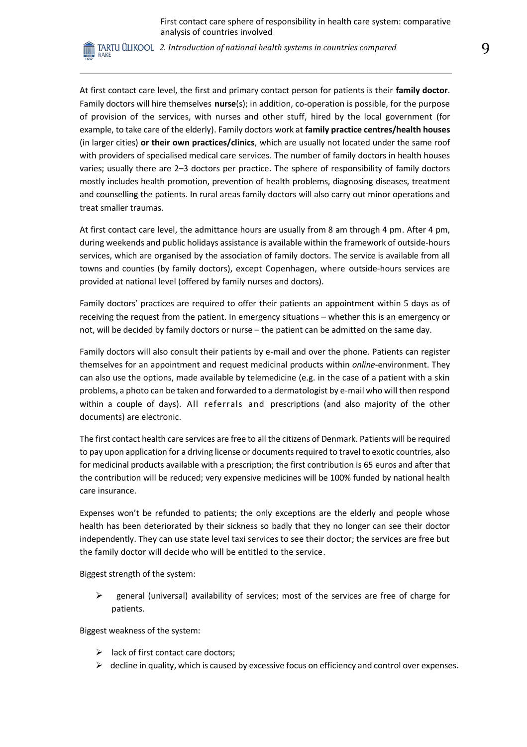At first contact care level, the first and primary contact person for patients is their **family doctor**. Family doctors will hire themselves **nurse**(s); in addition, co-operation is possible, for the purpose of provision of the services, with nurses and other stuff, hired by the local government (for example, to take care of the elderly). Family doctors work at **family practice centres/health houses** (in larger cities) **or their own practices/clinics**, which are usually not located under the same roof with providers of specialised medical care services. The number of family doctors in health houses varies; usually there are 2–3 doctors per practice. The sphere of responsibility of family doctors mostly includes health promotion, prevention of health problems, diagnosing diseases, treatment and counselling the patients. In rural areas family doctors will also carry out minor operations and treat smaller traumas.

At first contact care level, the admittance hours are usually from 8 am through 4 pm. After 4 pm, during weekends and public holidays assistance is available within the framework of outside-hours services, which are organised by the association of family doctors. The service is available from all towns and counties (by family doctors), except Copenhagen, where outside-hours services are provided at national level (offered by family nurses and doctors).

Family doctors' practices are required to offer their patients an appointment within 5 days as of receiving the request from the patient. In emergency situations – whether this is an emergency or not, will be decided by family doctors or nurse – the patient can be admitted on the same day.

Family doctors will also consult their patients by e-mail and over the phone. Patients can register themselves for an appointment and request medicinal products within *online*-environment. They can also use the options, made available by telemedicine (e.g. in the case of a patient with a skin problems, a photo can be taken and forwarded to a dermatologist by e-mail who will then respond within a couple of days). All referrals and prescriptions (and also majority of the other documents) are electronic.

The first contact health care services are free to all the citizens of Denmark. Patients will be required to pay upon application for a driving license or documents required to travel to exotic countries, also for medicinal products available with a prescription; the first contribution is 65 euros and after that the contribution will be reduced; very expensive medicines will be 100% funded by national health care insurance.

Expenses won't be refunded to patients; the only exceptions are the elderly and people whose health has been deteriorated by their sickness so badly that they no longer can see their doctor independently. They can use state level taxi services to see their doctor; the services are free but the family doctor will decide who will be entitled to the service.

Biggest strength of the system:

- general (universal) availability of services; most of the services are free of charge for patients.

Biggest weakness of the system:

- lack of first contact care doctors;
- decline in quality, which is caused by excessive focus on efficiency and control over expenses.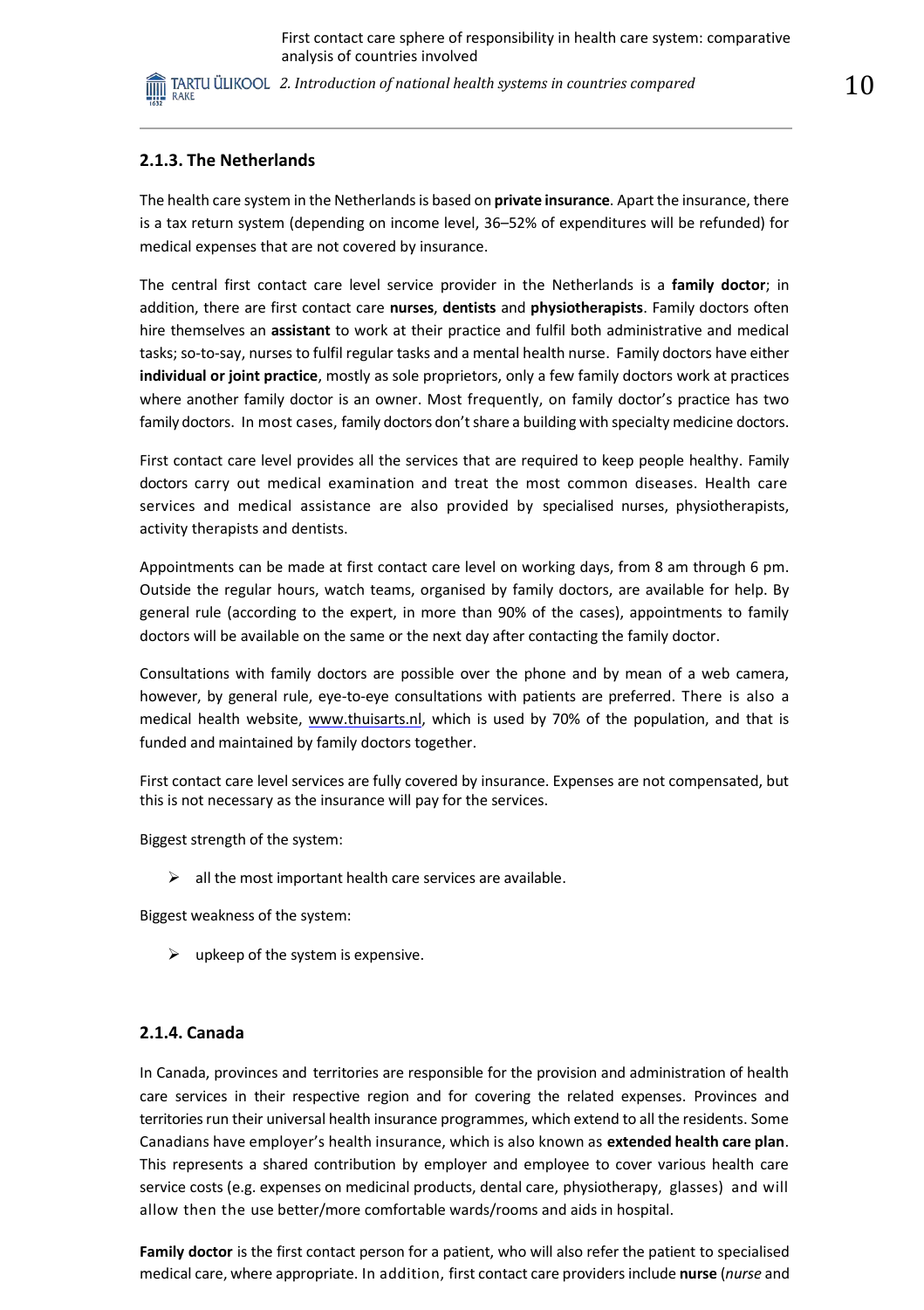### 2.1.3. The Netherlands

The health care system in the Netherlands is based on **private insurance**. Apart the insurance, there is a tax return system (depending on income level, 36–52% of expenditures will be refunded) for medical expenses that are not covered by insurance.

The central first contact care level service provider in the Netherlands is a **family doctor**; in addition, there are first contact care **nurses**, **dentists** and **physiotherapists**. Family doctors often hire themselves an **assistant** to work at their practice and fulfil both administrative and medical tasks; so-to-say, nurses to fulfil regular tasks and a mental health nurse. Family doctors have either **individual or joint practice**, mostly as sole proprietors, only a few family doctors work at practices where another family doctor is an owner. Most frequently, on family doctor's practice has two family doctors. In most cases, family doctors don't share a building with specialty medicine doctors.

First contact care level provides all the services that are required to keep people healthy. Family doctors carry out medical examination and treat the most common diseases. Health care services and medical assistance are also provided by specialised nurses, physiotherapists, activity therapists and dentists.

Appointments can be made at first contact care level on working days, from 8 am through 6 pm. Outside the regular hours, watch teams, organised by family doctors, are available for help. By general rule (according to the expert, in more than 90% of the cases), appointments to family doctors will be available on the same or the next day after contacting the family doctor.

Consultations with family doctors are possible over the phone and by mean of a web camera, however, by general rule, eye-to-eye consultations with patients are preferred. There is also a medical health website, www.thuisarts.nl, which is used by 70% of the population, and that is funded and maintained by family doctors together.

First contact care level services are fully covered by insurance. Expenses are not compensated, but this is not necessary as the insurance will pay for the services.

Biggest strength of the system:

- all the most important health care services are available.

Biggest weakness of the system:

- upkeep of the system is expensive.

### 2.1.4. Canada

In Canada, provinces and territories are responsible for the provision and administration of health care services in their respective region and for covering the related expenses. Provinces and territories run their universal health insurance programmes, which extend to all the residents. Some Canadians have employer's health insurance, which is also known as **extended health care plan**. This represents a shared contribution by employer and employee to cover various health care service costs (e.g. expenses on medicinal products, dental care, physiotherapy, glasses) and will allow then the use better/more comfortable wards/rooms and aids in hospital.

**Family doctor** is the first contact person for a patient, who will also refer the patient to specialised medical care, where appropriate. In addition, first contact care providers include **nurse** (*nurse* and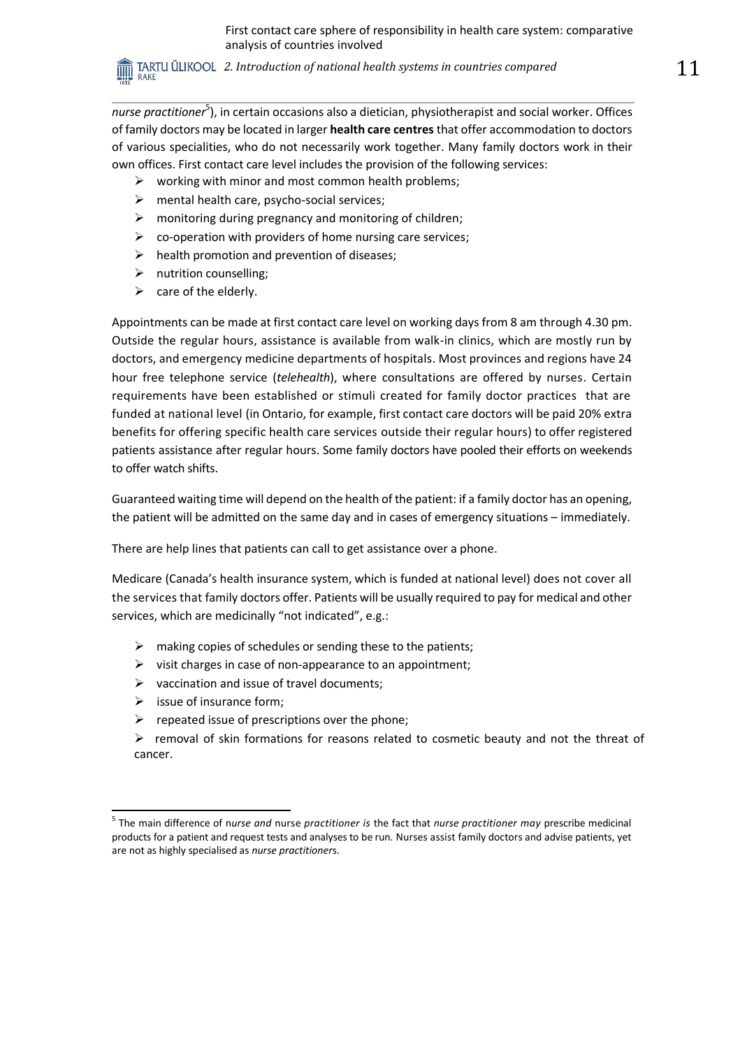*nurse practitioner*[5]), in certain occasions also a dietician, physiotherapist and social worker. Offices of family doctors may be located in larger **health care centres** that offer accommodation to doctors of various specialities, who do not necessarily work together. Many family doctors work in their own offices. First contact care level includes the provision of the following services:

- working with minor and most common health problems;
- mental health care, psycho-social services;
- monitoring during pregnancy and monitoring of children;
- co-operation with providers of home nursing care services;
- health promotion and prevention of diseases;
- nutrition counselling;
- care of the elderly.

Appointments can be made at first contact care level on working days from 8 am through 4.30 pm. Outside the regular hours, assistance is available from walk-in clinics, which are mostly run by doctors, and emergency medicine departments of hospitals. Most provinces and regions have 24 hour free telephone service (*telehealth*), where consultations are offered by nurses. Certain requirements have been established or stimuli created for family doctor practices that are funded at national level (in Ontario, for example, first contact care doctors will be paid 20% extra benefits for offering specific health care services outside their regular hours) to offer registered patients assistance after regular hours. Some family doctors have pooled their efforts on weekends to offer watch shifts.

Guaranteed waiting time will depend on the health of the patient: if a family doctor has an opening, the patient will be admitted on the same day and in cases of emergency situations – immediately.

There are help lines that patients can call to get assistance over a phone.

Medicare (Canada's health insurance system, which is funded at national level) does not cover all the services that family doctors offer. Patients will be usually required to pay for medical and other services, which are medicinally "not indicated", e.g.:

- making copies of schedules or sending these to the patients;
- visit charges in case of non-appearance to an appointment;
- vaccination and issue of travel documents;
- issue of insurance form;
- repeated issue of prescriptions over the phone;
- removal of skin formations for reasons related to cosmetic beauty and not the threat of cancer.

[5] The main difference of n*urse and* nurse *practitioner is* the fact that *nurse practitioner may* prescribe medicinal products for a patient and request tests and analyses to be run. Nurses assist family doctors and advise patients, yet are not as highly specialised as *nurse practitioner*s.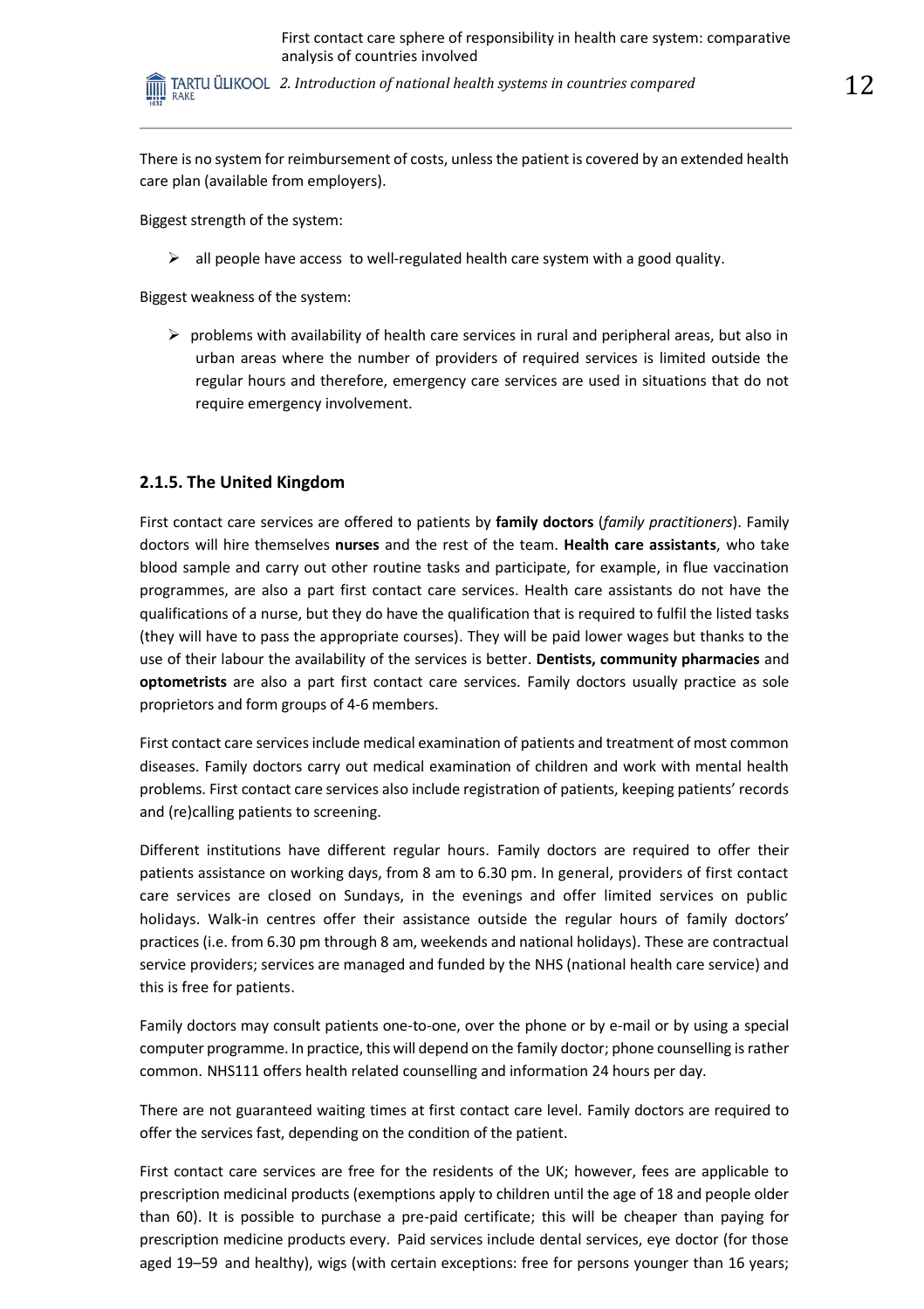There is no system for reimbursement of costs, unless the patient is covered by an extended health care plan (available from employers).

Biggest strength of the system:

- all people have access to well-regulated health care system with a good quality.

Biggest weakness of the system:

- problems with availability of health care services in rural and peripheral areas, but also in urban areas where the number of providers of required services is limited outside the regular hours and therefore, emergency care services are used in situations that do not require emergency involvement.

### 2.1.5. The United Kingdom

First contact care services are offered to patients by **family doctors** (*family practitioners*). Family doctors will hire themselves **nurses** and the rest of the team. **Health care assistants**, who take blood sample and carry out other routine tasks and participate, for example, in flue vaccination programmes, are also a part first contact care services. Health care assistants do not have the qualifications of a nurse, but they do have the qualification that is required to fulfil the listed tasks (they will have to pass the appropriate courses). They will be paid lower wages but thanks to the use of their labour the availability of the services is better. **Dentists, community pharmacies** and **optometrists** are also a part first contact care services. Family doctors usually practice as sole proprietors and form groups of 4-6 members.

First contact care services include medical examination of patients and treatment of most common diseases. Family doctors carry out medical examination of children and work with mental health problems. First contact care services also include registration of patients, keeping patients' records and (re)calling patients to screening.

Different institutions have different regular hours. Family doctors are required to offer their patients assistance on working days, from 8 am to 6.30 pm. In general, providers of first contact care services are closed on Sundays, in the evenings and offer limited services on public holidays. Walk-in centres offer their assistance outside the regular hours of family doctors' practices (i.e. from 6.30 pm through 8 am, weekends and national holidays). These are contractual service providers; services are managed and funded by the NHS (national health care service) and this is free for patients.

Family doctors may consult patients one-to-one, over the phone or by e-mail or by using a special computer programme. In practice, this will depend on the family doctor; phone counselling is rather common. NHS111 offers health related counselling and information 24 hours per day.

There are not guaranteed waiting times at first contact care level. Family doctors are required to offer the services fast, depending on the condition of the patient.

First contact care services are free for the residents of the UK; however, fees are applicable to prescription medicinal products (exemptions apply to children until the age of 18 and people older than 60). It is possible to purchase a pre-paid certificate; this will be cheaper than paying for prescription medicine products every. Paid services include dental services, eye doctor (for those aged 19–59 and healthy), wigs (with certain exceptions: free for persons younger than 16 years;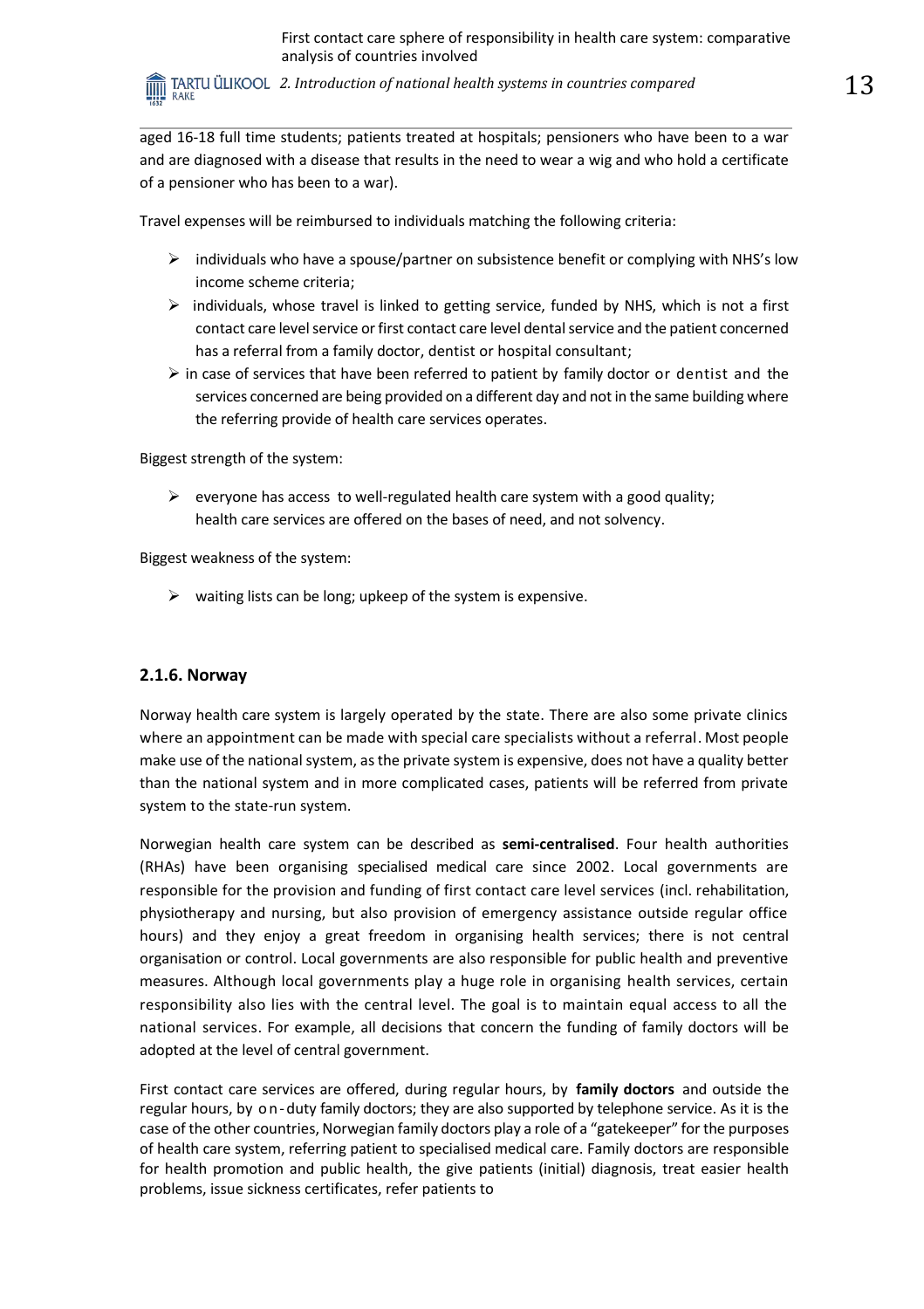aged 16-18 full time students; patients treated at hospitals; pensioners who have been to a war and are diagnosed with a disease that results in the need to wear a wig and who hold a certificate of a pensioner who has been to a war).

Travel expenses will be reimbursed to individuals matching the following criteria:

- individuals who have a spouse/partner on subsistence benefit or complying with NHS's low income scheme criteria;
- individuals, whose travel is linked to getting service, funded by NHS, which is not a first contact care level service or first contact care level dental service and the patient concerned has a referral from a family doctor, dentist or hospital consultant;
- in case of services that have been referred to patient by family doctor or dentist and the services concerned are being provided on a different day and not in the same building where the referring provide of health care services operates.

Biggest strength of the system:

- everyone has access to well-regulated health care system with a good quality; health care services are offered on the bases of need, and not solvency.

Biggest weakness of the system:

- waiting lists can be long; upkeep of the system is expensive.

### 2.1.6. Norway

Norway health care system is largely operated by the state. There are also some private clinics where an appointment can be made with special care specialists without a referral. Most people make use of the national system, as the private system is expensive, does not have a quality better than the national system and in more complicated cases, patients will be referred from private system to the state-run system.

Norwegian health care system can be described as **semi-centralised**. Four health authorities (RHAs) have been organising specialised medical care since 2002. Local governments are responsible for the provision and funding of first contact care level services (incl. rehabilitation, physiotherapy and nursing, but also provision of emergency assistance outside regular office hours) and they enjoy a great freedom in organising health services; there is not central organisation or control. Local governments are also responsible for public health and preventive measures. Although local governments play a huge role in organising health services, certain responsibility also lies with the central level. The goal is to maintain equal access to all the national services. For example, all decisions that concern the funding of family doctors will be adopted at the level of central government.

First contact care services are offered, during regular hours, by **family doctors** and outside the regular hours, by on-duty family doctors; they are also supported by telephone service. As it is the case of the other countries, Norwegian family doctors play a role of a "gatekeeper" for the purposes of health care system, referring patient to specialised medical care. Family doctors are responsible for health promotion and public health, the give patients (initial) diagnosis, treat easier health problems, issue sickness certificates, refer patients to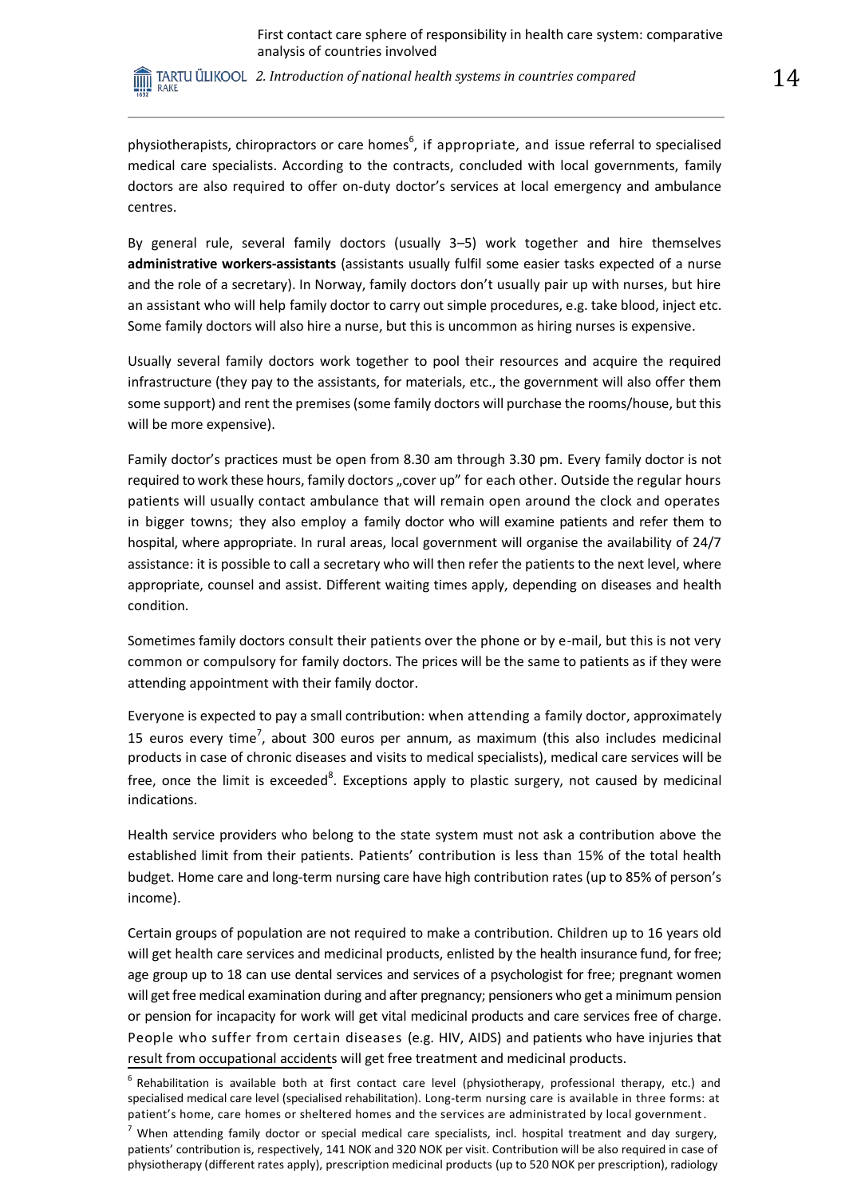physiotherapists, chiropractors or care homes[6], if appropriate, and issue referral to specialised medical care specialists. According to the contracts, concluded with local governments, family doctors are also required to offer on-duty doctor's services at local emergency and ambulance centres.

By general rule, several family doctors (usually 3–5) work together and hire themselves **administrative workers-assistants** (assistants usually fulfil some easier tasks expected of a nurse and the role of a secretary). In Norway, family doctors don't usually pair up with nurses, but hire an assistant who will help family doctor to carry out simple procedures, e.g. take blood, inject etc. Some family doctors will also hire a nurse, but this is uncommon as hiring nurses is expensive.

Usually several family doctors work together to pool their resources and acquire the required infrastructure (they pay to the assistants, for materials, etc., the government will also offer them some support) and rent the premises (some family doctors will purchase the rooms/house, but this will be more expensive).

Family doctor's practices must be open from 8.30 am through 3.30 pm. Every family doctor is not required to work these hours, family doctors „cover up" for each other. Outside the regular hours patients will usually contact ambulance that will remain open around the clock and operates in bigger towns; they also employ a family doctor who will examine patients and refer them to hospital, where appropriate. In rural areas, local government will organise the availability of 24/7 assistance: it is possible to call a secretary who will then refer the patients to the next level, where appropriate, counsel and assist. Different waiting times apply, depending on diseases and health condition.

Sometimes family doctors consult their patients over the phone or by e-mail, but this is not very common or compulsory for family doctors. The prices will be the same to patients as if they were attending appointment with their family doctor.

Everyone is expected to pay a small contribution: when attending a family doctor, approximately 15 euros every time[7], about 300 euros per annum, as maximum (this also includes medicinal products in case of chronic diseases and visits to medical specialists), medical care services will be free, once the limit is exceeded[8]. Exceptions apply to plastic surgery, not caused by medicinal indications.

Health service providers who belong to the state system must not ask a contribution above the established limit from their patients. Patients' contribution is less than 15% of the total health budget. Home care and long-term nursing care have high contribution rates (up to 85% of person's income).

Certain groups of population are not required to make a contribution. Children up to 16 years old will get health care services and medicinal products, enlisted by the health insurance fund, for free; age group up to 18 can use dental services and services of a psychologist for free; pregnant women will get free medical examination during and after pregnancy; pensioners who get a minimum pension or pension for incapacity for work will get vital medicinal products and care services free of charge. People who suffer from certain diseases (e.g. HIV, AIDS) and patients who have injuries that result from occupational accidents will get free treatment and medicinal products.

---

[6] Rehabilitation is available both at first contact care level (physiotherapy, professional therapy, etc.) and specialised medical care level (specialised rehabilitation). Long-term nursing care is available in three forms: at patient's home, care homes or sheltered homes and the services are administrated by local government.

[7] When attending family doctor or special medical care specialists, incl. hospital treatment and day surgery, patients' contribution is, respectively, 141 NOK and 320 NOK per visit. Contribution will be also required in case of physiotherapy (different rates apply), prescription medicinal products (up to 520 NOK per prescription), radiology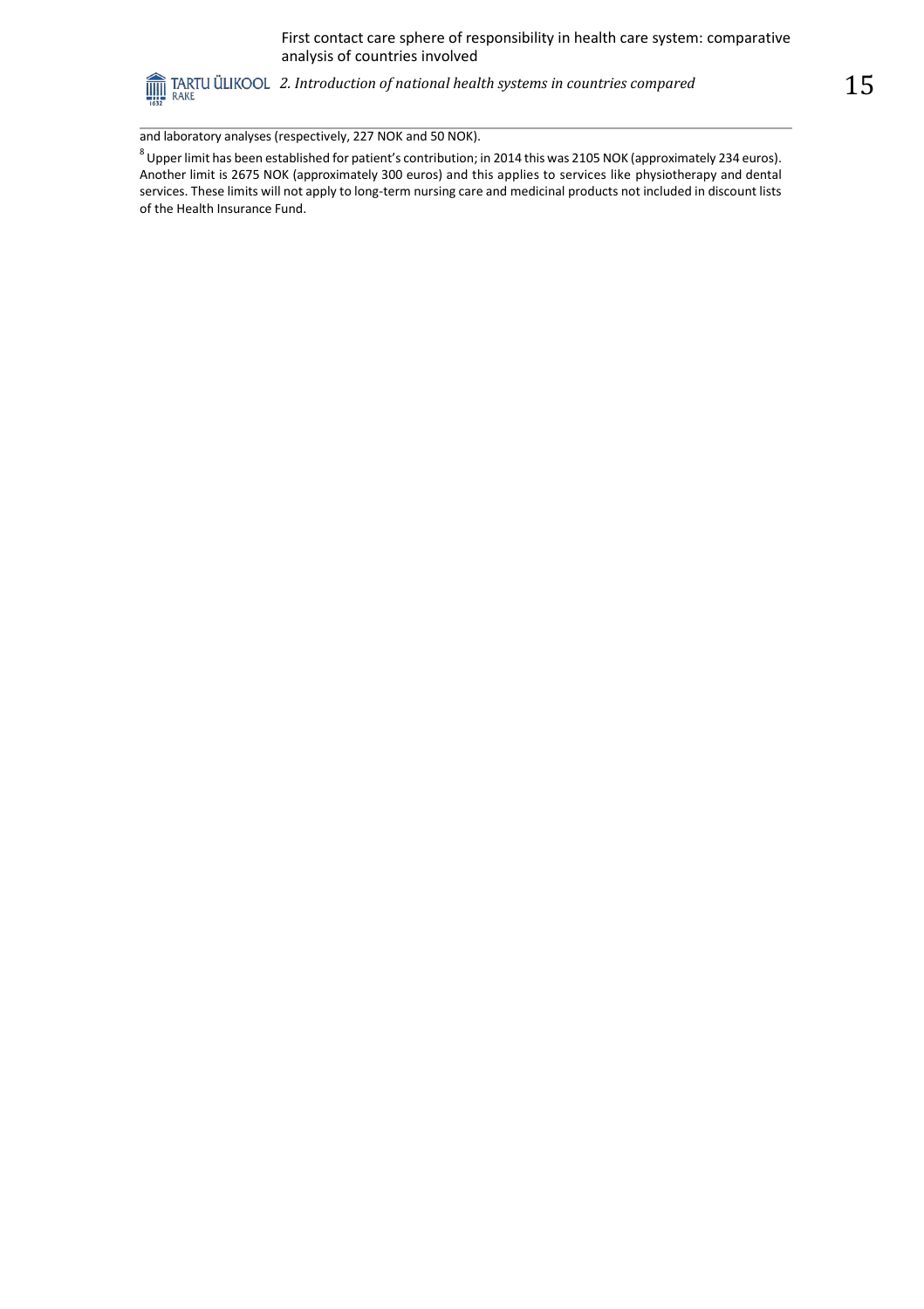and laboratory analyses (respectively, 227 NOK and 50 NOK).

[8] Upper limit has been established for patient's contribution; in 2014 this was 2105 NOK (approximately 234 euros). Another limit is 2675 NOK (approximately 300 euros) and this applies to services like physiotherapy and dental services. These limits will not apply to long-term nursing care and medicinal products not included in discount lists of the Health Insurance Fund.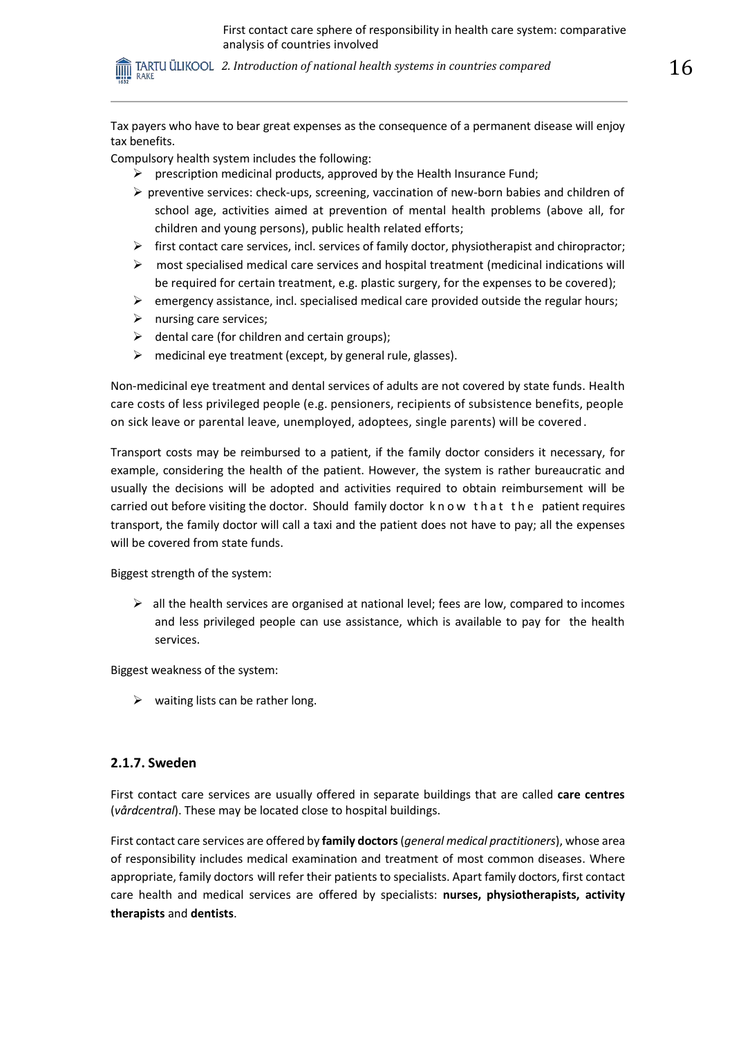Tax payers who have to bear great expenses as the consequence of a permanent disease will enjoy tax benefits.

Compulsory health system includes the following:

- prescription medicinal products, approved by the Health Insurance Fund;
- preventive services: check-ups, screening, vaccination of new-born babies and children of school age, activities aimed at prevention of mental health problems (above all, for children and young persons), public health related efforts;
- first contact care services, incl. services of family doctor, physiotherapist and chiropractor;
- most specialised medical care services and hospital treatment (medicinal indications will be required for certain treatment, e.g. plastic surgery, for the expenses to be covered);
- emergency assistance, incl. specialised medical care provided outside the regular hours;
- nursing care services;
- dental care (for children and certain groups);
- medicinal eye treatment (except, by general rule, glasses).

Non-medicinal eye treatment and dental services of adults are not covered by state funds. Health care costs of less privileged people (e.g. pensioners, recipients of subsistence benefits, people on sick leave or parental leave, unemployed, adoptees, single parents) will be covered.

Transport costs may be reimbursed to a patient, if the family doctor considers it necessary, for example, considering the health of the patient. However, the system is rather bureaucratic and usually the decisions will be adopted and activities required to obtain reimbursement will be carried out before visiting the doctor. Should family doctor know that the patient requires transport, the family doctor will call a taxi and the patient does not have to pay; all the expenses will be covered from state funds.

Biggest strength of the system:

- all the health services are organised at national level; fees are low, compared to incomes and less privileged people can use assistance, which is available to pay for the health services.

Biggest weakness of the system:

- waiting lists can be rather long.

### 2.1.7. Sweden

First contact care services are usually offered in separate buildings that are called **care centres** (*vårdcentral*). These may be located close to hospital buildings.

First contact care services are offered by **family doctors** (*general medical practitioners*), whose area of responsibility includes medical examination and treatment of most common diseases. Where appropriate, family doctors will refer their patients to specialists. Apart family doctors, first contact care health and medical services are offered by specialists: **nurses, physiotherapists, activity therapists** and **dentists**.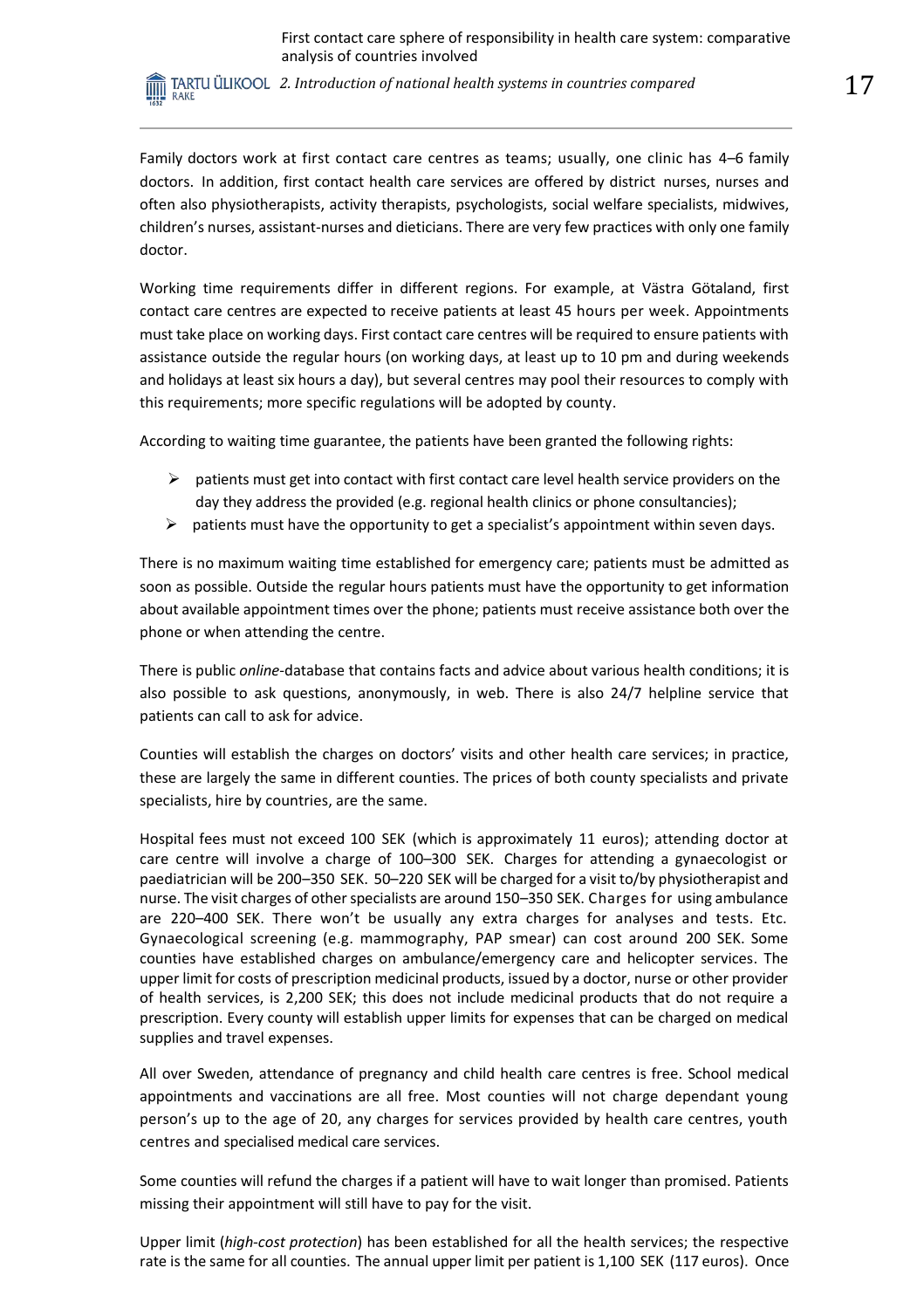Family doctors work at first contact care centres as teams; usually, one clinic has 4–6 family doctors. In addition, first contact health care services are offered by district nurses, nurses and often also physiotherapists, activity therapists, psychologists, social welfare specialists, midwives, children's nurses, assistant-nurses and dieticians. There are very few practices with only one family doctor.

Working time requirements differ in different regions. For example, at Västra Götaland, first contact care centres are expected to receive patients at least 45 hours per week. Appointments must take place on working days. First contact care centres will be required to ensure patients with assistance outside the regular hours (on working days, at least up to 10 pm and during weekends and holidays at least six hours a day), but several centres may pool their resources to comply with this requirements; more specific regulations will be adopted by county.

According to waiting time guarantee, the patients have been granted the following rights:

- patients must get into contact with first contact care level health service providers on the day they address the provided (e.g. regional health clinics or phone consultancies);
- patients must have the opportunity to get a specialist's appointment within seven days.

There is no maximum waiting time established for emergency care; patients must be admitted as soon as possible. Outside the regular hours patients must have the opportunity to get information about available appointment times over the phone; patients must receive assistance both over the phone or when attending the centre.

There is public *online*-database that contains facts and advice about various health conditions; it is also possible to ask questions, anonymously, in web. There is also 24/7 helpline service that patients can call to ask for advice.

Counties will establish the charges on doctors' visits and other health care services; in practice, these are largely the same in different counties. The prices of both county specialists and private specialists, hire by countries, are the same.

Hospital fees must not exceed 100 SEK (which is approximately 11 euros); attending doctor at care centre will involve a charge of 100–300 SEK. Charges for attending a gynaecologist or paediatrician will be 200–350 SEK. 50–220 SEK will be charged for a visit to/by physiotherapist and nurse. The visit charges of other specialists are around 150–350 SEK. Charges for using ambulance are 220–400 SEK. There won't be usually any extra charges for analyses and tests. Etc. Gynaecological screening (e.g. mammography, PAP smear) can cost around 200 SEK. Some counties have established charges on ambulance/emergency care and helicopter services. The upper limit for costs of prescription medicinal products, issued by a doctor, nurse or other provider of health services, is 2,200 SEK; this does not include medicinal products that do not require a prescription. Every county will establish upper limits for expenses that can be charged on medical supplies and travel expenses.

All over Sweden, attendance of pregnancy and child health care centres is free. School medical appointments and vaccinations are all free. Most counties will not charge dependant young person's up to the age of 20, any charges for services provided by health care centres, youth centres and specialised medical care services.

Some counties will refund the charges if a patient will have to wait longer than promised. Patients missing their appointment will still have to pay for the visit.

Upper limit (*high-cost protection*) has been established for all the health services; the respective rate is the same for all counties. The annual upper limit per patient is 1,100 SEK (117 euros). Once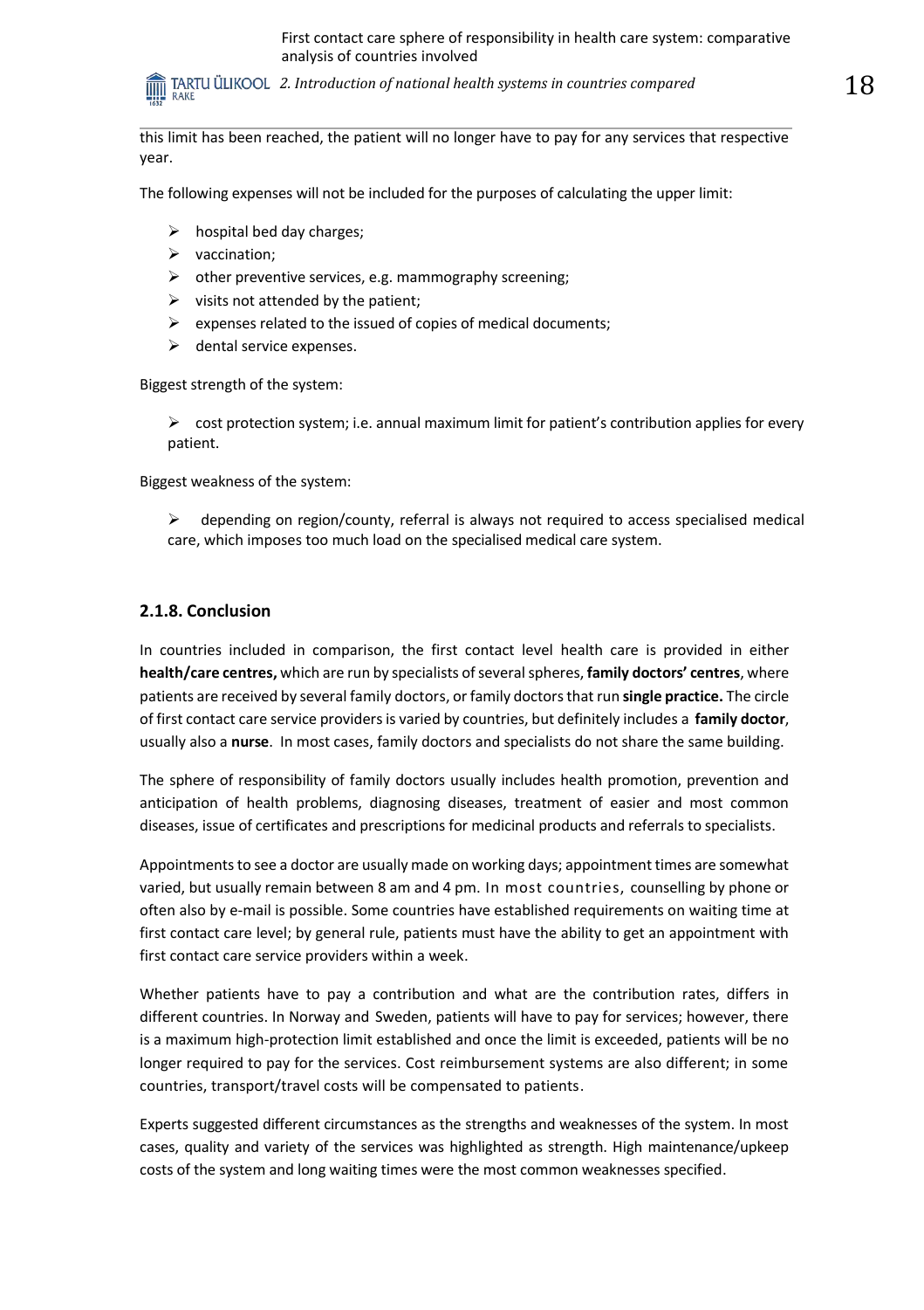this limit has been reached, the patient will no longer have to pay for any services that respective year.

The following expenses will not be included for the purposes of calculating the upper limit:

- hospital bed day charges;
- vaccination;
- other preventive services, e.g. mammography screening;
- visits not attended by the patient;
- expenses related to the issued of copies of medical documents;
- dental service expenses.

Biggest strength of the system:

- cost protection system; i.e. annual maximum limit for patient's contribution applies for every patient.

Biggest weakness of the system:

- depending on region/county, referral is always not required to access specialised medical care, which imposes too much load on the specialised medical care system.

### 2.1.8. Conclusion

In countries included in comparison, the first contact level health care is provided in either **health/care centres,** which are run by specialists of several spheres, **family doctors' centres**, where patients are received by several family doctors, or family doctors that run **single practice.** The circle of first contact care service providers is varied by countries, but definitely includes a **family doctor**, usually also a **nurse**. In most cases, family doctors and specialists do not share the same building.

The sphere of responsibility of family doctors usually includes health promotion, prevention and anticipation of health problems, diagnosing diseases, treatment of easier and most common diseases, issue of certificates and prescriptions for medicinal products and referrals to specialists.

Appointments to see a doctor are usually made on working days; appointment times are somewhat varied, but usually remain between 8 am and 4 pm. In most countries, counselling by phone or often also by e-mail is possible. Some countries have established requirements on waiting time at first contact care level; by general rule, patients must have the ability to get an appointment with first contact care service providers within a week.

Whether patients have to pay a contribution and what are the contribution rates, differs in different countries. In Norway and Sweden, patients will have to pay for services; however, there is a maximum high-protection limit established and once the limit is exceeded, patients will be no longer required to pay for the services. Cost reimbursement systems are also different; in some countries, transport/travel costs will be compensated to patients.

Experts suggested different circumstances as the strengths and weaknesses of the system. In most cases, quality and variety of the services was highlighted as strength. High maintenance/upkeep costs of the system and long waiting times were the most common weaknesses specified.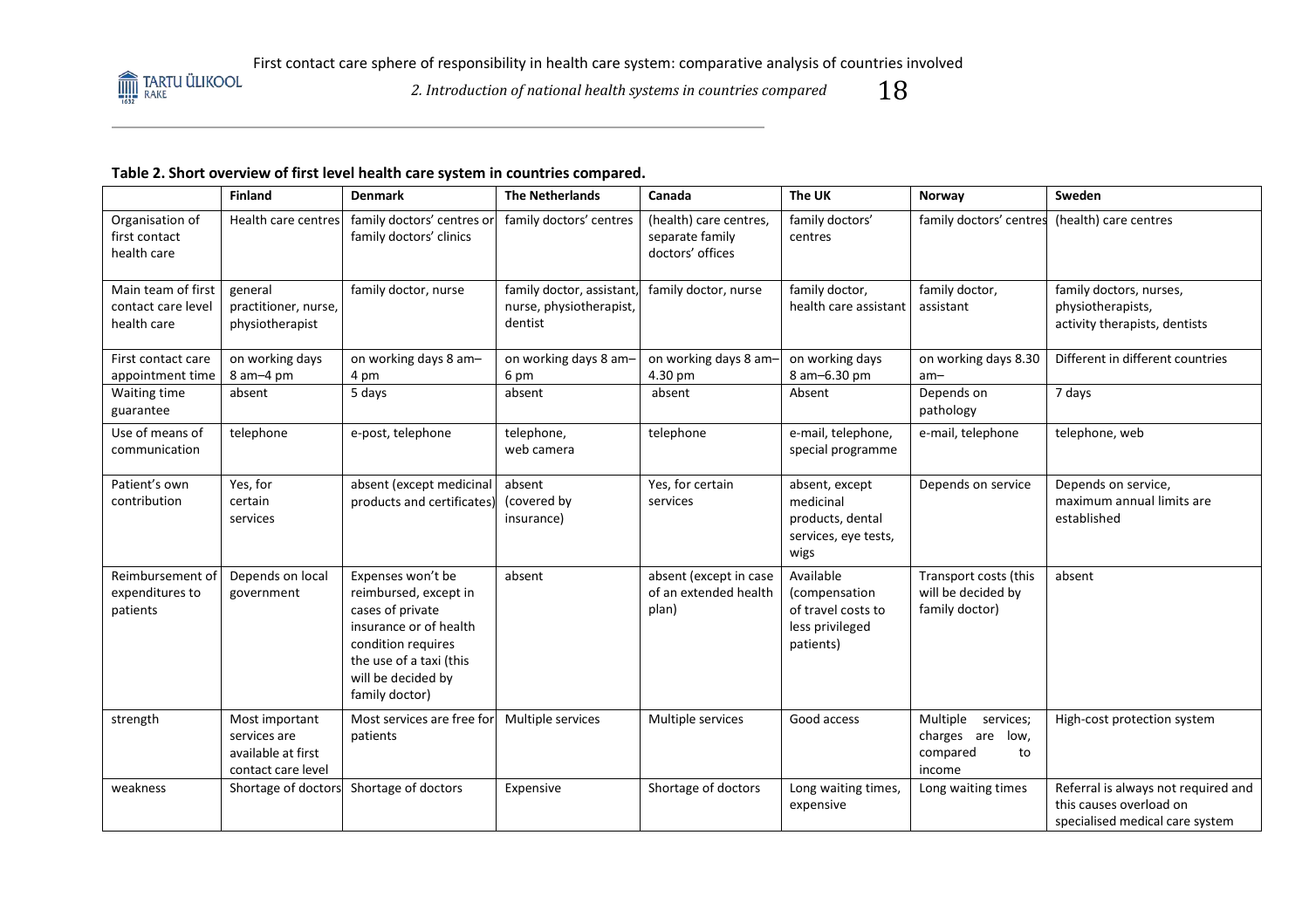**Table 2. Short overview of first level health care system in countries compared.**

| | Finland | Denmark | The Netherlands | Canada | The UK | Norway | Sweden |
|---|---|---|---|---|---|---|---|
| Organisation of first contact health care | Health care centres | family doctors' centres or family doctors' clinics | family doctors' centres | (health) care centres, separate family doctors' offices | family doctors' centres | family doctors' centres | (health) care centres |
| Main team of first contact care level health care | general practitioner, nurse, physiotherapist | family doctor, nurse | family doctor, assistant, nurse, physiotherapist, dentist | family doctor, nurse | family doctor, health care assistant | family doctor, assistant | family doctors, nurses, physiotherapists, activity therapists, dentists |
| First contact care appointment time | on working days 8 am–4 pm | on working days 8 am–4 pm | on working days 8 am–6 pm | on working days 8 am–4.30 pm | on working days 8 am–6.30 pm | on working days 8.30 am– | Different in different countries |
| Waiting time guarantee | absent | 5 days | absent | absent | Absent | Depends on pathology | 7 days |
| Use of means of communication | telephone | e-post, telephone | telephone, web camera | telephone | e-mail, telephone, special programme | e-mail, telephone | telephone, web |
| Patient's own contribution | Yes, for certain services | absent (except medicinal products and certificates) | absent (covered by insurance) | Yes, for certain services | absent, except medicinal products, dental services, eye tests, wigs | Depends on service | Depends on service, maximum annual limits are established |
| Reimbursement of expenditures to patients | Depends on local government | Expenses won't be reimbursed, except in cases of private insurance or of health condition requires the use of a taxi (this will be decided by family doctor) | absent | absent (except in case of an extended health plan) | Available (compensation of travel costs to less privileged patients) | Transport costs (this will be decided by family doctor) | absent |
| strength | Most important services are available at first contact care level | Most services are free for patients | Multiple services | Multiple services | Good access | Multiple services; charges are low, compared to income | High-cost protection system |
| weakness | Shortage of doctors | Shortage of doctors | Expensive | Shortage of doctors | Long waiting times, expensive | Long waiting times | Referral is always not required and this causes overload on specialised medical care system |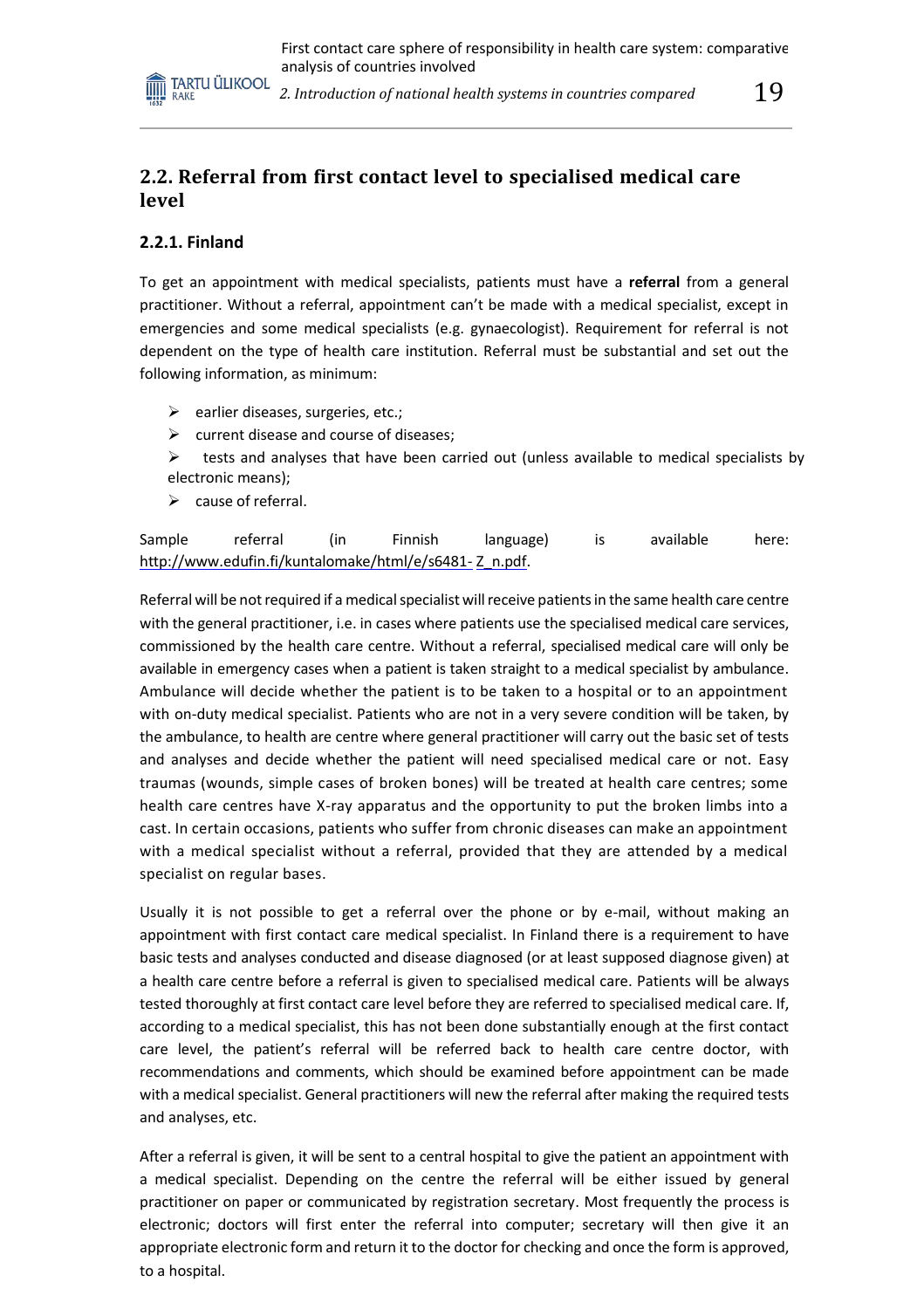## 2.2. Referral from first contact level to specialised medical care level

### 2.2.1. Finland

To get an appointment with medical specialists, patients must have a **referral** from a general practitioner. Without a referral, appointment can't be made with a medical specialist, except in emergencies and some medical specialists (e.g. gynaecologist). Requirement for referral is not dependent on the type of health care institution. Referral must be substantial and set out the following information, as minimum:

- earlier diseases, surgeries, etc.;
- current disease and course of diseases;
- tests and analyses that have been carried out (unless available to medical specialists by electronic means);
- cause of referral.

Sample referral (in Finnish language) is available here: http://www.edufin.fi/kuntalomake/html/e/s6481- Z_n.pdf.

Referral will be not required if a medical specialist will receive patients in the same health care centre with the general practitioner, i.e. in cases where patients use the specialised medical care services, commissioned by the health care centre. Without a referral, specialised medical care will only be available in emergency cases when a patient is taken straight to a medical specialist by ambulance. Ambulance will decide whether the patient is to be taken to a hospital or to an appointment with on-duty medical specialist. Patients who are not in a very severe condition will be taken, by the ambulance, to health are centre where general practitioner will carry out the basic set of tests and analyses and decide whether the patient will need specialised medical care or not. Easy traumas (wounds, simple cases of broken bones) will be treated at health care centres; some health care centres have X-ray apparatus and the opportunity to put the broken limbs into a cast. In certain occasions, patients who suffer from chronic diseases can make an appointment with a medical specialist without a referral, provided that they are attended by a medical specialist on regular bases.

Usually it is not possible to get a referral over the phone or by e-mail, without making an appointment with first contact care medical specialist. In Finland there is a requirement to have basic tests and analyses conducted and disease diagnosed (or at least supposed diagnose given) at a health care centre before a referral is given to specialised medical care. Patients will be always tested thoroughly at first contact care level before they are referred to specialised medical care. If, according to a medical specialist, this has not been done substantially enough at the first contact care level, the patient's referral will be referred back to health care centre doctor, with recommendations and comments, which should be examined before appointment can be made with a medical specialist. General practitioners will new the referral after making the required tests and analyses, etc.

After a referral is given, it will be sent to a central hospital to give the patient an appointment with a medical specialist. Depending on the centre the referral will be either issued by general practitioner on paper or communicated by registration secretary. Most frequently the process is electronic; doctors will first enter the referral into computer; secretary will then give it an appropriate electronic form and return it to the doctor for checking and once the form is approved, to a hospital.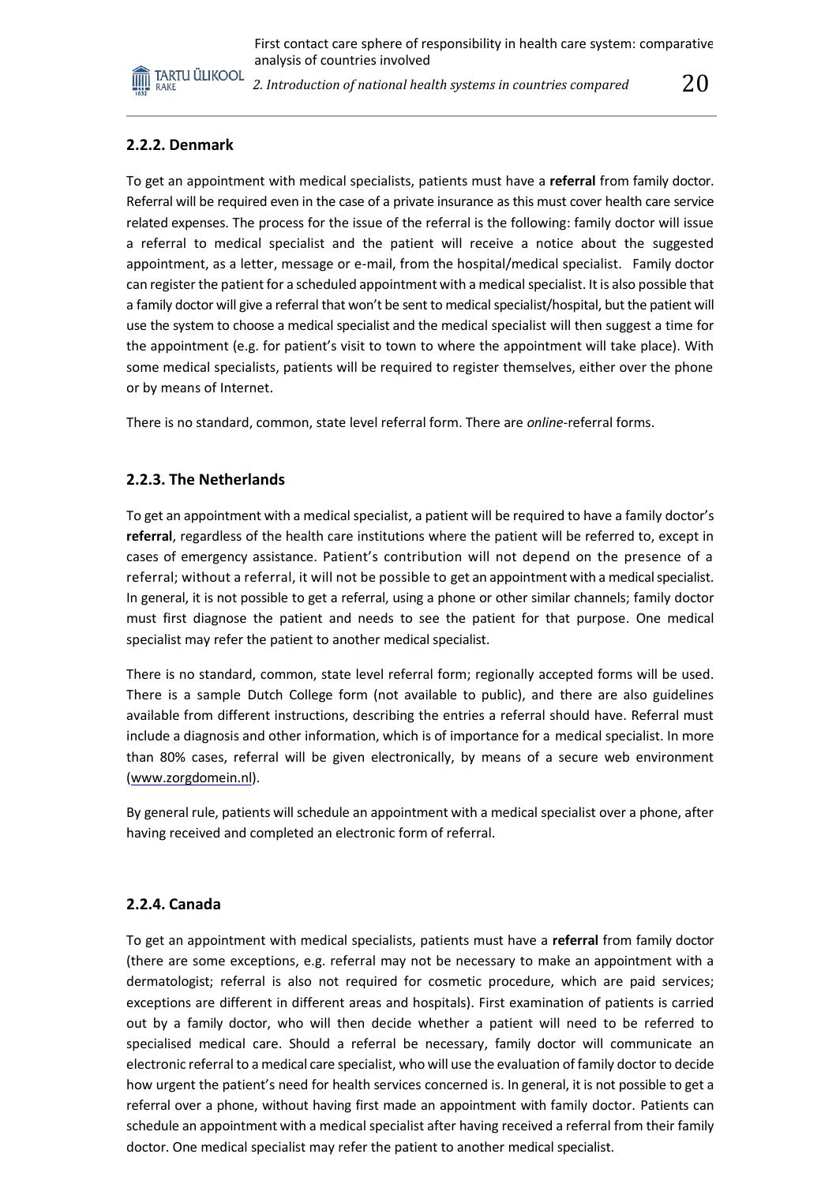### 2.2.2. Denmark

To get an appointment with medical specialists, patients must have a **referral** from family doctor. Referral will be required even in the case of a private insurance as this must cover health care service related expenses. The process for the issue of the referral is the following: family doctor will issue a referral to medical specialist and the patient will receive a notice about the suggested appointment, as a letter, message or e-mail, from the hospital/medical specialist. Family doctor can register the patient for a scheduled appointment with a medical specialist. It is also possible that a family doctor will give a referral that won't be sent to medical specialist/hospital, but the patient will use the system to choose a medical specialist and the medical specialist will then suggest a time for the appointment (e.g. for patient's visit to town to where the appointment will take place). With some medical specialists, patients will be required to register themselves, either over the phone or by means of Internet.

There is no standard, common, state level referral form. There are *online*-referral forms.

### 2.2.3. The Netherlands

To get an appointment with a medical specialist, a patient will be required to have a family doctor's **referral**, regardless of the health care institutions where the patient will be referred to, except in cases of emergency assistance. Patient's contribution will not depend on the presence of a referral; without a referral, it will not be possible to get an appointment with a medical specialist. In general, it is not possible to get a referral, using a phone or other similar channels; family doctor must first diagnose the patient and needs to see the patient for that purpose. One medical specialist may refer the patient to another medical specialist.

There is no standard, common, state level referral form; regionally accepted forms will be used. There is a sample Dutch College form (not available to public), and there are also guidelines available from different instructions, describing the entries a referral should have. Referral must include a diagnosis and other information, which is of importance for a medical specialist. In more than 80% cases, referral will be given electronically, by means of a secure web environment (www.zorgdomein.nl).

By general rule, patients will schedule an appointment with a medical specialist over a phone, after having received and completed an electronic form of referral.

### 2.2.4. Canada

To get an appointment with medical specialists, patients must have a **referral** from family doctor (there are some exceptions, e.g. referral may not be necessary to make an appointment with a dermatologist; referral is also not required for cosmetic procedure, which are paid services; exceptions are different in different areas and hospitals). First examination of patients is carried out by a family doctor, who will then decide whether a patient will need to be referred to specialised medical care. Should a referral be necessary, family doctor will communicate an electronic referral to a medical care specialist, who will use the evaluation of family doctor to decide how urgent the patient's need for health services concerned is. In general, it is not possible to get a referral over a phone, without having first made an appointment with family doctor. Patients can schedule an appointment with a medical specialist after having received a referral from their family doctor. One medical specialist may refer the patient to another medical specialist.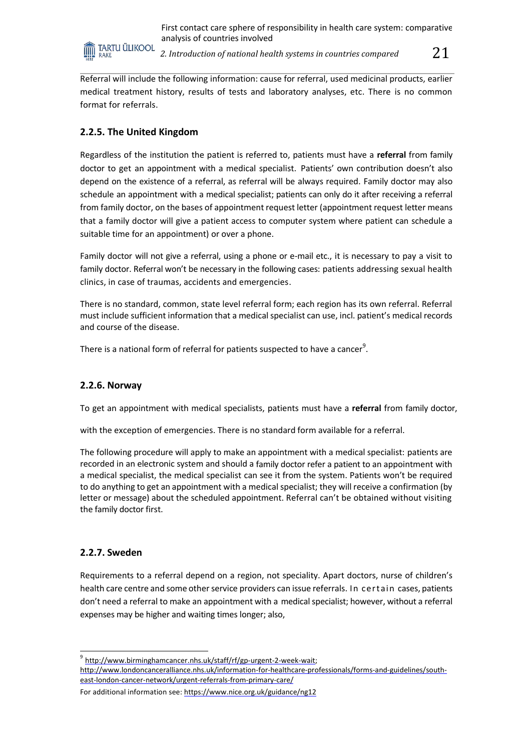Referral will include the following information: cause for referral, used medicinal products, earlier medical treatment history, results of tests and laboratory analyses, etc. There is no common format for referrals.

### 2.2.5. The United Kingdom

Regardless of the institution the patient is referred to, patients must have a **referral** from family doctor to get an appointment with a medical specialist. Patients' own contribution doesn't also depend on the existence of a referral, as referral will be always required. Family doctor may also schedule an appointment with a medical specialist; patients can only do it after receiving a referral from family doctor, on the bases of appointment request letter (appointment request letter means that a family doctor will give a patient access to computer system where patient can schedule a suitable time for an appointment) or over a phone.

Family doctor will not give a referral, using a phone or e-mail etc., it is necessary to pay a visit to family doctor. Referral won't be necessary in the following cases: patients addressing sexual health clinics, in case of traumas, accidents and emergencies.

There is no standard, common, state level referral form; each region has its own referral. Referral must include sufficient information that a medical specialist can use, incl. patient's medical records and course of the disease.

There is a national form of referral for patients suspected to have a cancer[9].

### 2.2.6. Norway

To get an appointment with medical specialists, patients must have a **referral** from family doctor, with the exception of emergencies. There is no standard form available for a referral.

The following procedure will apply to make an appointment with a medical specialist: patients are recorded in an electronic system and should a family doctor refer a patient to an appointment with a medical specialist, the medical specialist can see it from the system. Patients won't be required to do anything to get an appointment with a medical specialist; they will receive a confirmation (by letter or message) about the scheduled appointment. Referral can't be obtained without visiting the family doctor first.

### 2.2.7. Sweden

Requirements to a referral depend on a region, not speciality. Apart doctors, nurse of children's health care centre and some other service providers can issue referrals. In certain cases, patients don't need a referral to make an appointment with a medical specialist; however, without a referral expenses may be higher and waiting times longer; also,

---

[9] http://www.birminghamcancer.nhs.uk/staff/rf/gp-urgent-2-week-wait; http://www.londoncanceralliance.nhs.uk/information-for-healthcare-professionals/forms-and-guidelines/south-east-london-cancer-network/urgent-referrals-from-primary-care/

For additional information see: https://www.nice.org.uk/guidance/ng12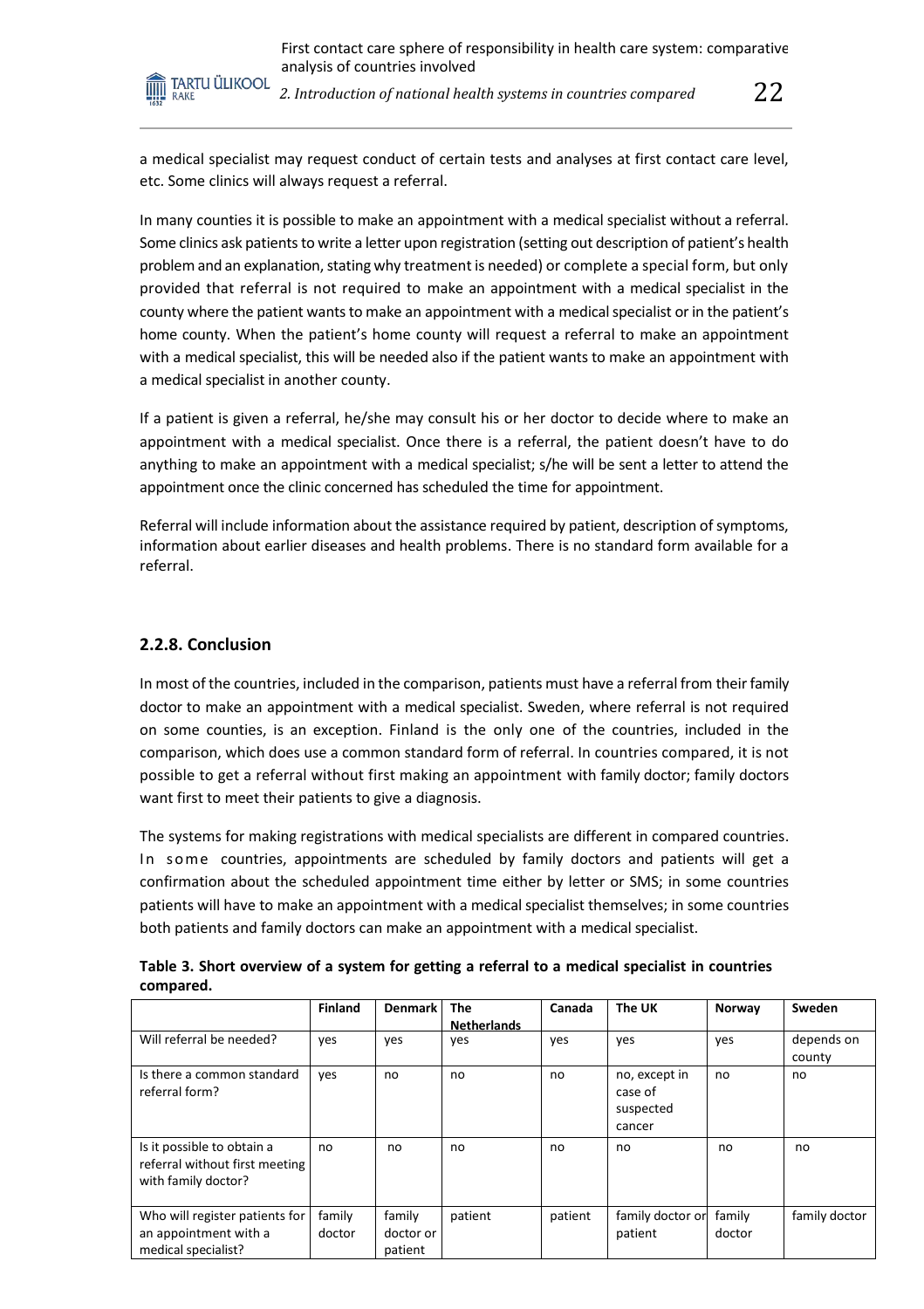a medical specialist may request conduct of certain tests and analyses at first contact care level, etc. Some clinics will always request a referral.

In many counties it is possible to make an appointment with a medical specialist without a referral. Some clinics ask patients to write a letter upon registration (setting out description of patient's health problem and an explanation, stating why treatment is needed) or complete a special form, but only provided that referral is not required to make an appointment with a medical specialist in the county where the patient wants to make an appointment with a medical specialist or in the patient's home county. When the patient's home county will request a referral to make an appointment with a medical specialist, this will be needed also if the patient wants to make an appointment with a medical specialist in another county.

If a patient is given a referral, he/she may consult his or her doctor to decide where to make an appointment with a medical specialist. Once there is a referral, the patient doesn't have to do anything to make an appointment with a medical specialist; s/he will be sent a letter to attend the appointment once the clinic concerned has scheduled the time for appointment.

Referral will include information about the assistance required by patient, description of symptoms, information about earlier diseases and health problems. There is no standard form available for a referral.

### 2.2.8. Conclusion

In most of the countries, included in the comparison, patients must have a referral from their family doctor to make an appointment with a medical specialist. Sweden, where referral is not required on some counties, is an exception. Finland is the only one of the countries, included in the comparison, which does use a common standard form of referral. In countries compared, it is not possible to get a referral without first making an appointment with family doctor; family doctors want first to meet their patients to give a diagnosis.

The systems for making registrations with medical specialists are different in compared countries. In some countries, appointments are scheduled by family doctors and patients will get a confirmation about the scheduled appointment time either by letter or SMS; in some countries patients will have to make an appointment with a medical specialist themselves; in some countries both patients and family doctors can make an appointment with a medical specialist.

**Table 3. Short overview of a system for getting a referral to a medical specialist in countries compared.**

| | Finland | Denmark | The Netherlands | Canada | The UK | Norway | Sweden |
|---|---|---|---|---|---|---|---|
| Will referral be needed? | yes | yes | yes | yes | yes | yes | depends on county |
| Is there a common standard referral form? | yes | no | no | no | no, except in case of suspected cancer | no | no |
| Is it possible to obtain a referral without first meeting with family doctor? | no | no | no | no | no | no | no |
| Who will register patients for an appointment with a medical specialist? | family doctor | family doctor or patient | patient | patient | family doctor or patient | family doctor | family doctor |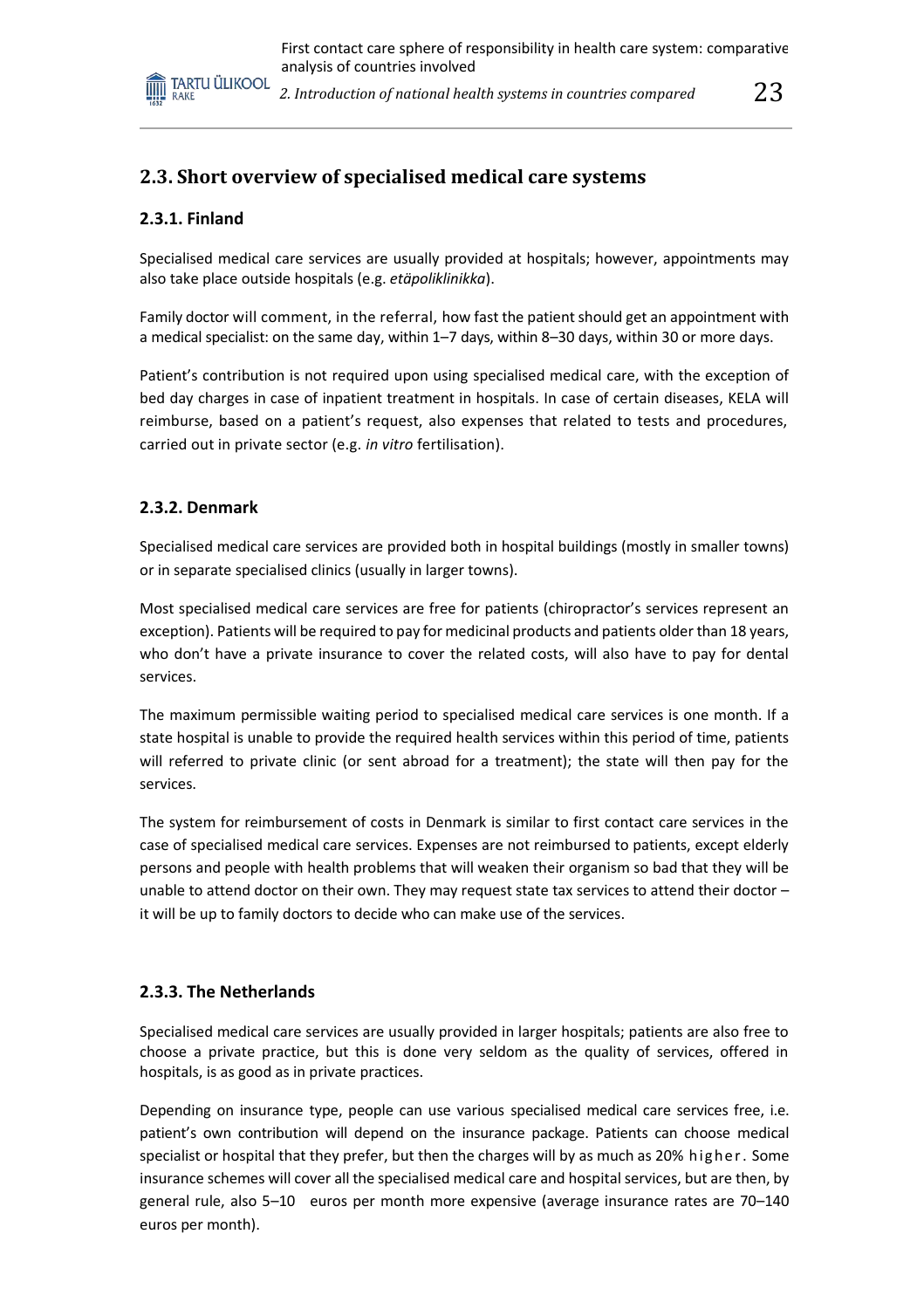## 2.3. Short overview of specialised medical care systems

### 2.3.1. Finland

Specialised medical care services are usually provided at hospitals; however, appointments may also take place outside hospitals (e.g. *etäpoliklinikka*).

Family doctor will comment, in the referral, how fast the patient should get an appointment with a medical specialist: on the same day, within 1–7 days, within 8–30 days, within 30 or more days.

Patient's contribution is not required upon using specialised medical care, with the exception of bed day charges in case of inpatient treatment in hospitals. In case of certain diseases, KELA will reimburse, based on a patient's request, also expenses that related to tests and procedures, carried out in private sector (e.g. *in vitro* fertilisation).

### 2.3.2. Denmark

Specialised medical care services are provided both in hospital buildings (mostly in smaller towns) or in separate specialised clinics (usually in larger towns).

Most specialised medical care services are free for patients (chiropractor's services represent an exception). Patients will be required to pay for medicinal products and patients older than 18 years, who don't have a private insurance to cover the related costs, will also have to pay for dental services.

The maximum permissible waiting period to specialised medical care services is one month. If a state hospital is unable to provide the required health services within this period of time, patients will referred to private clinic (or sent abroad for a treatment); the state will then pay for the services.

The system for reimbursement of costs in Denmark is similar to first contact care services in the case of specialised medical care services. Expenses are not reimbursed to patients, except elderly persons and people with health problems that will weaken their organism so bad that they will be unable to attend doctor on their own. They may request state tax services to attend their doctor – it will be up to family doctors to decide who can make use of the services.

### 2.3.3. The Netherlands

Specialised medical care services are usually provided in larger hospitals; patients are also free to choose a private practice, but this is done very seldom as the quality of services, offered in hospitals, is as good as in private practices.

Depending on insurance type, people can use various specialised medical care services free, i.e. patient's own contribution will depend on the insurance package. Patients can choose medical specialist or hospital that they prefer, but then the charges will by as much as 20% higher. Some insurance schemes will cover all the specialised medical care and hospital services, but are then, by general rule, also 5–10 euros per month more expensive (average insurance rates are 70–140 euros per month).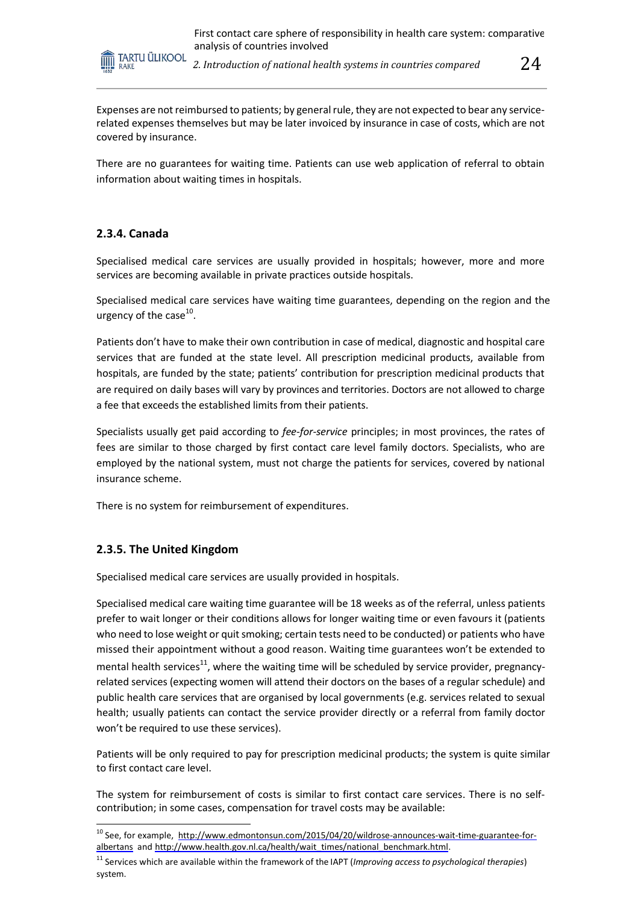Expenses are not reimbursed to patients; by general rule, they are not expected to bear any service-related expenses themselves but may be later invoiced by insurance in case of costs, which are not covered by insurance.

There are no guarantees for waiting time. Patients can use web application of referral to obtain information about waiting times in hospitals.

### 2.3.4. Canada

Specialised medical care services are usually provided in hospitals; however, more and more services are becoming available in private practices outside hospitals.

Specialised medical care services have waiting time guarantees, depending on the region and the urgency of the case[10].

Patients don't have to make their own contribution in case of medical, diagnostic and hospital care services that are funded at the state level. All prescription medicinal products, available from hospitals, are funded by the state; patients' contribution for prescription medicinal products that are required on daily bases will vary by provinces and territories. Doctors are not allowed to charge a fee that exceeds the established limits from their patients.

Specialists usually get paid according to *fee-for-service* principles; in most provinces, the rates of fees are similar to those charged by first contact care level family doctors. Specialists, who are employed by the national system, must not charge the patients for services, covered by national insurance scheme.

There is no system for reimbursement of expenditures.

### 2.3.5. The United Kingdom

Specialised medical care services are usually provided in hospitals.

Specialised medical care waiting time guarantee will be 18 weeks as of the referral, unless patients prefer to wait longer or their conditions allows for longer waiting time or even favours it (patients who need to lose weight or quit smoking; certain tests need to be conducted) or patients who have missed their appointment without a good reason. Waiting time guarantees won't be extended to mental health services[11], where the waiting time will be scheduled by service provider, pregnancy-related services (expecting women will attend their doctors on the bases of a regular schedule) and public health care services that are organised by local governments (e.g. services related to sexual health; usually patients can contact the service provider directly or a referral from family doctor won't be required to use these services).

Patients will be only required to pay for prescription medicinal products; the system is quite similar to first contact care level.

The system for reimbursement of costs is similar to first contact care services. There is no self-contribution; in some cases, compensation for travel costs may be available:

---

[10] See, for example, http://www.edmontonsun.com/2015/04/20/wildrose-announces-wait-time-guarantee-for-albertans and http://www.health.gov.nl.ca/health/wait_times/national_benchmark.html.

[11] Services which are available within the framework of the IAPT (*Improving access to psychological therapies*) system.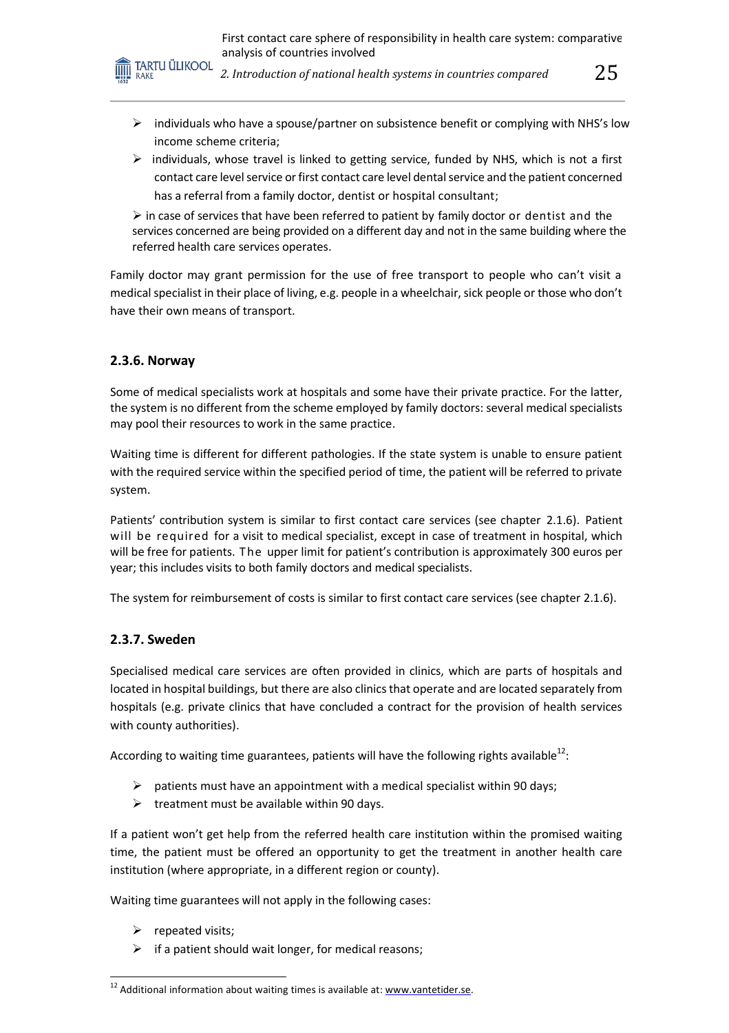- individuals who have a spouse/partner on subsistence benefit or complying with NHS's low income scheme criteria;
- individuals, whose travel is linked to getting service, funded by NHS, which is not a first contact care level service or first contact care level dental service and the patient concerned has a referral from a family doctor, dentist or hospital consultant;
- in case of services that have been referred to patient by family doctor or dentist and the services concerned are being provided on a different day and not in the same building where the referred health care services operates.

Family doctor may grant permission for the use of free transport to people who can't visit a medical specialist in their place of living, e.g. people in a wheelchair, sick people or those who don't have their own means of transport.

### 2.3.6. Norway

Some of medical specialists work at hospitals and some have their private practice. For the latter, the system is no different from the scheme employed by family doctors: several medical specialists may pool their resources to work in the same practice.

Waiting time is different for different pathologies. If the state system is unable to ensure patient with the required service within the specified period of time, the patient will be referred to private system.

Patients' contribution system is similar to first contact care services (see chapter 2.1.6). Patient will be required for a visit to medical specialist, except in case of treatment in hospital, which will be free for patients. The upper limit for patient's contribution is approximately 300 euros per year; this includes visits to both family doctors and medical specialists.

The system for reimbursement of costs is similar to first contact care services (see chapter 2.1.6).

### 2.3.7. Sweden

Specialised medical care services are often provided in clinics, which are parts of hospitals and located in hospital buildings, but there are also clinics that operate and are located separately from hospitals (e.g. private clinics that have concluded a contract for the provision of health services with county authorities).

According to waiting time guarantees, patients will have the following rights available[12]:

- patients must have an appointment with a medical specialist within 90 days;
- treatment must be available within 90 days.

If a patient won't get help from the referred health care institution within the promised waiting time, the patient must be offered an opportunity to get the treatment in another health care institution (where appropriate, in a different region or county).

Waiting time guarantees will not apply in the following cases:

- repeated visits;
- if a patient should wait longer, for medical reasons;

[12] Additional information about waiting times is available at: www.vantetider.se.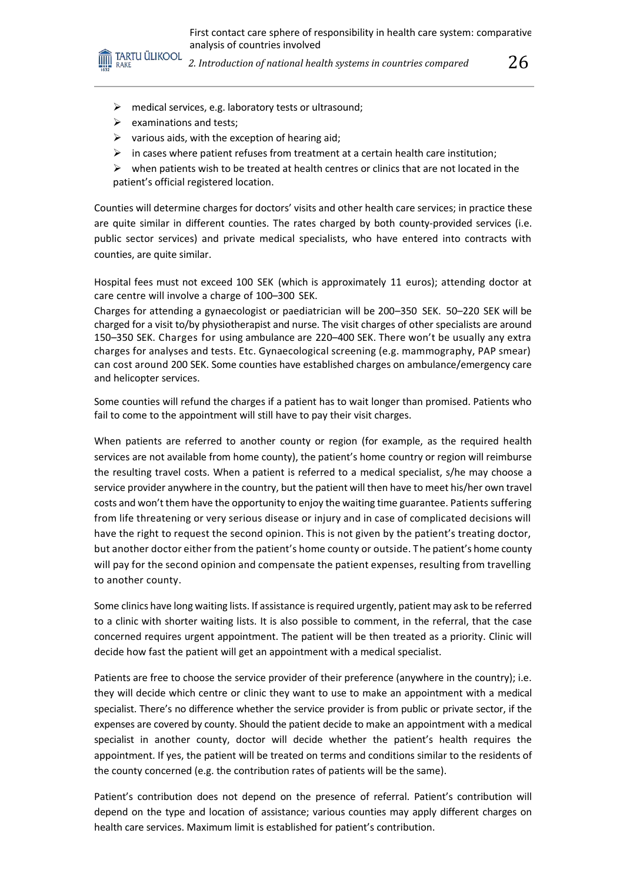- medical services, e.g. laboratory tests or ultrasound;
- examinations and tests;
- various aids, with the exception of hearing aid;
- in cases where patient refuses from treatment at a certain health care institution;
- when patients wish to be treated at health centres or clinics that are not located in the patient's official registered location.

Counties will determine charges for doctors' visits and other health care services; in practice these are quite similar in different counties. The rates charged by both county-provided services (i.e. public sector services) and private medical specialists, who have entered into contracts with counties, are quite similar.

Hospital fees must not exceed 100 SEK (which is approximately 11 euros); attending doctor at care centre will involve a charge of 100–300 SEK.
Charges for attending a gynaecologist or paediatrician will be 200–350 SEK. 50–220 SEK will be charged for a visit to/by physiotherapist and nurse. The visit charges of other specialists are around 150–350 SEK. Charges for using ambulance are 220–400 SEK. There won't be usually any extra charges for analyses and tests. Etc. Gynaecological screening (e.g. mammography, PAP smear) can cost around 200 SEK. Some counties have established charges on ambulance/emergency care and helicopter services.

Some counties will refund the charges if a patient has to wait longer than promised. Patients who fail to come to the appointment will still have to pay their visit charges.

When patients are referred to another county or region (for example, as the required health services are not available from home county), the patient's home country or region will reimburse the resulting travel costs. When a patient is referred to a medical specialist, s/he may choose a service provider anywhere in the country, but the patient will then have to meet his/her own travel costs and won't them have the opportunity to enjoy the waiting time guarantee. Patients suffering from life threatening or very serious disease or injury and in case of complicated decisions will have the right to request the second opinion. This is not given by the patient's treating doctor, but another doctor either from the patient's home county or outside. The patient's home county will pay for the second opinion and compensate the patient expenses, resulting from travelling to another county.

Some clinics have long waiting lists. If assistance is required urgently, patient may ask to be referred to a clinic with shorter waiting lists. It is also possible to comment, in the referral, that the case concerned requires urgent appointment. The patient will be then treated as a priority. Clinic will decide how fast the patient will get an appointment with a medical specialist.

Patients are free to choose the service provider of their preference (anywhere in the country); i.e. they will decide which centre or clinic they want to use to make an appointment with a medical specialist. There's no difference whether the service provider is from public or private sector, if the expenses are covered by county. Should the patient decide to make an appointment with a medical specialist in another county, doctor will decide whether the patient's health requires the appointment. If yes, the patient will be treated on terms and conditions similar to the residents of the county concerned (e.g. the contribution rates of patients will be the same).

Patient's contribution does not depend on the presence of referral. Patient's contribution will depend on the type and location of assistance; various counties may apply different charges on health care services. Maximum limit is established for patient's contribution.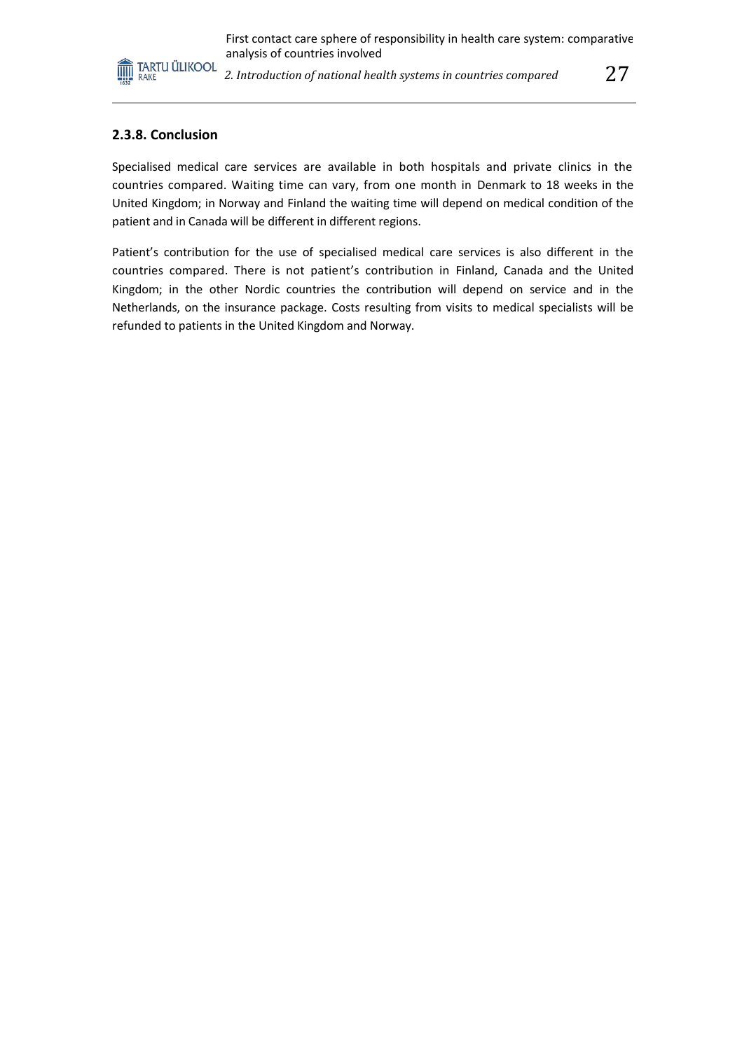### 2.3.8. Conclusion

Specialised medical care services are available in both hospitals and private clinics in the countries compared. Waiting time can vary, from one month in Denmark to 18 weeks in the United Kingdom; in Norway and Finland the waiting time will depend on medical condition of the patient and in Canada will be different in different regions.

Patient's contribution for the use of specialised medical care services is also different in the countries compared. There is not patient's contribution in Finland, Canada and the United Kingdom; in the other Nordic countries the contribution will depend on service and in the Netherlands, on the insurance package. Costs resulting from visits to medical specialists will be refunded to patients in the United Kingdom and Norway.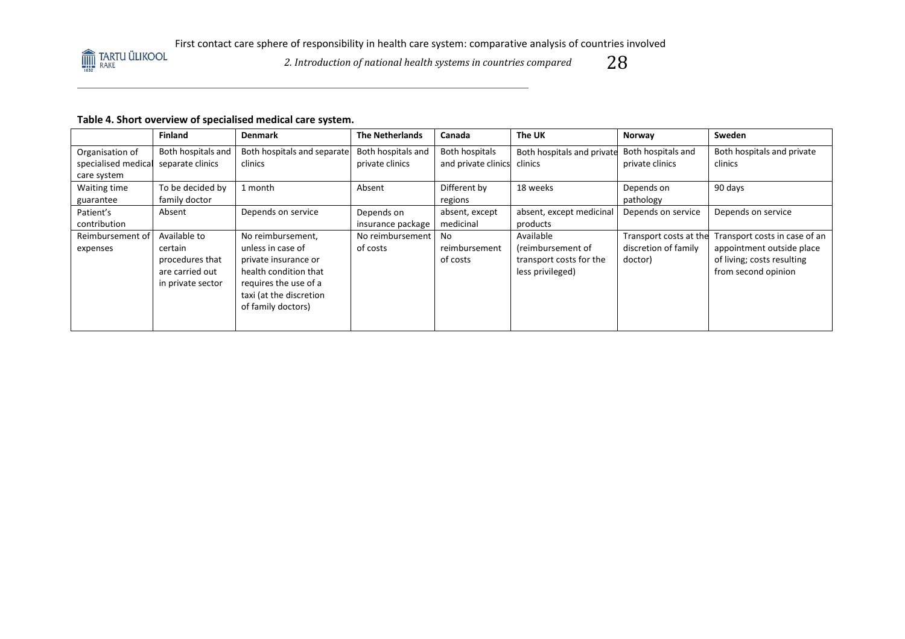**Table 4. Short overview of specialised medical care system.**

| | Finland | Denmark | The Netherlands | Canada | The UK | Norway | Sweden |
|---|---|---|---|---|---|---|---|
| Organisation of specialised medical care system | Both hospitals and separate clinics | Both hospitals and separate clinics | Both hospitals and private clinics | Both hospitals and private clinics | Both hospitals and private clinics | Both hospitals and private clinics | Both hospitals and private clinics |
| Waiting time guarantee | To be decided by family doctor | 1 month | Absent | Different by regions | 18 weeks | Depends on pathology | 90 days |
| Patient's contribution | Absent | Depends on service | Depends on insurance package | absent, except medicinal | absent, except medicinal products | Depends on service | Depends on service |
| Reimbursement of expenses | Available to certain procedures that are carried out in private sector | No reimbursement, unless in case of private insurance or health condition that requires the use of a taxi (at the discretion of family doctors) | No reimbursement of costs | No reimbursement of costs | Available (reimbursement of transport costs for the less privileged) | Transport costs at the discretion of family doctor) | Transport costs in case of an appointment outside place of living; costs resulting from second opinion |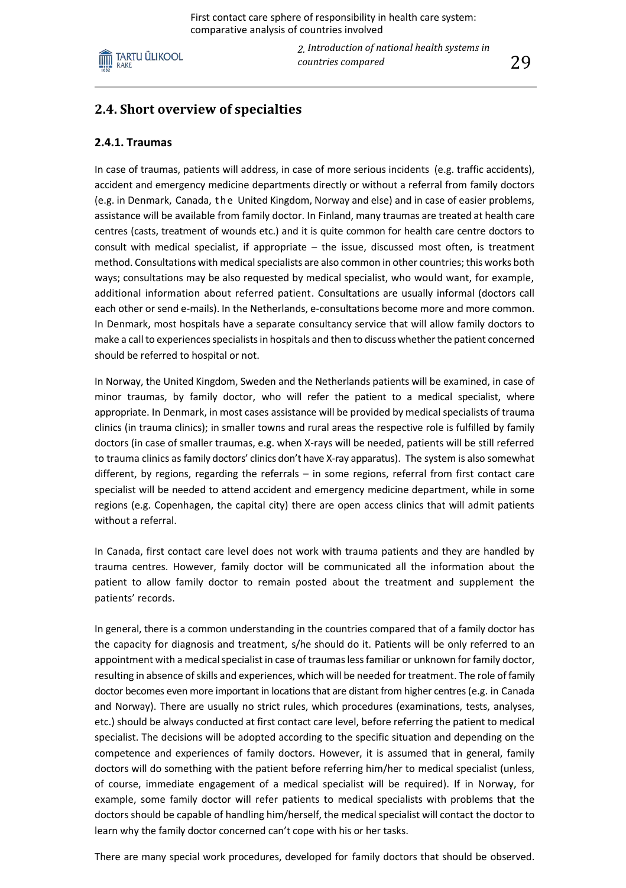## 2.4. Short overview of specialties

### 2.4.1. Traumas

In case of traumas, patients will address, in case of more serious incidents (e.g. traffic accidents), accident and emergency medicine departments directly or without a referral from family doctors (e.g. in Denmark, Canada, the United Kingdom, Norway and else) and in case of easier problems, assistance will be available from family doctor. In Finland, many traumas are treated at health care centres (casts, treatment of wounds etc.) and it is quite common for health care centre doctors to consult with medical specialist, if appropriate – the issue, discussed most often, is treatment method. Consultations with medical specialists are also common in other countries; this works both ways; consultations may be also requested by medical specialist, who would want, for example, additional information about referred patient. Consultations are usually informal (doctors call each other or send e-mails). In the Netherlands, e-consultations become more and more common. In Denmark, most hospitals have a separate consultancy service that will allow family doctors to make a call to experiences specialists in hospitals and then to discuss whether the patient concerned should be referred to hospital or not.

In Norway, the United Kingdom, Sweden and the Netherlands patients will be examined, in case of minor traumas, by family doctor, who will refer the patient to a medical specialist, where appropriate. In Denmark, in most cases assistance will be provided by medical specialists of trauma clinics (in trauma clinics); in smaller towns and rural areas the respective role is fulfilled by family doctors (in case of smaller traumas, e.g. when X-rays will be needed, patients will be still referred to trauma clinics as family doctors' clinics don't have X-ray apparatus). The system is also somewhat different, by regions, regarding the referrals – in some regions, referral from first contact care specialist will be needed to attend accident and emergency medicine department, while in some regions (e.g. Copenhagen, the capital city) there are open access clinics that will admit patients without a referral.

In Canada, first contact care level does not work with trauma patients and they are handled by trauma centres. However, family doctor will be communicated all the information about the patient to allow family doctor to remain posted about the treatment and supplement the patients' records.

In general, there is a common understanding in the countries compared that of a family doctor has the capacity for diagnosis and treatment, s/he should do it. Patients will be only referred to an appointment with a medical specialist in case of traumas less familiar or unknown for family doctor, resulting in absence of skills and experiences, which will be needed for treatment. The role of family doctor becomes even more important in locations that are distant from higher centres (e.g. in Canada and Norway). There are usually no strict rules, which procedures (examinations, tests, analyses, etc.) should be always conducted at first contact care level, before referring the patient to medical specialist. The decisions will be adopted according to the specific situation and depending on the competence and experiences of family doctors. However, it is assumed that in general, family doctors will do something with the patient before referring him/her to medical specialist (unless, of course, immediate engagement of a medical specialist will be required). If in Norway, for example, some family doctor will refer patients to medical specialists with problems that the doctors should be capable of handling him/herself, the medical specialist will contact the doctor to learn why the family doctor concerned can't cope with his or her tasks.

There are many special work procedures, developed for family doctors that should be observed.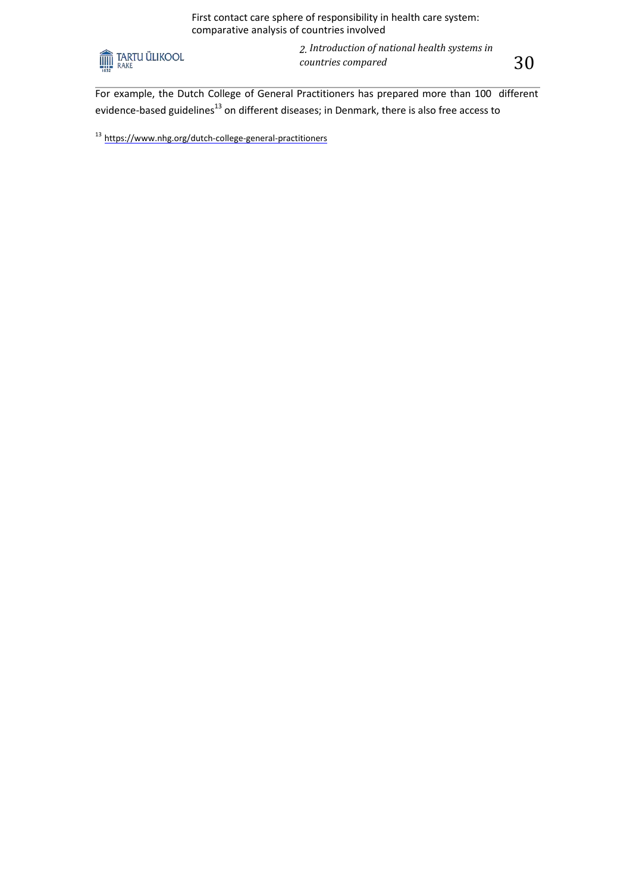For example, the Dutch College of General Practitioners has prepared more than 100 different evidence-based guidelines[13] on different diseases; in Denmark, there is also free access to

[13] https://www.nhg.org/dutch-college-general-practitioners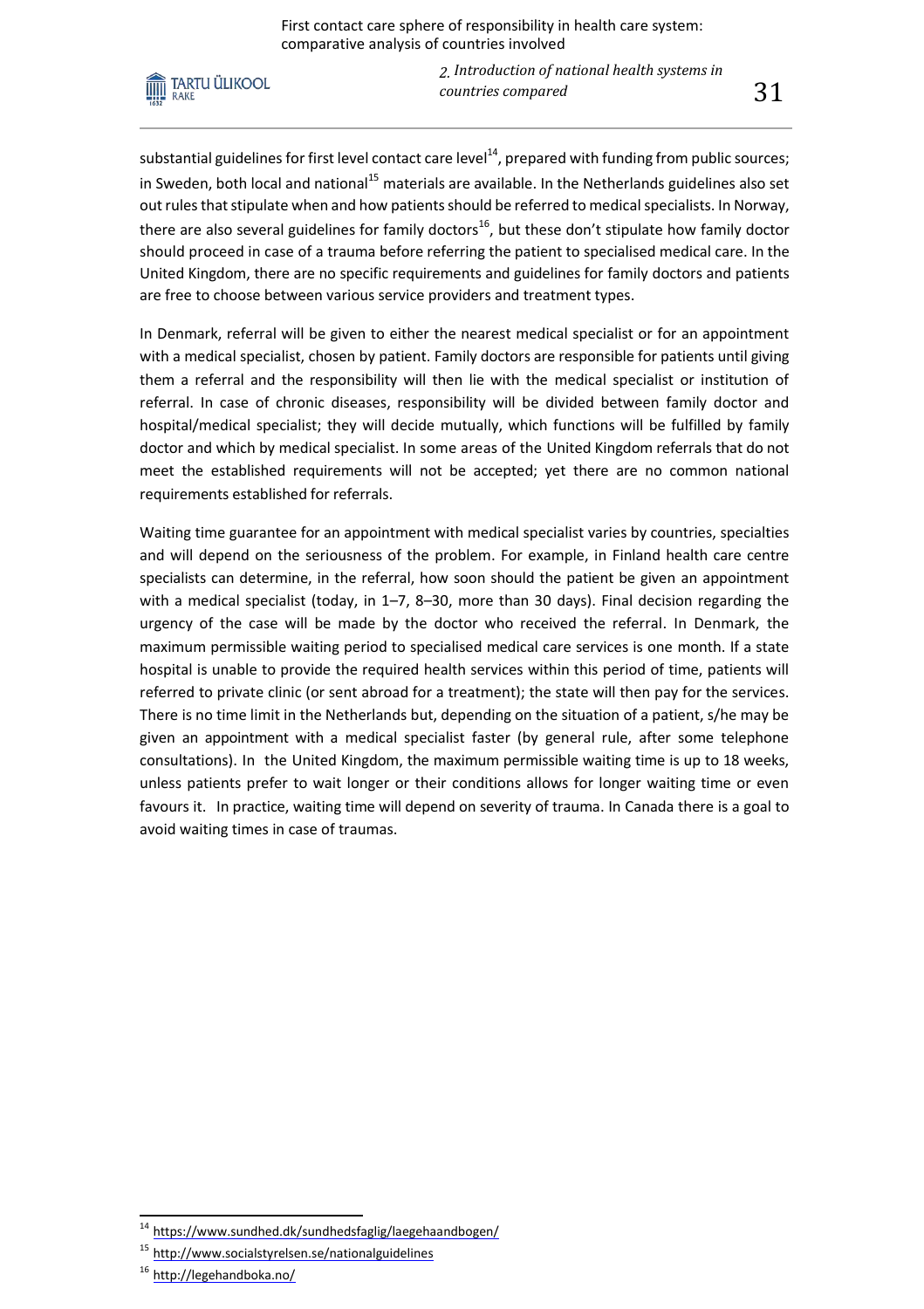substantial guidelines for first level contact care level[14], prepared with funding from public sources; in Sweden, both local and national[15] materials are available. In the Netherlands guidelines also set out rules that stipulate when and how patients should be referred to medical specialists. In Norway, there are also several guidelines for family doctors[16], but these don't stipulate how family doctor should proceed in case of a trauma before referring the patient to specialised medical care. In the United Kingdom, there are no specific requirements and guidelines for family doctors and patients are free to choose between various service providers and treatment types.

In Denmark, referral will be given to either the nearest medical specialist or for an appointment with a medical specialist, chosen by patient. Family doctors are responsible for patients until giving them a referral and the responsibility will then lie with the medical specialist or institution of referral. In case of chronic diseases, responsibility will be divided between family doctor and hospital/medical specialist; they will decide mutually, which functions will be fulfilled by family doctor and which by medical specialist. In some areas of the United Kingdom referrals that do not meet the established requirements will not be accepted; yet there are no common national requirements established for referrals.

Waiting time guarantee for an appointment with medical specialist varies by countries, specialties and will depend on the seriousness of the problem. For example, in Finland health care centre specialists can determine, in the referral, how soon should the patient be given an appointment with a medical specialist (today, in 1–7, 8–30, more than 30 days). Final decision regarding the urgency of the case will be made by the doctor who received the referral. In Denmark, the maximum permissible waiting period to specialised medical care services is one month. If a state hospital is unable to provide the required health services within this period of time, patients will referred to private clinic (or sent abroad for a treatment); the state will then pay for the services. There is no time limit in the Netherlands but, depending on the situation of a patient, s/he may be given an appointment with a medical specialist faster (by general rule, after some telephone consultations). In the United Kingdom, the maximum permissible waiting time is up to 18 weeks, unless patients prefer to wait longer or their conditions allows for longer waiting time or even favours it. In practice, waiting time will depend on severity of trauma. In Canada there is a goal to avoid waiting times in case of traumas.

[14] https://www.sundhed.dk/sundhedsfaglig/laegehaandbogen/

[15] http://www.socialstyrelsen.se/nationalguidelines

[16] http://legehandboka.no/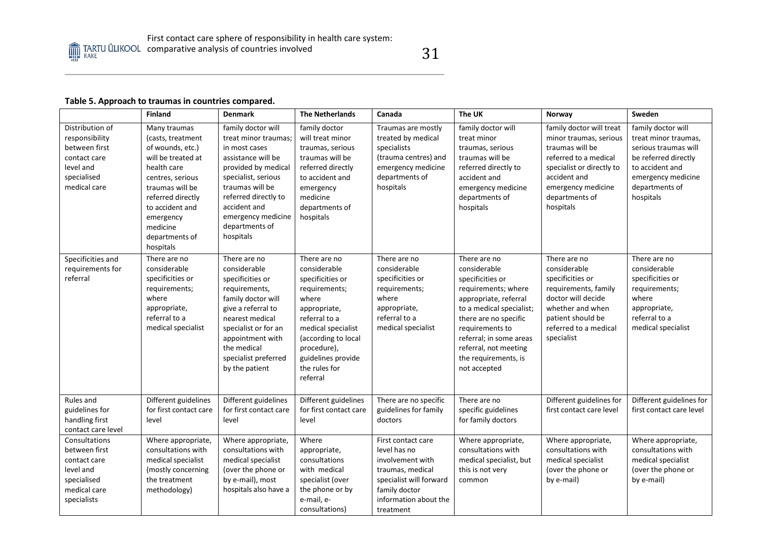**Table 5. Approach to traumas in countries compared.**

| | Finland | Denmark | The Netherlands | Canada | The UK | Norway | Sweden |
|---|---|---|---|---|---|---|---|
| Distribution of responsibility between first contact care level and specialised medical care | Many traumas (casts, treatment of wounds, etc.) will be treated at health care centres, serious traumas will be referred directly to accident and emergency medicine departments of hospitals | family doctor will treat minor traumas; in most cases assistance will be provided by medical specialist, serious traumas will be referred directly to accident and emergency medicine departments of hospitals | family doctor will treat minor traumas, serious traumas will be referred directly to accident and emergency medicine departments of hospitals | Traumas are mostly treated by medical specialists (trauma centres) and emergency medicine departments of hospitals | family doctor will treat minor traumas, serious traumas will be referred directly to accident and emergency medicine departments of hospitals | family doctor will treat minor traumas, serious traumas will be referred to a medical specialist or directly to accident and emergency medicine departments of hospitals | family doctor will treat minor traumas, serious traumas will be referred directly to accident and emergency medicine departments of hospitals |
| Specificities and requirements for referral | There are no considerable specificities or requirements; where appropriate, referral to a medical specialist | There are no considerable specificities or requirements, family doctor will give a referral to nearest medical specialist or for an appointment with the medical specialist preferred by the patient | There are no considerable specificities or requirements; where appropriate, referral to a medical specialist (according to local procedure), guidelines provide the rules for referral | There are no considerable specificities or requirements; where appropriate, referral to a medical specialist | There are no considerable specificities or requirements; where appropriate, referral to a medical specialist; there are no specific requirements to referral; in some areas referral, not meeting the requirements, is not accepted | There are no considerable specificities or requirements, family doctor will decide whether and when patient should be referred to a medical specialist | There are no considerable specificities or requirements; where appropriate, referral to a medical specialist |
| Rules and guidelines for handling first contact care level | Different guidelines for first contact care level | Different guidelines for first contact care level | Different guidelines for first contact care level | There are no specific guidelines for family doctors | There are no specific guidelines for family doctors | Different guidelines for first contact care level | Different guidelines for first contact care level |
| Consultations between first contact care level and specialised medical care specialists | Where appropriate, consultations with medical specialist (mostly concerning the treatment methodology) | Where appropriate, consultations with medical specialist (over the phone or by e-mail), most hospitals also have a | Where appropriate, consultations with medical specialist (over the phone or by e-mail, e-consultations) | First contact care level has no involvement with traumas, medical specialist will forward family doctor information about the treatment | Where appropriate, consultations with medical specialist, but this is not very common | Where appropriate, consultations with medical specialist (over the phone or by e-mail) | Where appropriate, consultations with medical specialist (over the phone or by e-mail) |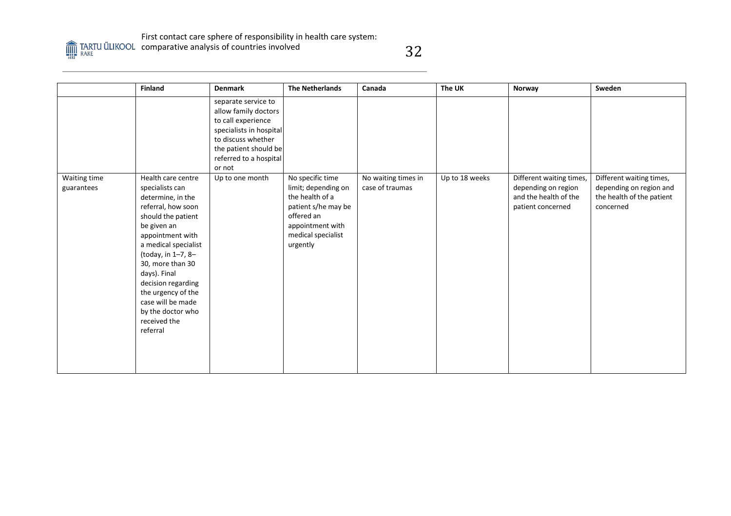| | Finland | Denmark | The Netherlands | Canada | The UK | Norway | Sweden |
|---|---|---|---|---|---|---|---|
| | | separate service to allow family doctors to call experience specialists in hospital to discuss whether the patient should be referred to a hospital or not | | | | | |
| Waiting time guarantees | Health care centre specialists can determine, in the referral, how soon should the patient be given an appointment with a medical specialist (today, in 1–7, 8–30, more than 30 days). Final decision regarding the urgency of the case will be made by the doctor who received the referral | Up to one month | No specific time limit; depending on the health of a patient s/he may be offered an appointment with medical specialist urgently | No waiting times in case of traumas | Up to 18 weeks | Different waiting times, depending on region and the health of the patient concerned | Different waiting times, depending on region and the health of the patient concerned |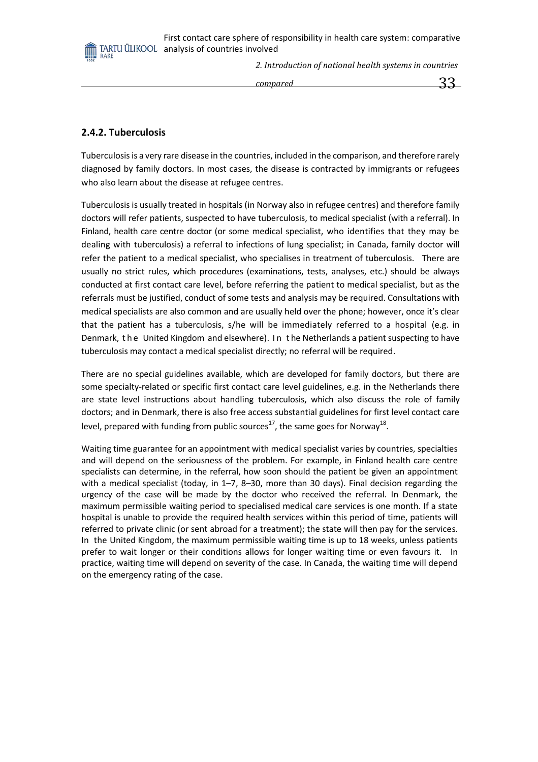### 2.4.2. Tuberculosis

Tuberculosis is a very rare disease in the countries, included in the comparison, and therefore rarely diagnosed by family doctors. In most cases, the disease is contracted by immigrants or refugees who also learn about the disease at refugee centres.

Tuberculosis is usually treated in hospitals (in Norway also in refugee centres) and therefore family doctors will refer patients, suspected to have tuberculosis, to medical specialist (with a referral). In Finland, health care centre doctor (or some medical specialist, who identifies that they may be dealing with tuberculosis) a referral to infections of lung specialist; in Canada, family doctor will refer the patient to a medical specialist, who specialises in treatment of tuberculosis. There are usually no strict rules, which procedures (examinations, tests, analyses, etc.) should be always conducted at first contact care level, before referring the patient to medical specialist, but as the referrals must be justified, conduct of some tests and analysis may be required. Consultations with medical specialists are also common and are usually held over the phone; however, once it's clear that the patient has a tuberculosis, s/he will be immediately referred to a hospital (e.g. in Denmark, the United Kingdom and elsewhere). In the Netherlands a patient suspecting to have tuberculosis may contact a medical specialist directly; no referral will be required.

There are no special guidelines available, which are developed for family doctors, but there are some specialty-related or specific first contact care level guidelines, e.g. in the Netherlands there are state level instructions about handling tuberculosis, which also discuss the role of family doctors; and in Denmark, there is also free access substantial guidelines for first level contact care level, prepared with funding from public sources[17], the same goes for Norway[18].

Waiting time guarantee for an appointment with medical specialist varies by countries, specialties and will depend on the seriousness of the problem. For example, in Finland health care centre specialists can determine, in the referral, how soon should the patient be given an appointment with a medical specialist (today, in 1–7, 8–30, more than 30 days). Final decision regarding the urgency of the case will be made by the doctor who received the referral. In Denmark, the maximum permissible waiting period to specialised medical care services is one month. If a state hospital is unable to provide the required health services within this period of time, patients will referred to private clinic (or sent abroad for a treatment); the state will then pay for the services. In the United Kingdom, the maximum permissible waiting time is up to 18 weeks, unless patients prefer to wait longer or their conditions allows for longer waiting time or even favours it. In practice, waiting time will depend on severity of the case. In Canada, the waiting time will depend on the emergency rating of the case.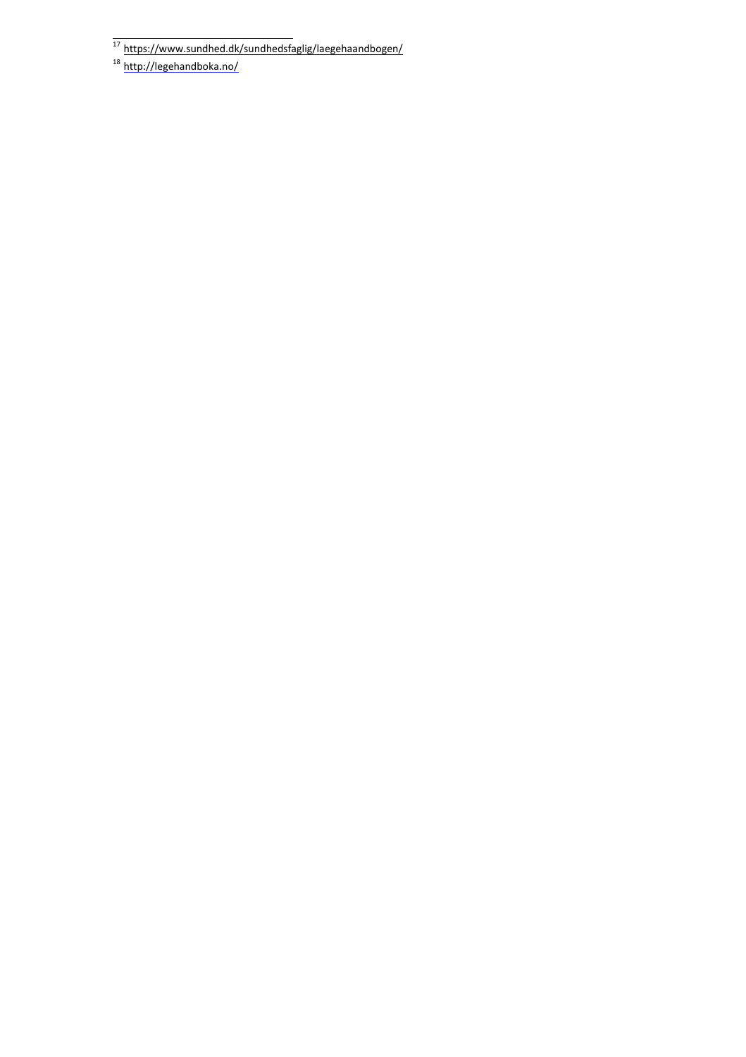[17] https://www.sundhed.dk/sundhedsfaglig/laegehaandbogen/

[18] http://legehandboka.no/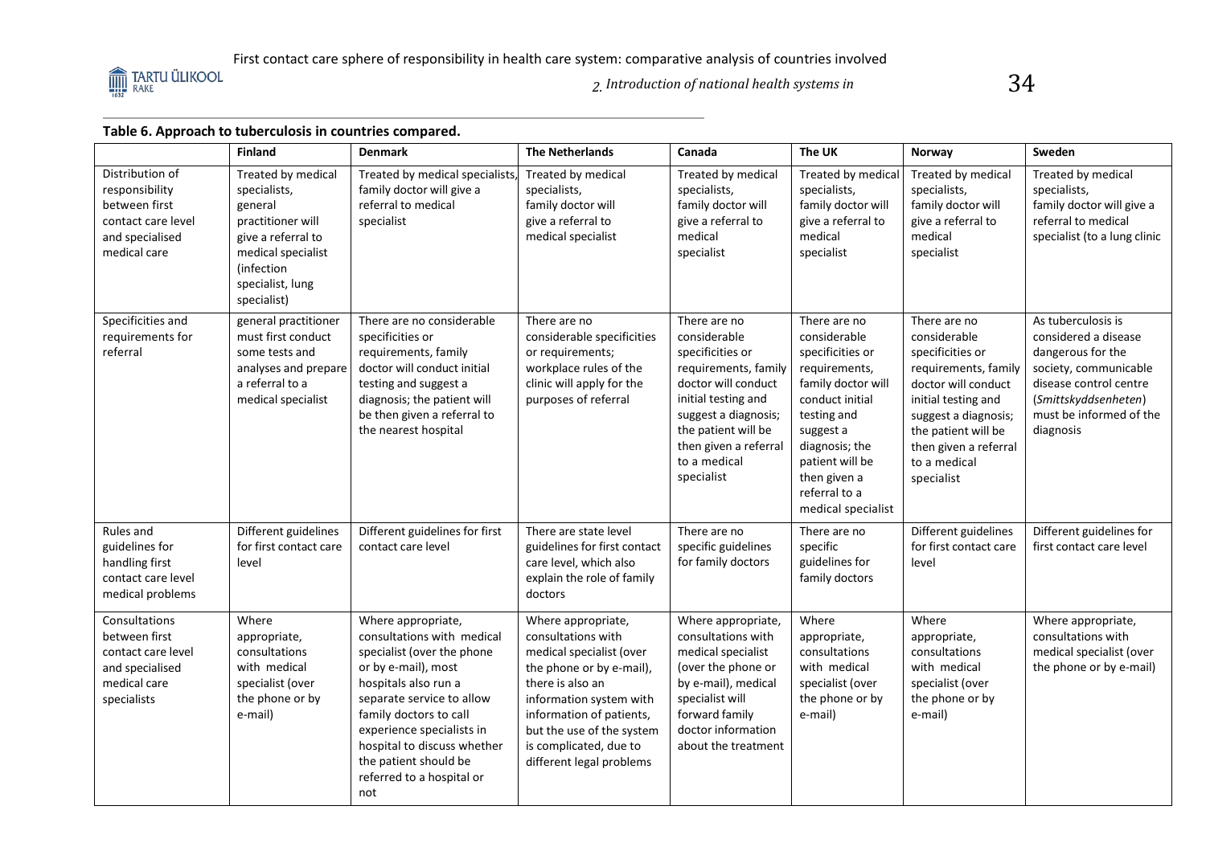**Table 6. Approach to tuberculosis in countries compared.**

| | Finland | Denmark | The Netherlands | Canada | The UK | Norway | Sweden |
|---|---|---|---|---|---|---|---|
| Distribution of responsibility between first contact care level and specialised medical care | Treated by medical specialists, general practitioner will give a referral to medical specialist (infection specialist, lung specialist) | Treated by medical specialists, family doctor will give a referral to medical specialist | Treated by medical specialists, family doctor will give a referral to medical specialist | Treated by medical specialists, family doctor will give a referral to medical specialist | Treated by medical specialists, family doctor will give a referral to medical specialist | Treated by medical specialists, family doctor will give a referral to medical specialist | Treated by medical specialists, family doctor will give a referral to medical specialist (to a lung clinic |
| Specificities and requirements for referral | general practitioner must first conduct some tests and analyses and prepare a referral to a medical specialist | There are no considerable specificities or requirements, family doctor will conduct initial testing and suggest a diagnosis; the patient will be then given a referral to the nearest hospital | There are no considerable specificities or requirements; workplace rules of the clinic will apply for the purposes of referral | There are no considerable specificities or requirements, family doctor will conduct initial testing and suggest a diagnosis; the patient will be then given a referral to a medical specialist | There are no considerable specificities or requirements, family doctor will conduct initial testing and suggest a diagnosis; the patient will be then given a referral to a medical specialist | There are no considerable specificities or requirements, family doctor will conduct initial testing and suggest a diagnosis; the patient will be then given a referral to a medical specialist | As tuberculosis is considered a disease dangerous for the society, communicable disease control centre (*Smittskyddsenheten*) must be informed of the diagnosis |
| Rules and guidelines for handling first contact care level medical problems | Different guidelines for first contact care level | Different guidelines for first contact care level | There are state level guidelines for first contact care level, which also explain the role of family doctors | There are no specific guidelines for family doctors | There are no specific guidelines for family doctors | Different guidelines for first contact care level | Different guidelines for first contact care level |
| Consultations between first contact care level and specialised medical care specialists | Where appropriate, consultations with medical specialist (over the phone or by e-mail) | Where appropriate, consultations with medical specialist (over the phone or by e-mail), most hospitals also run a separate service to allow family doctors to call experience specialists in hospital to discuss whether the patient should be referred to a hospital or not | Where appropriate, consultations with medical specialist (over the phone or by e-mail), there is also an information system with information of patients, but the use of the system is complicated, due to different legal problems | Where appropriate, consultations with medical specialist (over the phone or by e-mail), medical specialist will forward family doctor information about the treatment | Where appropriate, consultations with medical specialist (over the phone or by e-mail) | Where appropriate, consultations with medical specialist (over the phone or by e-mail) | Where appropriate, consultations with medical specialist (over the phone or by e-mail) |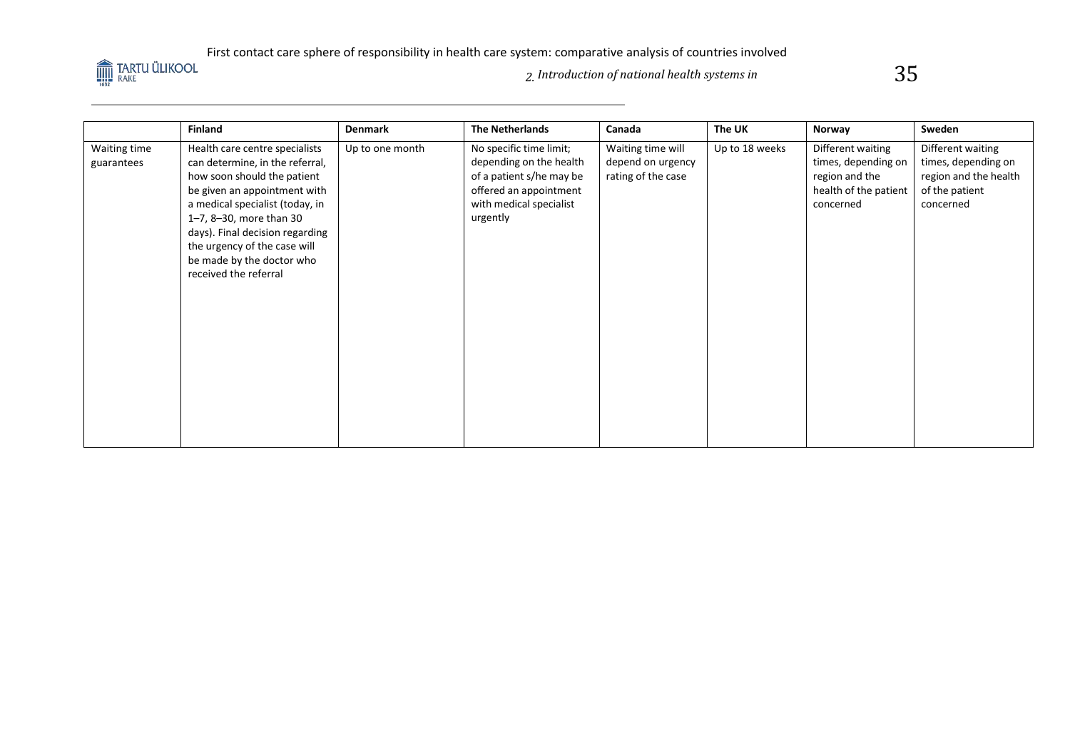| | Finland | Denmark | The Netherlands | Canada | The UK | Norway | Sweden |
|---|---|---|---|---|---|---|---|
| Waiting time guarantees | Health care centre specialists can determine, in the referral, how soon should the patient be given an appointment with a medical specialist (today, in 1–7, 8–30, more than 30 days). Final decision regarding the urgency of the case will be made by the doctor who received the referral | Up to one month | No specific time limit; depending on the health of a patient s/he may be offered an appointment with medical specialist urgently | Waiting time will depend on urgency rating of the case | Up to 18 weeks | Different waiting times, depending on region and the health of the patient concerned | Different waiting times, depending on region and the health of the patient concerned |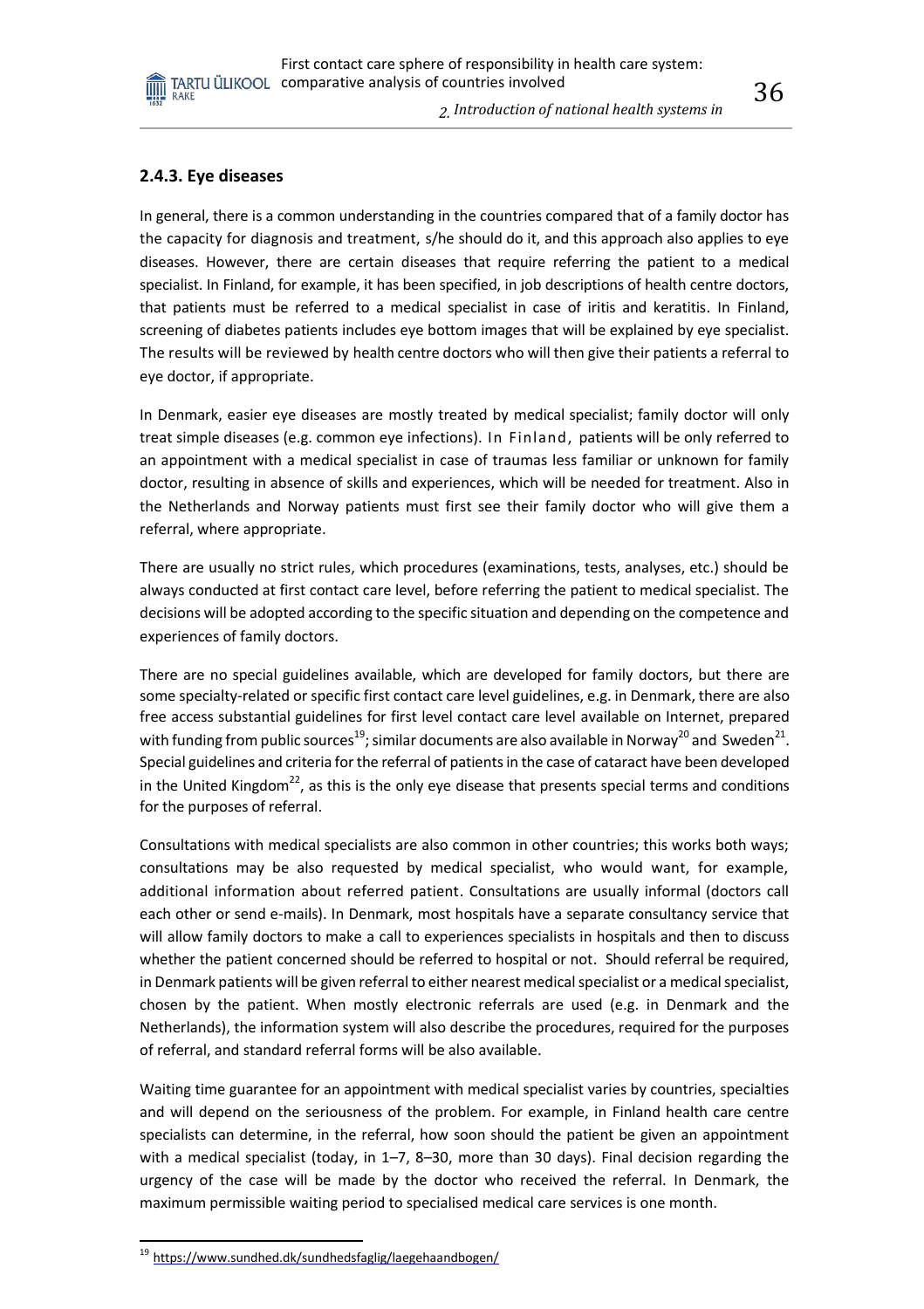### 2.4.3. Eye diseases

In general, there is a common understanding in the countries compared that of a family doctor has the capacity for diagnosis and treatment, s/he should do it, and this approach also applies to eye diseases. However, there are certain diseases that require referring the patient to a medical specialist. In Finland, for example, it has been specified, in job descriptions of health centre doctors, that patients must be referred to a medical specialist in case of iritis and keratitis. In Finland, screening of diabetes patients includes eye bottom images that will be explained by eye specialist. The results will be reviewed by health centre doctors who will then give their patients a referral to eye doctor, if appropriate.

In Denmark, easier eye diseases are mostly treated by medical specialist; family doctor will only treat simple diseases (e.g. common eye infections). In Finland, patients will be only referred to an appointment with a medical specialist in case of traumas less familiar or unknown for family doctor, resulting in absence of skills and experiences, which will be needed for treatment. Also in the Netherlands and Norway patients must first see their family doctor who will give them a referral, where appropriate.

There are usually no strict rules, which procedures (examinations, tests, analyses, etc.) should be always conducted at first contact care level, before referring the patient to medical specialist. The decisions will be adopted according to the specific situation and depending on the competence and experiences of family doctors.

There are no special guidelines available, which are developed for family doctors, but there are some specialty-related or specific first contact care level guidelines, e.g. in Denmark, there are also free access substantial guidelines for first level contact care level available on Internet, prepared with funding from public sources[19]; similar documents are also available in Norway[20] and Sweden[21]. Special guidelines and criteria for the referral of patients in the case of cataract have been developed in the United Kingdom[22], as this is the only eye disease that presents special terms and conditions for the purposes of referral.

Consultations with medical specialists are also common in other countries; this works both ways; consultations may be also requested by medical specialist, who would want, for example, additional information about referred patient. Consultations are usually informal (doctors call each other or send e-mails). In Denmark, most hospitals have a separate consultancy service that will allow family doctors to make a call to experiences specialists in hospitals and then to discuss whether the patient concerned should be referred to hospital or not. Should referral be required, in Denmark patients will be given referral to either nearest medical specialist or a medical specialist, chosen by the patient. When mostly electronic referrals are used (e.g. in Denmark and the Netherlands), the information system will also describe the procedures, required for the purposes of referral, and standard referral forms will be also available.

Waiting time guarantee for an appointment with medical specialist varies by countries, specialties and will depend on the seriousness of the problem. For example, in Finland health care centre specialists can determine, in the referral, how soon should the patient be given an appointment with a medical specialist (today, in 1–7, 8–30, more than 30 days). Final decision regarding the urgency of the case will be made by the doctor who received the referral. In Denmark, the maximum permissible waiting period to specialised medical care services is one month.

---

[19] https://www.sundhed.dk/sundhedsfaglig/laegehaandbogen/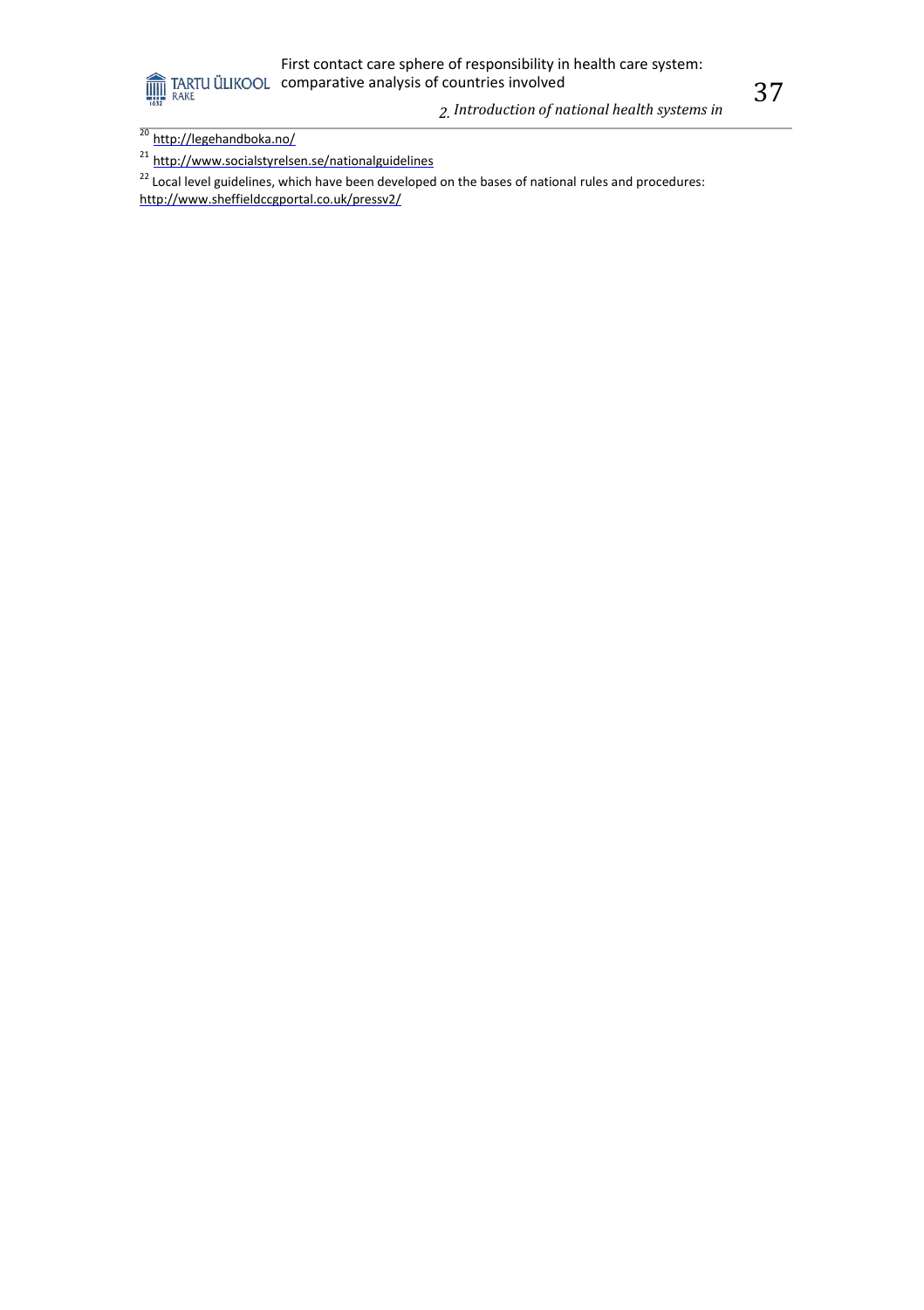[20] http://legehandboka.no/

[21] http://www.socialstyrelsen.se/nationalguidelines

[22] Local level guidelines, which have been developed on the bases of national rules and procedures: http://www.sheffieldccgportal.co.uk/pressv2/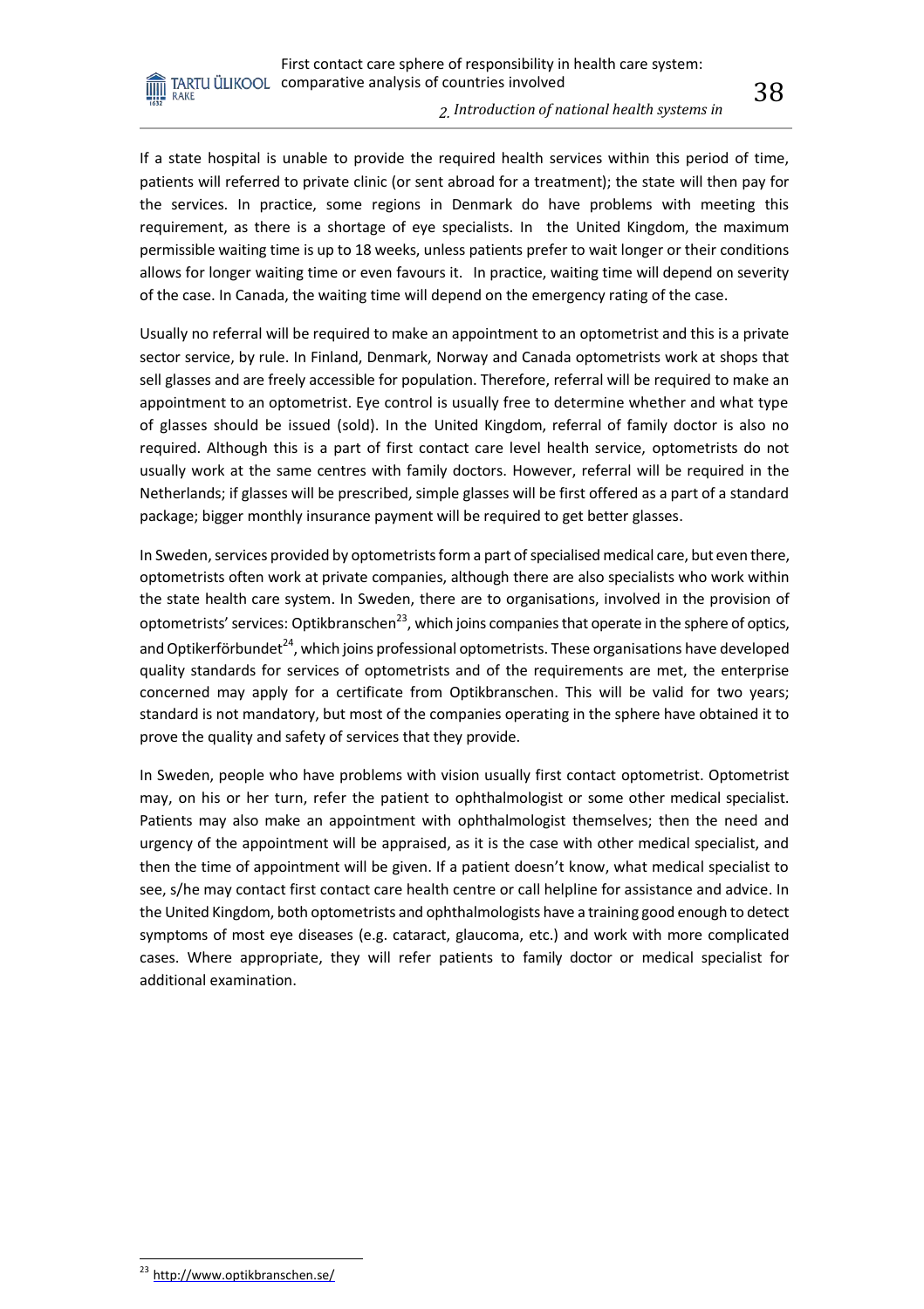If a state hospital is unable to provide the required health services within this period of time, patients will referred to private clinic (or sent abroad for a treatment); the state will then pay for the services. In practice, some regions in Denmark do have problems with meeting this requirement, as there is a shortage of eye specialists. In the United Kingdom, the maximum permissible waiting time is up to 18 weeks, unless patients prefer to wait longer or their conditions allows for longer waiting time or even favours it. In practice, waiting time will depend on severity of the case. In Canada, the waiting time will depend on the emergency rating of the case.

Usually no referral will be required to make an appointment to an optometrist and this is a private sector service, by rule. In Finland, Denmark, Norway and Canada optometrists work at shops that sell glasses and are freely accessible for population. Therefore, referral will be required to make an appointment to an optometrist. Eye control is usually free to determine whether and what type of glasses should be issued (sold). In the United Kingdom, referral of family doctor is also no required. Although this is a part of first contact care level health service, optometrists do not usually work at the same centres with family doctors. However, referral will be required in the Netherlands; if glasses will be prescribed, simple glasses will be first offered as a part of a standard package; bigger monthly insurance payment will be required to get better glasses.

In Sweden, services provided by optometrists form a part of specialised medical care, but even there, optometrists often work at private companies, although there are also specialists who work within the state health care system. In Sweden, there are to organisations, involved in the provision of optometrists' services: Optikbranschen[23], which joins companies that operate in the sphere of optics, and Optikerförbundet[24], which joins professional optometrists. These organisations have developed quality standards for services of optometrists and of the requirements are met, the enterprise concerned may apply for a certificate from Optikbranschen. This will be valid for two years; standard is not mandatory, but most of the companies operating in the sphere have obtained it to prove the quality and safety of services that they provide.

In Sweden, people who have problems with vision usually first contact optometrist. Optometrist may, on his or her turn, refer the patient to ophthalmologist or some other medical specialist. Patients may also make an appointment with ophthalmologist themselves; then the need and urgency of the appointment will be appraised, as it is the case with other medical specialist, and then the time of appointment will be given. If a patient doesn't know, what medical specialist to see, s/he may contact first contact care health centre or call helpline for assistance and advice. In the United Kingdom, both optometrists and ophthalmologists have a training good enough to detect symptoms of most eye diseases (e.g. cataract, glaucoma, etc.) and work with more complicated cases. Where appropriate, they will refer patients to family doctor or medical specialist for additional examination.

[23] http://www.optikbranschen.se/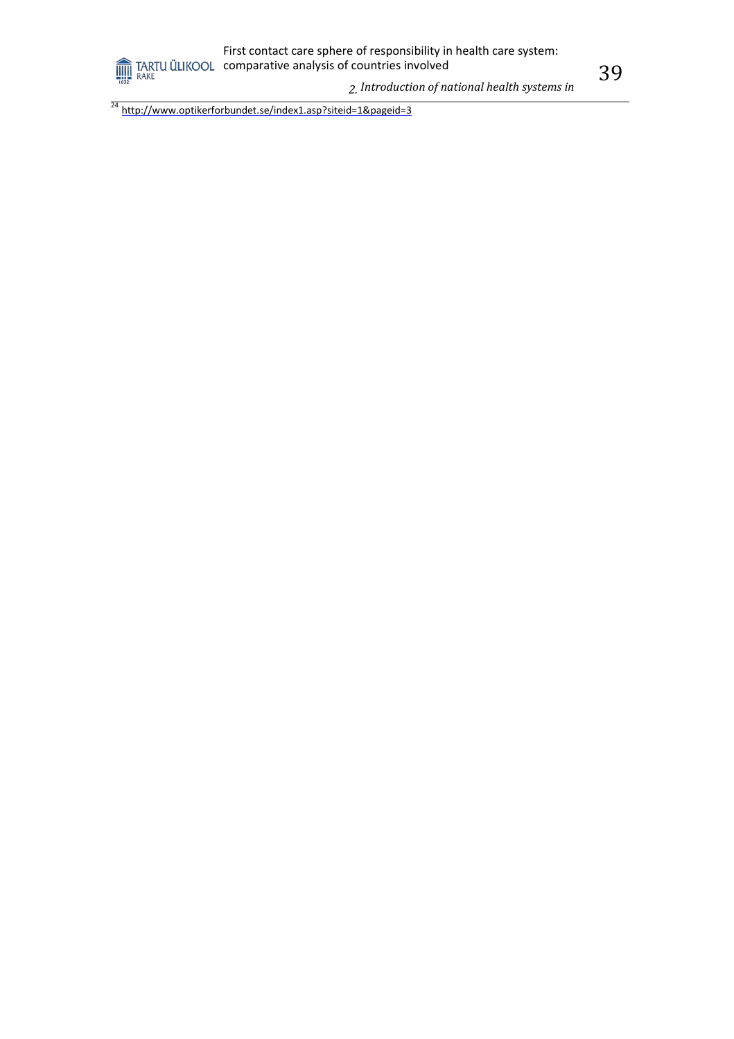[24] http://www.optikerforbundet.se/index1.asp?siteid=1&pageid=3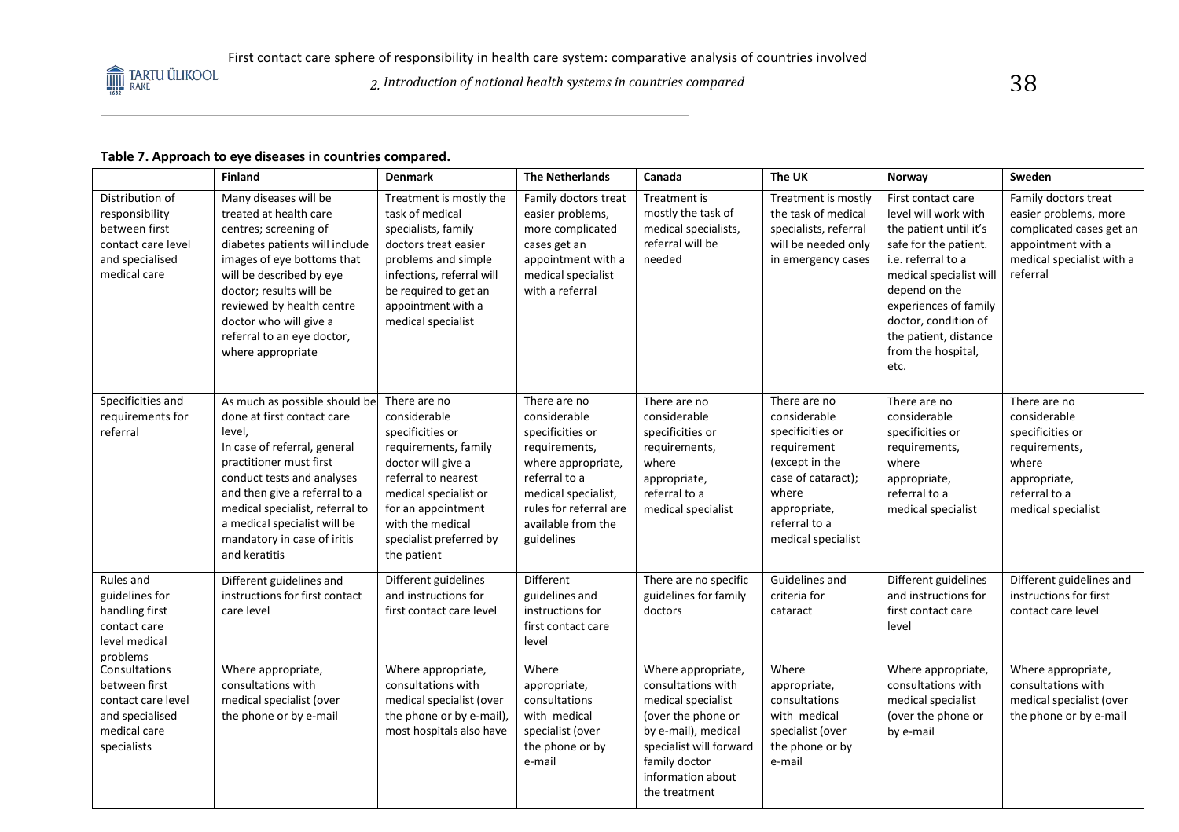**Table 7. Approach to eye diseases in countries compared.**

| | Finland | Denmark | The Netherlands | Canada | The UK | Norway | Sweden |
|---|---|---|---|---|---|---|---|
| Distribution of responsibility between first contact care level and specialised medical care | Many diseases will be treated at health care centres; screening of diabetes patients will include images of eye bottoms that will be described by eye doctor; results will be reviewed by health centre doctor who will give a referral to an eye doctor, where appropriate | Treatment is mostly the task of medical specialists, family doctors treat easier problems and simple infections, referral will be required to get an appointment with a medical specialist | Family doctors treat easier problems, more complicated cases get an appointment with a medical specialist with a referral | Treatment is mostly the task of medical specialists, referral will be needed | Treatment is mostly the task of medical specialists, referral will be needed only in emergency cases | First contact care level will work with the patient until it's safe for the patient. i.e. referral to a medical specialist will depend on the experiences of family doctor, condition of the patient, distance from the hospital, etc. | Family doctors treat easier problems, more complicated cases get an appointment with a medical specialist with a referral |
| Specificities and requirements for referral | As much as possible should be done at first contact care level, In case of referral, general practitioner must first conduct tests and analyses and then give a referral to a medical specialist, referral to a medical specialist will be mandatory in case of iritis and keratitis | There are no considerable specificities or requirements, family doctor will give a referral to nearest medical specialist or for an appointment with the medical specialist preferred by the patient | There are no considerable specificities or requirements, where appropriate, referral to a medical specialist, rules for referral are available from the guidelines | There are no considerable specificities or requirements, where appropriate, referral to a medical specialist | There are no considerable specificities or requirement (except in the case of cataract); where appropriate, referral to a medical specialist | There are no considerable specificities or requirements, where appropriate, referral to a medical specialist | There are no considerable specificities or requirements, where appropriate, referral to a medical specialist |
| Rules and guidelines for handling first contact care level medical problems | Different guidelines and instructions for first contact care level | Different guidelines and instructions for first contact care level | Different guidelines and instructions for first contact care level | There are no specific guidelines for family doctors | Guidelines and criteria for cataract | Different guidelines and instructions for first contact care level | Different guidelines and instructions for first contact care level |
| Consultations between first contact care level and specialised medical care specialists | Where appropriate, consultations with medical specialist (over the phone or by e-mail | Where appropriate, consultations with medical specialist (over the phone or by e-mail), most hospitals also have | Where appropriate, consultations with medical specialist (over the phone or by e-mail | Where appropriate, consultations with medical specialist (over the phone or by e-mail), medical specialist will forward family doctor information about the treatment | Where appropriate, consultations with medical specialist (over the phone or by e-mail | Where appropriate, consultations with medical specialist (over the phone or by e-mail | Where appropriate, consultations with medical specialist (over the phone or by e-mail |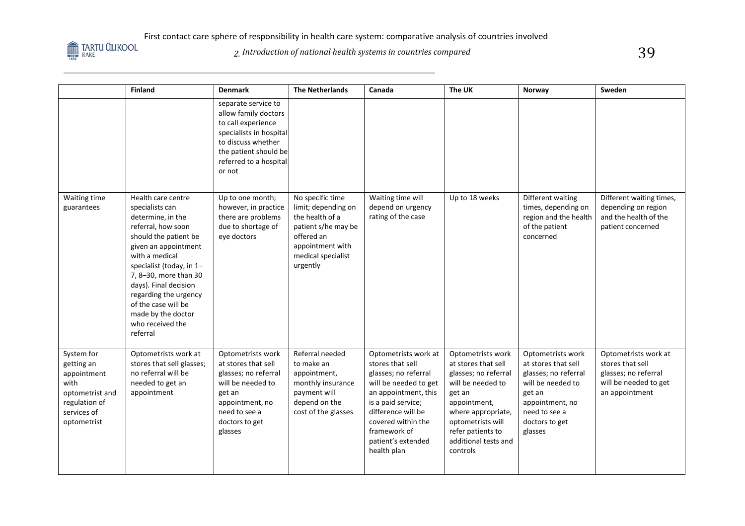| | Finland | Denmark | The Netherlands | Canada | The UK | Norway | Sweden |
|---|---|---|---|---|---|---|---|
| | | separate service to allow family doctors to call experience specialists in hospital to discuss whether the patient should be referred to a hospital or not | | | | | |
| Waiting time guarantees | Health care centre specialists can determine, in the referral, how soon should the patient be given an appointment with a medical specialist (today, in 1–7, 8–30, more than 30 days). Final decision regarding the urgency of the case will be made by the doctor who received the referral | Up to one month; however, in practice there are problems due to shortage of eye doctors | No specific time limit; depending on the health of a patient s/he may be offered an appointment with medical specialist urgently | Waiting time will depend on urgency rating of the case | Up to 18 weeks | Different waiting times, depending on region and the health of the patient concerned | Different waiting times, depending on region and the health of the patient concerned |
| System for getting an appointment with optometrist and regulation of services of optometrist | Optometrists work at stores that sell glasses; no referral will be needed to get an appointment | Optometrists work at stores that sell glasses; no referral will be needed to get an appointment, no need to see a doctors to get glasses | Referral needed to make an appointment, monthly insurance payment will depend on the cost of the glasses | Optometrists work at stores that sell glasses; no referral will be needed to get an appointment, this is a paid service; difference will be covered within the framework of patient's extended health plan | Optometrists work at stores that sell glasses; no referral will be needed to get an appointment, where appropriate, optometrists will refer patients to additional tests and controls | Optometrists work at stores that sell glasses; no referral will be needed to get an appointment, no need to see a doctors to get glasses | Optometrists work at stores that sell glasses; no referral will be needed to get an appointment |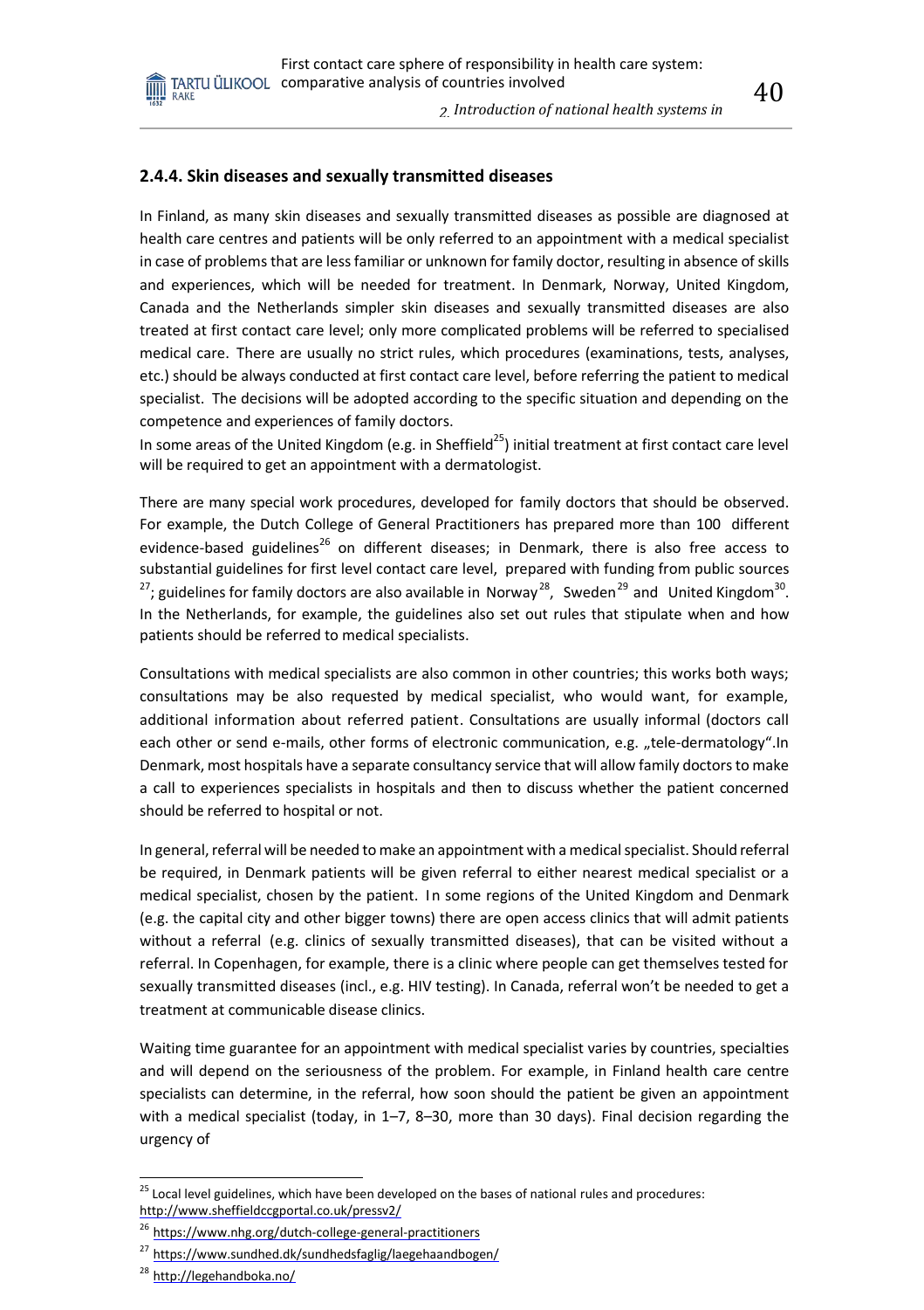### 2.4.4. Skin diseases and sexually transmitted diseases

In Finland, as many skin diseases and sexually transmitted diseases as possible are diagnosed at health care centres and patients will be only referred to an appointment with a medical specialist in case of problems that are less familiar or unknown for family doctor, resulting in absence of skills and experiences, which will be needed for treatment. In Denmark, Norway, United Kingdom, Canada and the Netherlands simpler skin diseases and sexually transmitted diseases are also treated at first contact care level; only more complicated problems will be referred to specialised medical care. There are usually no strict rules, which procedures (examinations, tests, analyses, etc.) should be always conducted at first contact care level, before referring the patient to medical specialist. The decisions will be adopted according to the specific situation and depending on the competence and experiences of family doctors.

In some areas of the United Kingdom (e.g. in Sheffield[25]) initial treatment at first contact care level will be required to get an appointment with a dermatologist.

There are many special work procedures, developed for family doctors that should be observed. For example, the Dutch College of General Practitioners has prepared more than 100 different evidence-based guidelines[26] on different diseases; in Denmark, there is also free access to substantial guidelines for first level contact care level, prepared with funding from public sources [27]; guidelines for family doctors are also available in Norway[28], Sweden[29] and United Kingdom[30]. In the Netherlands, for example, the guidelines also set out rules that stipulate when and how patients should be referred to medical specialists.

Consultations with medical specialists are also common in other countries; this works both ways; consultations may be also requested by medical specialist, who would want, for example, additional information about referred patient. Consultations are usually informal (doctors call each other or send e-mails, other forms of electronic communication, e.g. „tele-dermatology".In Denmark, most hospitals have a separate consultancy service that will allow family doctors to make a call to experiences specialists in hospitals and then to discuss whether the patient concerned should be referred to hospital or not.

In general, referral will be needed to make an appointment with a medical specialist. Should referral be required, in Denmark patients will be given referral to either nearest medical specialist or a medical specialist, chosen by the patient. In some regions of the United Kingdom and Denmark (e.g. the capital city and other bigger towns) there are open access clinics that will admit patients without a referral (e.g. clinics of sexually transmitted diseases), that can be visited without a referral. In Copenhagen, for example, there is a clinic where people can get themselves tested for sexually transmitted diseases (incl., e.g. HIV testing). In Canada, referral won't be needed to get a treatment at communicable disease clinics.

Waiting time guarantee for an appointment with medical specialist varies by countries, specialties and will depend on the seriousness of the problem. For example, in Finland health care centre specialists can determine, in the referral, how soon should the patient be given an appointment with a medical specialist (today, in 1–7, 8–30, more than 30 days). Final decision regarding the urgency of

---

[25] Local level guidelines, which have been developed on the bases of national rules and procedures: http://www.sheffieldccgportal.co.uk/pressv2/

[26] https://www.nhg.org/dutch-college-general-practitioners

[27] https://www.sundhed.dk/sundhedsfaglig/laegehaandbogen/

[28] http://legehandboka.no/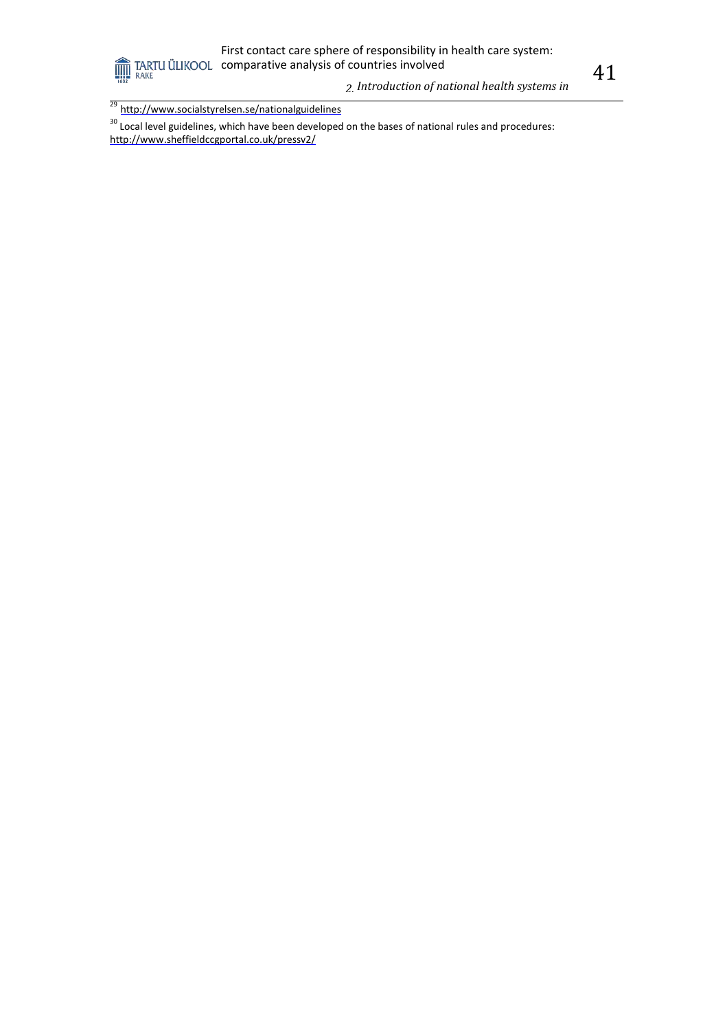[29] http://www.socialstyrelsen.se/nationalguidelines

[30] Local level guidelines, which have been developed on the bases of national rules and procedures: http://www.sheffieldccgportal.co.uk/pressv2/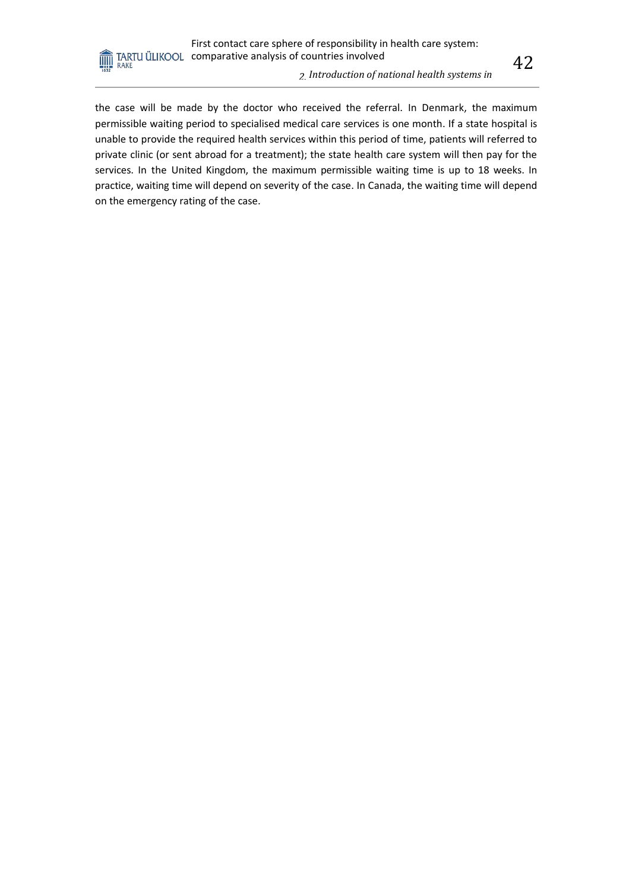the case will be made by the doctor who received the referral. In Denmark, the maximum permissible waiting period to specialised medical care services is one month. If a state hospital is unable to provide the required health services within this period of time, patients will referred to private clinic (or sent abroad for a treatment); the state health care system will then pay for the services. In the United Kingdom, the maximum permissible waiting time is up to 18 weeks. In practice, waiting time will depend on severity of the case. In Canada, the waiting time will depend on the emergency rating of the case.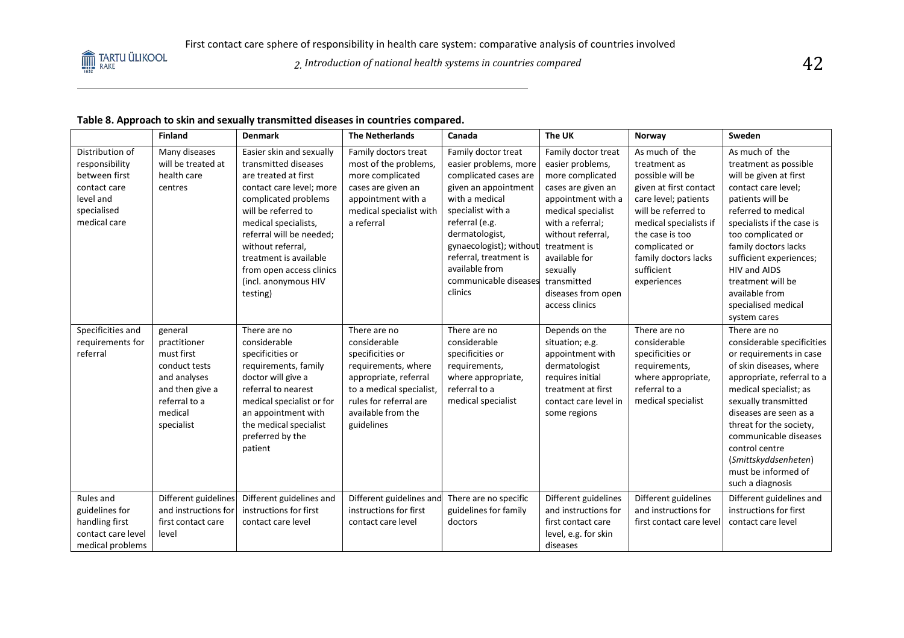**Table 8. Approach to skin and sexually transmitted diseases in countries compared.**

| | Finland | Denmark | The Netherlands | Canada | The UK | Norway | Sweden |
|---|---|---|---|---|---|---|---|
| Distribution of responsibility between first contact care level and specialised medical care | Many diseases will be treated at health care centres | Easier skin and sexually transmitted diseases are treated at first contact care level; more complicated problems will be referred to medical specialists, referral will be needed; without referral, treatment is available from open access clinics (incl. anonymous HIV testing) | Family doctors treat most of the problems, more complicated cases are given an appointment with a medical specialist with a referral | Family doctor treat easier problems, more complicated cases are given an appointment with a medical specialist with a referral (e.g. dermatologist, gynaecologist); without referral, treatment is available from communicable diseases clinics | Family doctor treat easier problems, more complicated cases are given an appointment with a medical specialist with a referral; without referral, treatment is available for sexually transmitted diseases from open access clinics | As much of the treatment as possible will be given at first contact care level; patients will be referred to medical specialists if the case is too complicated or family doctors lacks sufficient experiences | As much of the treatment as possible will be given at first contact care level; patients will be referred to medical specialists if the case is too complicated or family doctors lacks sufficient experiences; HIV and AIDS treatment will be available from specialised medical system cares |
| Specificities and requirements for referral | general practitioner must first conduct tests and analyses and then give a referral to a medical specialist | There are no considerable specificities or requirements, family doctor will give a referral to nearest medical specialist or for an appointment with the medical specialist preferred by the patient | There are no considerable specificities or requirements, where appropriate, referral to a medical specialist, rules for referral are available from the guidelines | There are no considerable specificities or requirements, where appropriate, referral to a medical specialist | Depends on the situation; e.g. appointment with dermatologist requires initial treatment at first contact care level in some regions | There are no considerable specificities or requirements, where appropriate, referral to a medical specialist | There are no considerable specificities or requirements in case of skin diseases, where appropriate, referral to a medical specialist; as sexually transmitted diseases are seen as a threat for the society, communicable diseases control centre (*Smittskyddsenheten*) must be informed of such a diagnosis |
| Rules and guidelines for handling first contact care level medical problems | Different guidelines and instructions for first contact care level | Different guidelines and instructions for first contact care level | Different guidelines and instructions for first contact care level | There are no specific guidelines for family doctors | Different guidelines and instructions for first contact care level, e.g. for skin diseases | Different guidelines and instructions for first contact care level | Different guidelines and instructions for first contact care level |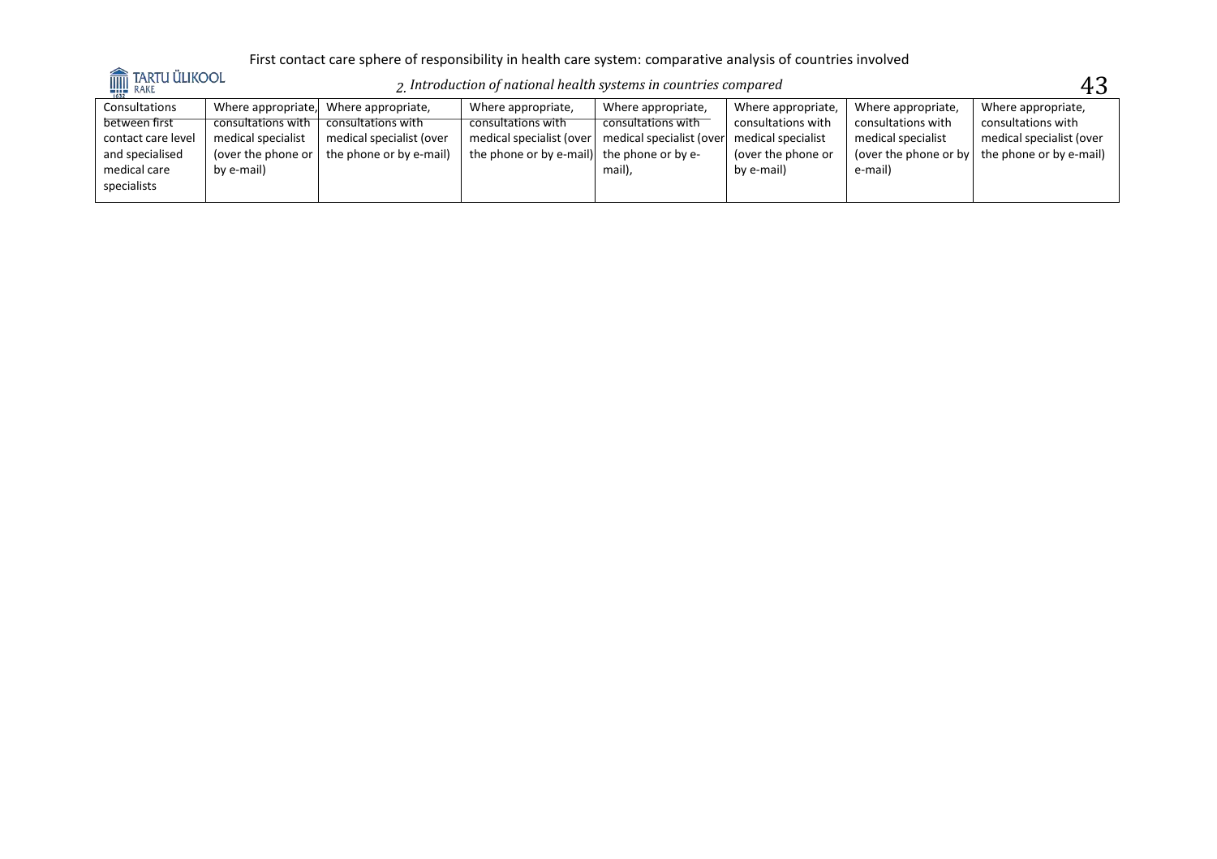| Consultations between first contact care level and specialised medical care specialists | Where appropriate, consultations with medical specialist (over the phone or by e-mail) | Where appropriate, consultations with medical specialist (over the phone or by e-mail) | Where appropriate, consultations with medical specialist (over the phone or by e-mail) | Where appropriate, consultations with medical specialist (over the phone or by e-mail), | Where appropriate, consultations with medical specialist (over the phone or by e-mail) | Where appropriate, consultations with medical specialist (over the phone or by e-mail) | Where appropriate, consultations with medical specialist (over the phone or by e-mail) |
|---|---|---|---|---|---|---|---|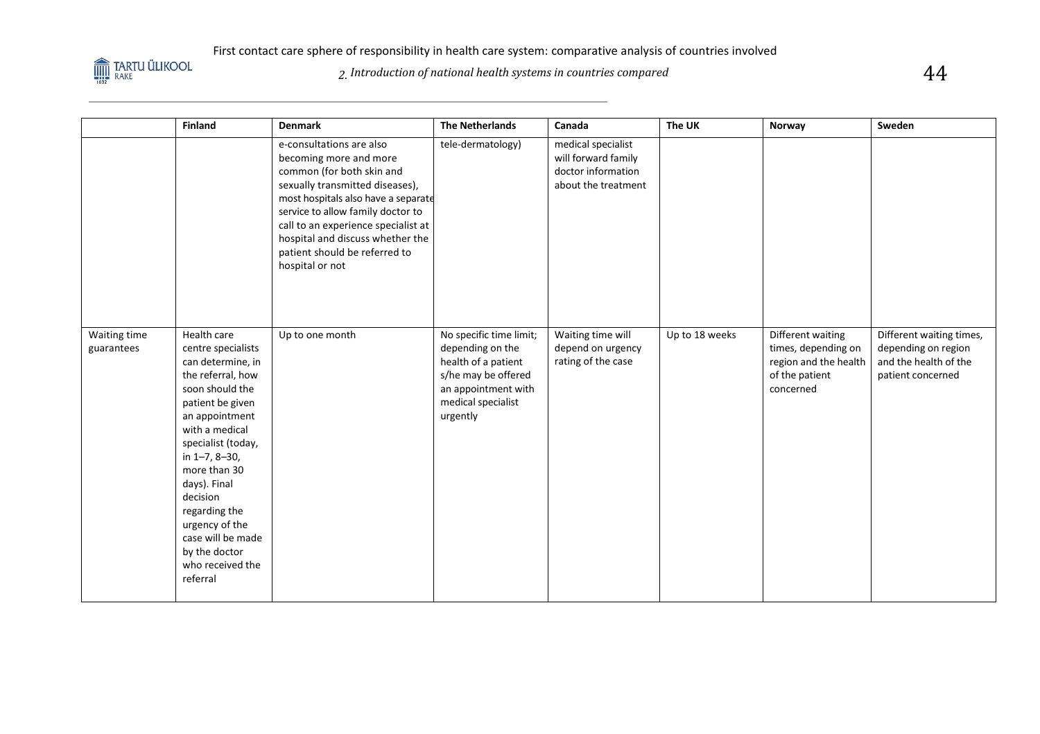| | Finland | Denmark | The Netherlands | Canada | The UK | Norway | Sweden |
|---|---|---|---|---|---|---|---|
| | | e-consultations are also becoming more and more common (for both skin and sexually transmitted diseases), most hospitals also have a separate service to allow family doctor to call to an experience specialist at hospital and discuss whether the patient should be referred to hospital or not | tele-dermatology) | medical specialist will forward family doctor information about the treatment | | | |
| Waiting time guarantees | Health care centre specialists can determine, in the referral, how soon should the patient be given an appointment with a medical specialist (today, in 1–7, 8–30, more than 30 days). Final decision regarding the urgency of the case will be made by the doctor who received the referral | Up to one month | No specific time limit; depending on the health of a patient s/he may be offered an appointment with medical specialist urgently | Waiting time will depend on urgency rating of the case | Up to 18 weeks | Different waiting times, depending on region and the health of the patient concerned | Different waiting times, depending on region and the health of the patient concerned |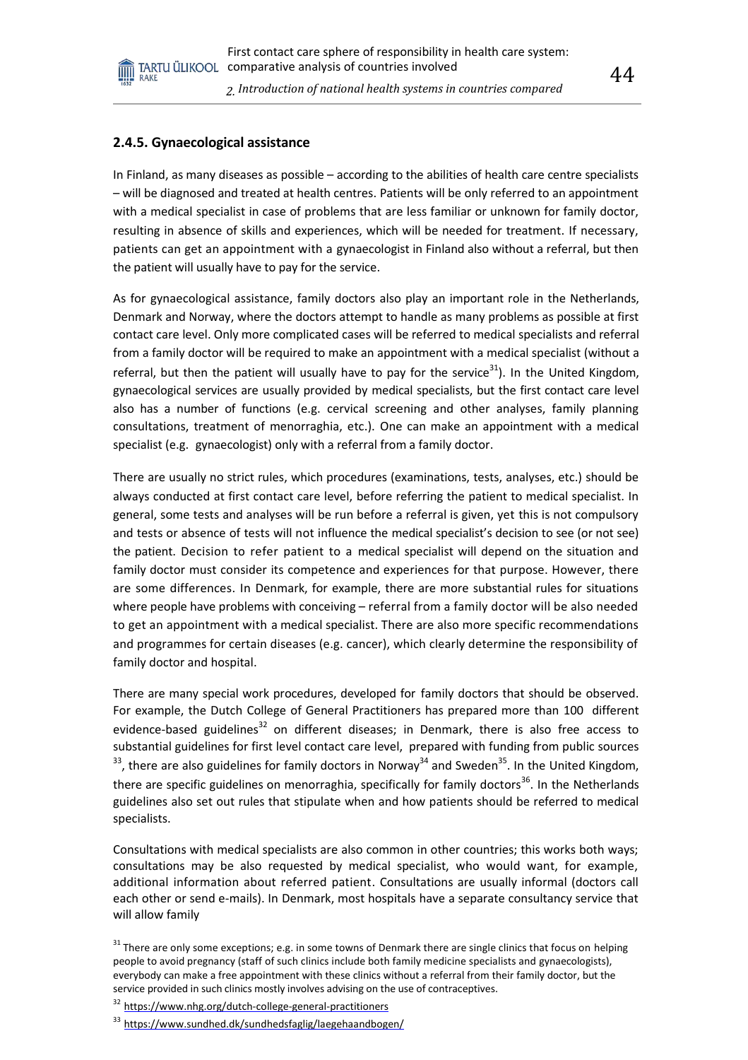### 2.4.5. Gynaecological assistance

In Finland, as many diseases as possible – according to the abilities of health care centre specialists – will be diagnosed and treated at health centres. Patients will be only referred to an appointment with a medical specialist in case of problems that are less familiar or unknown for family doctor, resulting in absence of skills and experiences, which will be needed for treatment. If necessary, patients can get an appointment with a gynaecologist in Finland also without a referral, but then the patient will usually have to pay for the service.

As for gynaecological assistance, family doctors also play an important role in the Netherlands, Denmark and Norway, where the doctors attempt to handle as many problems as possible at first contact care level. Only more complicated cases will be referred to medical specialists and referral from a family doctor will be required to make an appointment with a medical specialist (without a referral, but then the patient will usually have to pay for the service[31]). In the United Kingdom, gynaecological services are usually provided by medical specialists, but the first contact care level also has a number of functions (e.g. cervical screening and other analyses, family planning consultations, treatment of menorraghia, etc.). One can make an appointment with a medical specialist (e.g. gynaecologist) only with a referral from a family doctor.

There are usually no strict rules, which procedures (examinations, tests, analyses, etc.) should be always conducted at first contact care level, before referring the patient to medical specialist. In general, some tests and analyses will be run before a referral is given, yet this is not compulsory and tests or absence of tests will not influence the medical specialist's decision to see (or not see) the patient. Decision to refer patient to a medical specialist will depend on the situation and family doctor must consider its competence and experiences for that purpose. However, there are some differences. In Denmark, for example, there are more substantial rules for situations where people have problems with conceiving – referral from a family doctor will be also needed to get an appointment with a medical specialist. There are also more specific recommendations and programmes for certain diseases (e.g. cancer), which clearly determine the responsibility of family doctor and hospital.

There are many special work procedures, developed for family doctors that should be observed. For example, the Dutch College of General Practitioners has prepared more than 100 different evidence-based guidelines[32] on different diseases; in Denmark, there is also free access to substantial guidelines for first level contact care level, prepared with funding from public sources [33], there are also guidelines for family doctors in Norway[34] and Sweden[35]. In the United Kingdom, there are specific guidelines on menorraghia, specifically for family doctors[36]. In the Netherlands guidelines also set out rules that stipulate when and how patients should be referred to medical specialists.

Consultations with medical specialists are also common in other countries; this works both ways; consultations may be also requested by medical specialist, who would want, for example, additional information about referred patient. Consultations are usually informal (doctors call each other or send e-mails). In Denmark, most hospitals have a separate consultancy service that will allow family

---

[31] There are only some exceptions; e.g. in some towns of Denmark there are single clinics that focus on helping people to avoid pregnancy (staff of such clinics include both family medicine specialists and gynaecologists), everybody can make a free appointment with these clinics without a referral from their family doctor, but the service provided in such clinics mostly involves advising on the use of contraceptives.

[32] https://www.nhg.org/dutch-college-general-practitioners

[33] https://www.sundhed.dk/sundhedsfaglig/laegehaandbogen/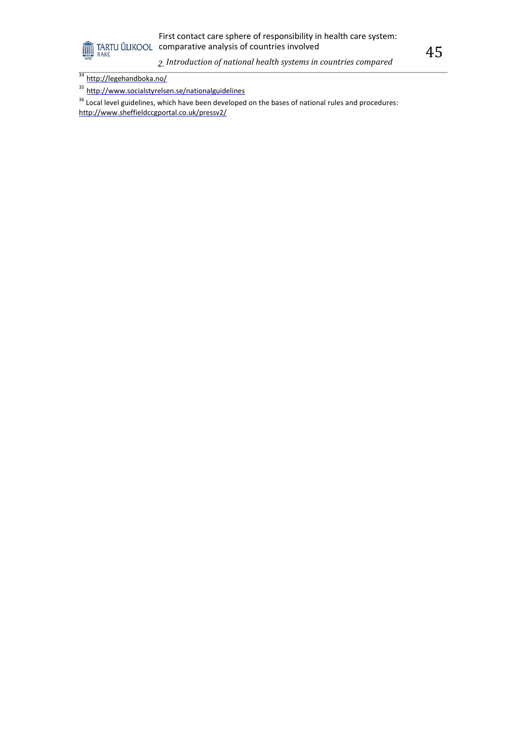[34] http://legehandboka.no/

[35] http://www.socialstyrelsen.se/nationalguidelines

[36] Local level guidelines, which have been developed on the bases of national rules and procedures: http://www.sheffieldccgportal.co.uk/pressv2/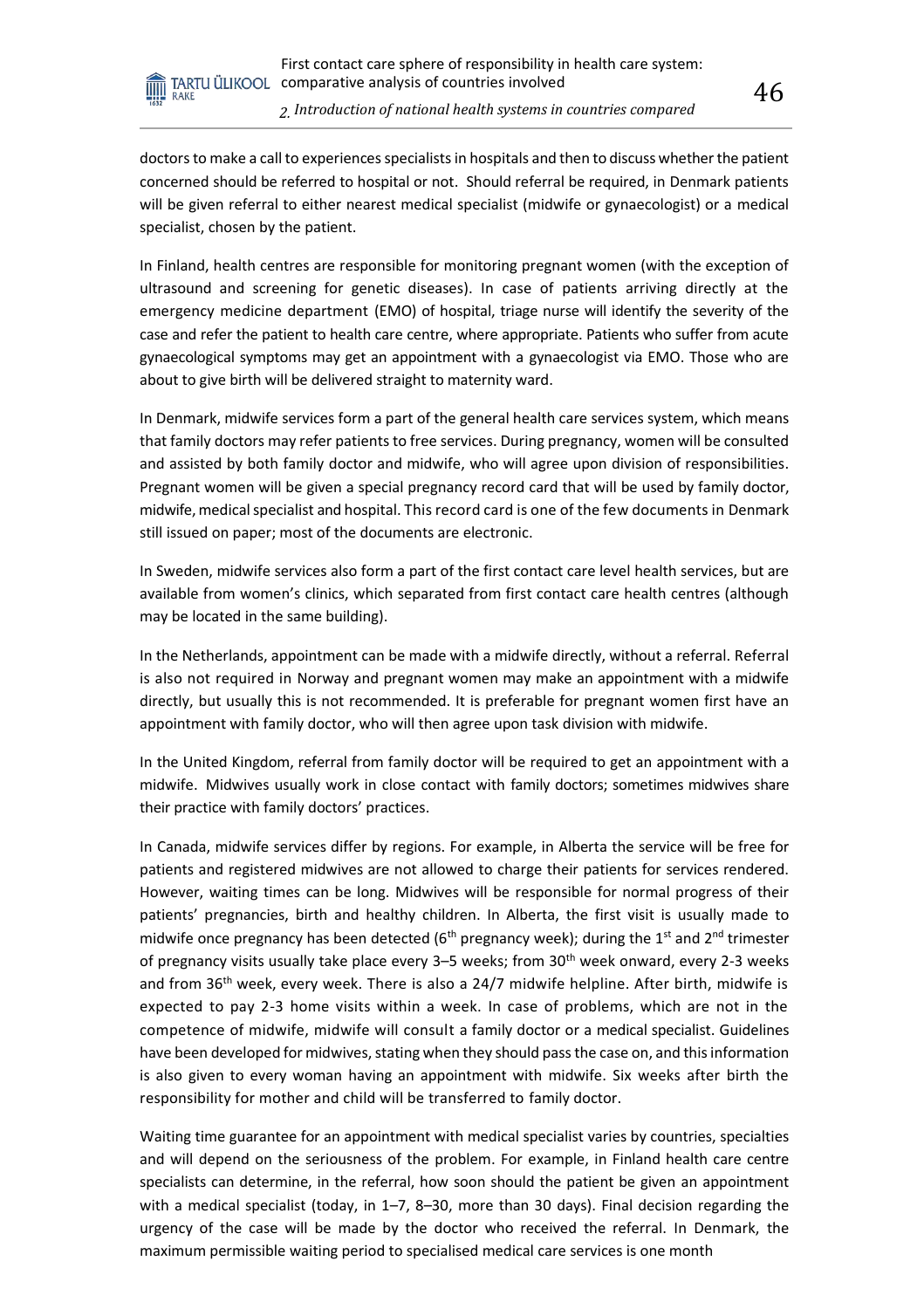doctors to make a call to experiences specialists in hospitals and then to discuss whether the patient concerned should be referred to hospital or not. Should referral be required, in Denmark patients will be given referral to either nearest medical specialist (midwife or gynaecologist) or a medical specialist, chosen by the patient.

In Finland, health centres are responsible for monitoring pregnant women (with the exception of ultrasound and screening for genetic diseases). In case of patients arriving directly at the emergency medicine department (EMO) of hospital, triage nurse will identify the severity of the case and refer the patient to health care centre, where appropriate. Patients who suffer from acute gynaecological symptoms may get an appointment with a gynaecologist via EMO. Those who are about to give birth will be delivered straight to maternity ward.

In Denmark, midwife services form a part of the general health care services system, which means that family doctors may refer patients to free services. During pregnancy, women will be consulted and assisted by both family doctor and midwife, who will agree upon division of responsibilities. Pregnant women will be given a special pregnancy record card that will be used by family doctor, midwife, medical specialist and hospital. This record card is one of the few documents in Denmark still issued on paper; most of the documents are electronic.

In Sweden, midwife services also form a part of the first contact care level health services, but are available from women's clinics, which separated from first contact care health centres (although may be located in the same building).

In the Netherlands, appointment can be made with a midwife directly, without a referral. Referral is also not required in Norway and pregnant women may make an appointment with a midwife directly, but usually this is not recommended. It is preferable for pregnant women first have an appointment with family doctor, who will then agree upon task division with midwife.

In the United Kingdom, referral from family doctor will be required to get an appointment with a midwife. Midwives usually work in close contact with family doctors; sometimes midwives share their practice with family doctors' practices.

In Canada, midwife services differ by regions. For example, in Alberta the service will be free for patients and registered midwives are not allowed to charge their patients for services rendered. However, waiting times can be long. Midwives will be responsible for normal progress of their patients' pregnancies, birth and healthy children. In Alberta, the first visit is usually made to midwife once pregnancy has been detected (6th pregnancy week); during the 1st and 2nd trimester of pregnancy visits usually take place every 3–5 weeks; from 30th week onward, every 2-3 weeks and from 36th week, every week. There is also a 24/7 midwife helpline. After birth, midwife is expected to pay 2-3 home visits within a week. In case of problems, which are not in the competence of midwife, midwife will consult a family doctor or a medical specialist. Guidelines have been developed for midwives, stating when they should pass the case on, and this information is also given to every woman having an appointment with midwife. Six weeks after birth the responsibility for mother and child will be transferred to family doctor.

Waiting time guarantee for an appointment with medical specialist varies by countries, specialties and will depend on the seriousness of the problem. For example, in Finland health care centre specialists can determine, in the referral, how soon should the patient be given an appointment with a medical specialist (today, in 1–7, 8–30, more than 30 days). Final decision regarding the urgency of the case will be made by the doctor who received the referral. In Denmark, the maximum permissible waiting period to specialised medical care services is one month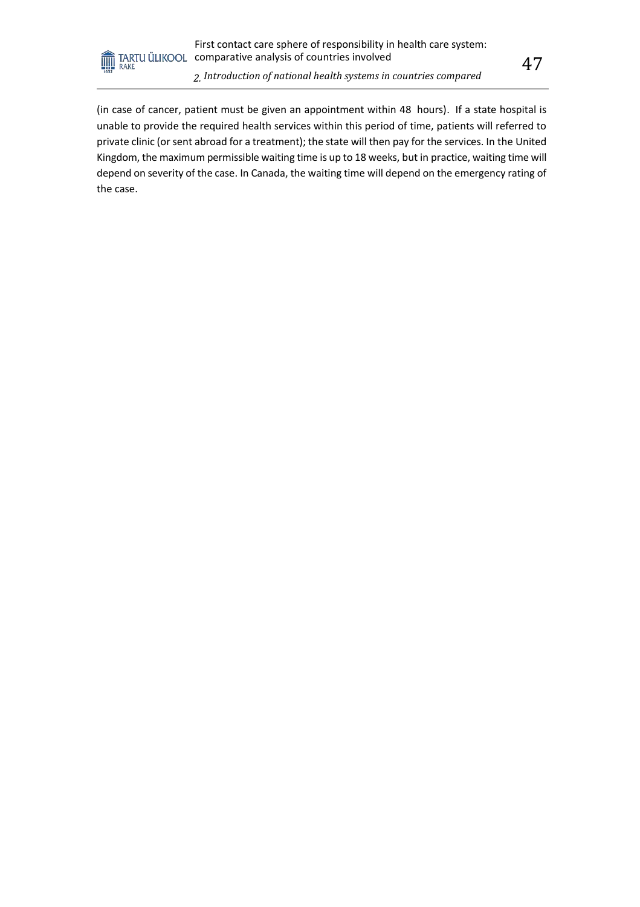(in case of cancer, patient must be given an appointment within 48 hours). If a state hospital is unable to provide the required health services within this period of time, patients will referred to private clinic (or sent abroad for a treatment); the state will then pay for the services. In the United Kingdom, the maximum permissible waiting time is up to 18 weeks, but in practice, waiting time will depend on severity of the case. In Canada, the waiting time will depend on the emergency rating of the case.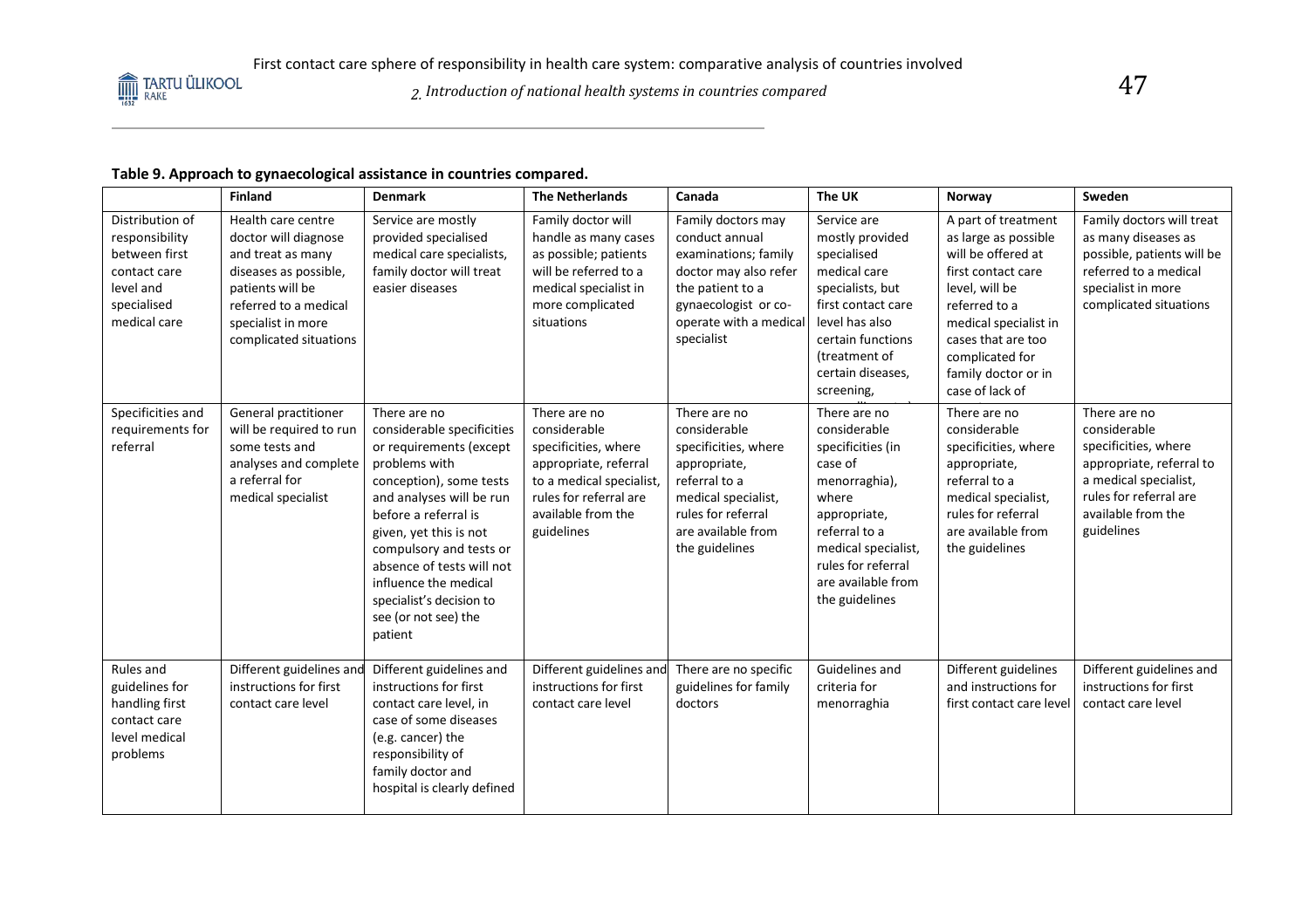**Table 9. Approach to gynaecological assistance in countries compared.**

| | Finland | Denmark | The Netherlands | Canada | The UK | Norway | Sweden |
|---|---|---|---|---|---|---|---|
| Distribution of responsibility between first contact care level and specialised medical care | Health care centre doctor will diagnose and treat as many diseases as possible, patients will be referred to a medical specialist in more complicated situations | Service are mostly provided specialised medical care specialists, family doctor will treat easier diseases | Family doctor will handle as many cases as possible; patients will be referred to a medical specialist in more complicated situations | Family doctors may conduct annual examinations; family doctor may also refer the patient to a gynaecologist or co-operate with a medical specialist | Service are mostly provided specialised medical care specialists, but first contact care level has also certain functions (treatment of certain diseases, screening, | A part of treatment as large as possible will be offered at first contact care level, will be referred to a medical specialist in cases that are too complicated for family doctor or in case of lack of | Family doctors will treat as many diseases as possible, patients will be referred to a medical specialist in more complicated situations |
| Specificities and requirements for referral | General practitioner will be required to run some tests and analyses and complete a referral for medical specialist | There are no considerable specificities or requirements (except problems with conception), some tests and analyses will be run before a referral is given, yet this is not compulsory and tests or absence of tests will not influence the medical specialist's decision to see (or not see) the patient | There are no considerable specificities, where appropriate, referral to a medical specialist, rules for referral are available from the guidelines | There are no considerable specificities, where appropriate, referral to a medical specialist, rules for referral are available from the guidelines | There are no considerable specificities (in case of menorraghia), where appropriate, referral to a medical specialist, rules for referral are available from the guidelines | There are no considerable specificities, where appropriate, referral to a medical specialist, rules for referral are available from the guidelines | There are no considerable specificities, where appropriate, referral to a medical specialist, rules for referral are available from the guidelines |
| Rules and guidelines for handling first contact care level medical problems | Different guidelines and instructions for first contact care level | Different guidelines and instructions for first contact care level, in case of some diseases (e.g. cancer) the responsibility of family doctor and hospital is clearly defined | Different guidelines and instructions for first contact care level | There are no specific guidelines for family doctors | Guidelines and criteria for menorraghia | Different guidelines and instructions for first contact care level | Different guidelines and instructions for first contact care level |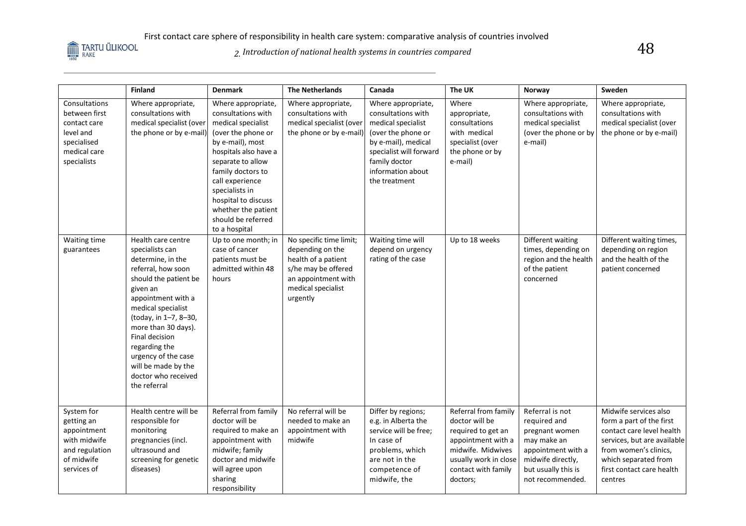| | Finland | Denmark | The Netherlands | Canada | The UK | Norway | Sweden |
|---|---|---|---|---|---|---|---|
| Consultations between first contact care level and specialised medical care specialists | Where appropriate, consultations with medical specialist (over the phone or by e-mail) | Where appropriate, consultations with medical specialist (over the phone or by e-mail), most hospitals also have a separate to allow family doctors to call experience specialists in hospital to discuss whether the patient should be referred to a hospital | Where appropriate, consultations with medical specialist (over the phone or by e-mail) | Where appropriate, consultations with medical specialist (over the phone or by e-mail), medical specialist will forward family doctor information about the treatment | Where appropriate, consultations with medical specialist (over the phone or by e-mail) | Where appropriate, consultations with medical specialist (over the phone or by e-mail) | Where appropriate, consultations with medical specialist (over the phone or by e-mail) |
| Waiting time guarantees | Health care centre specialists can determine, in the referral, how soon should the patient be given an appointment with a medical specialist (today, in 1–7, 8–30, more than 30 days). Final decision regarding the urgency of the case will be made by the doctor who received the referral | Up to one month; in case of cancer patients must be admitted within 48 hours | No specific time limit; depending on the health of a patient s/he may be offered an appointment with medical specialist urgently | Waiting time will depend on urgency rating of the case | Up to 18 weeks | Different waiting times, depending on region and the health of the patient concerned | Different waiting times, depending on region and the health of the patient concerned |
| System for getting an appointment with midwife and regulation of midwife services of | Health centre will be responsible for monitoring pregnancies (incl. ultrasound and screening for genetic diseases) | Referral from family doctor will be required to make an appointment with midwife; family doctor and midwife will agree upon sharing responsibility | No referral will be needed to make an appointment with midwife | Differ by regions; e.g. in Alberta the service will be free; In case of problems, which are not in the competence of midwife, the | Referral from family doctor will be required to get an appointment with a midwife. Midwives usually work in close contact with family doctors; | Referral is not required and pregnant women may make an appointment with a midwife directly, but usually this is not recommended. | Midwife services also form a part of the first contact care level health services, but are available from women's clinics, which separated from first contact care health centres |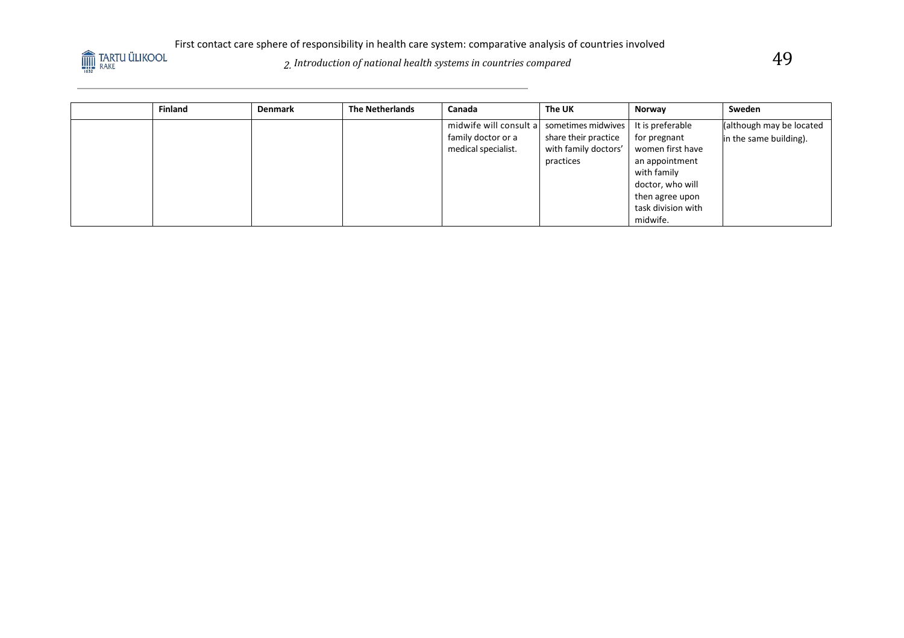| | Finland | Denmark | The Netherlands | Canada | The UK | Norway | Sweden |
|---|---|---|---|---|---|---|---|
| | | | | midwife will consult a family doctor or a medical specialist. | sometimes midwives share their practice with family doctors' practices | It is preferable for pregnant women first have an appointment with family doctor, who will then agree upon task division with midwife. | (although may be located in the same building). |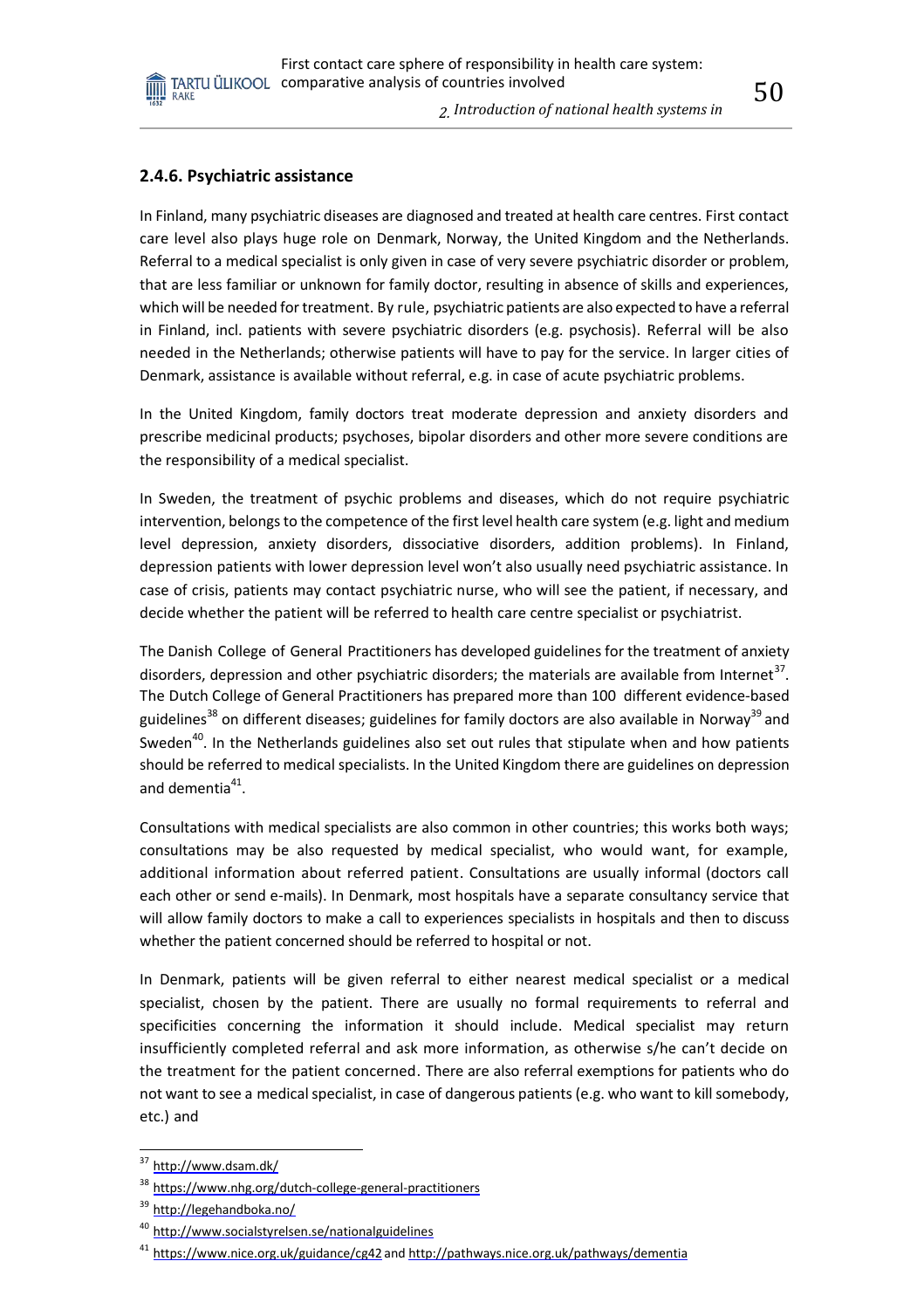### 2.4.6. Psychiatric assistance

In Finland, many psychiatric diseases are diagnosed and treated at health care centres. First contact care level also plays huge role on Denmark, Norway, the United Kingdom and the Netherlands. Referral to a medical specialist is only given in case of very severe psychiatric disorder or problem, that are less familiar or unknown for family doctor, resulting in absence of skills and experiences, which will be needed for treatment. By rule, psychiatric patients are also expected to have a referral in Finland, incl. patients with severe psychiatric disorders (e.g. psychosis). Referral will be also needed in the Netherlands; otherwise patients will have to pay for the service. In larger cities of Denmark, assistance is available without referral, e.g. in case of acute psychiatric problems.

In the United Kingdom, family doctors treat moderate depression and anxiety disorders and prescribe medicinal products; psychoses, bipolar disorders and other more severe conditions are the responsibility of a medical specialist.

In Sweden, the treatment of psychic problems and diseases, which do not require psychiatric intervention, belongs to the competence of the first level health care system (e.g. light and medium level depression, anxiety disorders, dissociative disorders, addition problems). In Finland, depression patients with lower depression level won't also usually need psychiatric assistance. In case of crisis, patients may contact psychiatric nurse, who will see the patient, if necessary, and decide whether the patient will be referred to health care centre specialist or psychiatrist.

The Danish College of General Practitioners has developed guidelines for the treatment of anxiety disorders, depression and other psychiatric disorders; the materials are available from Internet[37]. The Dutch College of General Practitioners has prepared more than 100 different evidence-based guidelines[38] on different diseases; guidelines for family doctors are also available in Norway[39] and Sweden[40]. In the Netherlands guidelines also set out rules that stipulate when and how patients should be referred to medical specialists. In the United Kingdom there are guidelines on depression and dementia[41].

Consultations with medical specialists are also common in other countries; this works both ways; consultations may be also requested by medical specialist, who would want, for example, additional information about referred patient. Consultations are usually informal (doctors call each other or send e-mails). In Denmark, most hospitals have a separate consultancy service that will allow family doctors to make a call to experiences specialists in hospitals and then to discuss whether the patient concerned should be referred to hospital or not.

In Denmark, patients will be given referral to either nearest medical specialist or a medical specialist, chosen by the patient. There are usually no formal requirements to referral and specificities concerning the information it should include. Medical specialist may return insufficiently completed referral and ask more information, as otherwise s/he can't decide on the treatment for the patient concerned. There are also referral exemptions for patients who do not want to see a medical specialist, in case of dangerous patients (e.g. who want to kill somebody, etc.) and

---

[37] http://www.dsam.dk/

[38] https://www.nhg.org/dutch-college-general-practitioners

[39] http://legehandboka.no/

[40] http://www.socialstyrelsen.se/nationalguidelines

[41] https://www.nice.org.uk/guidance/cg42 and http://pathways.nice.org.uk/pathways/dementia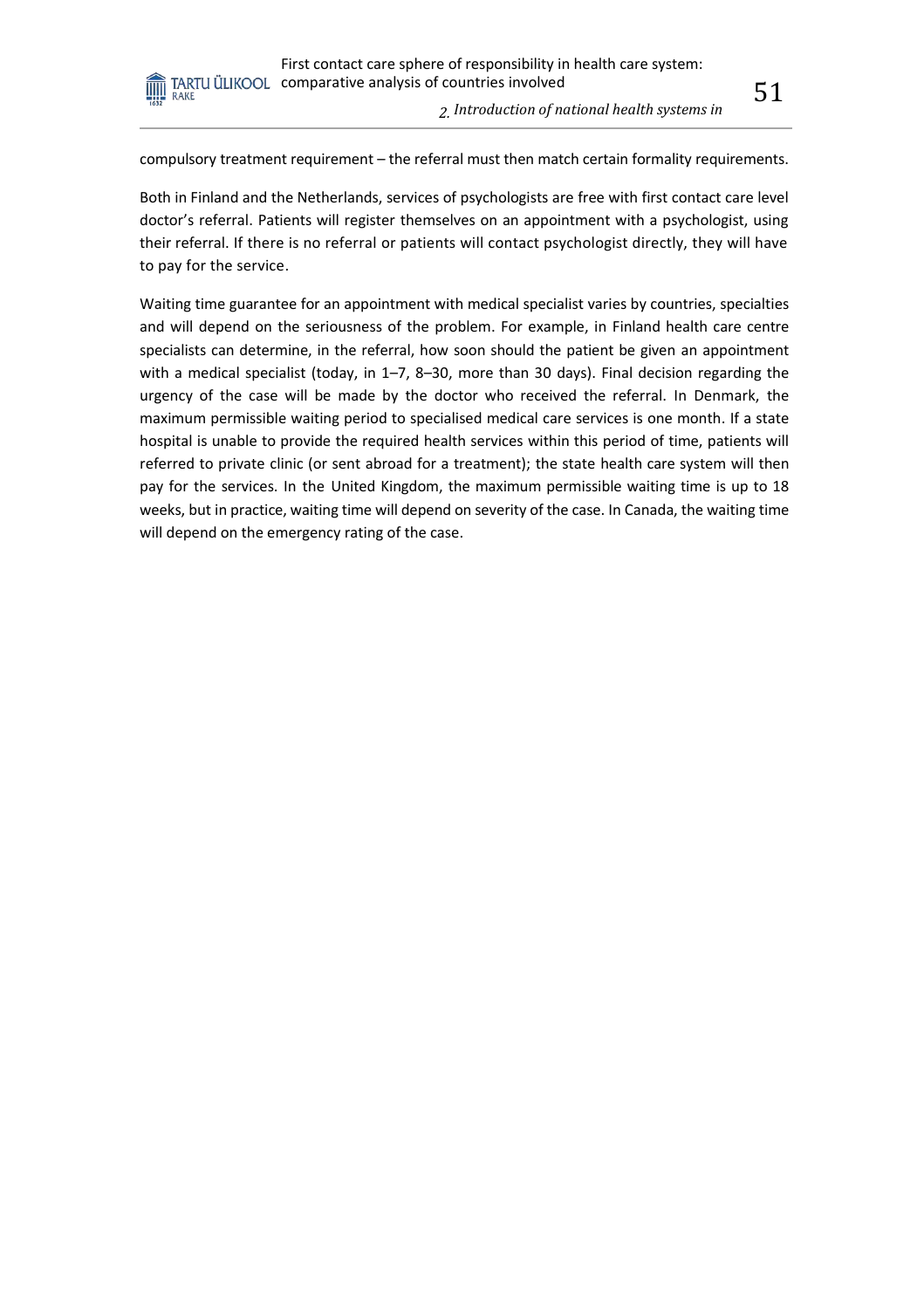compulsory treatment requirement – the referral must then match certain formality requirements.

Both in Finland and the Netherlands, services of psychologists are free with first contact care level doctor's referral. Patients will register themselves on an appointment with a psychologist, using their referral. If there is no referral or patients will contact psychologist directly, they will have to pay for the service.

Waiting time guarantee for an appointment with medical specialist varies by countries, specialties and will depend on the seriousness of the problem. For example, in Finland health care centre specialists can determine, in the referral, how soon should the patient be given an appointment with a medical specialist (today, in 1–7, 8–30, more than 30 days). Final decision regarding the urgency of the case will be made by the doctor who received the referral. In Denmark, the maximum permissible waiting period to specialised medical care services is one month. If a state hospital is unable to provide the required health services within this period of time, patients will referred to private clinic (or sent abroad for a treatment); the state health care system will then pay for the services. In the United Kingdom, the maximum permissible waiting time is up to 18 weeks, but in practice, waiting time will depend on severity of the case. In Canada, the waiting time will depend on the emergency rating of the case.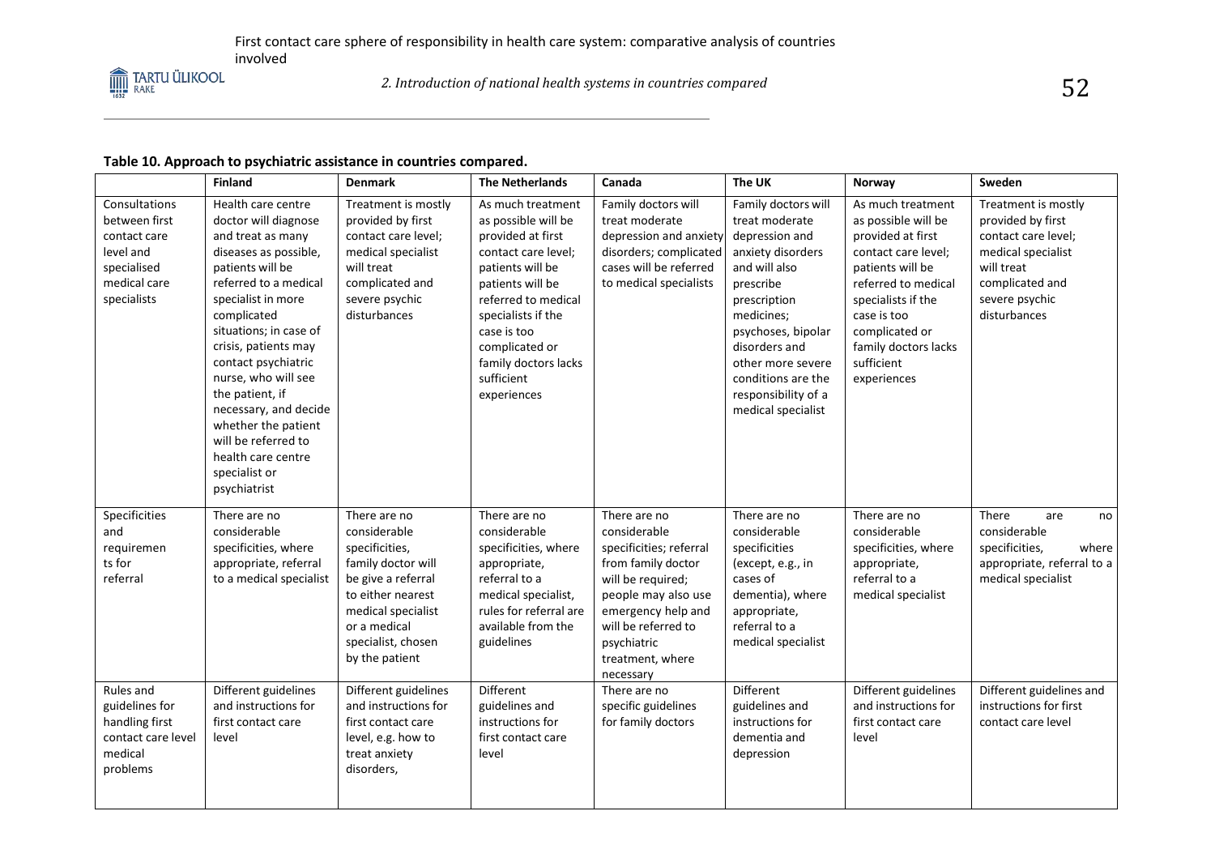**Table 10. Approach to psychiatric assistance in countries compared.**

| | Finland | Denmark | The Netherlands | Canada | The UK | Norway | Sweden |
|---|---|---|---|---|---|---|---|
| Consultations between first contact care level and specialised medical care specialists | Health care centre doctor will diagnose and treat as many diseases as possible, patients will be referred to a medical specialist in more complicated situations; in case of crisis, patients may contact psychiatric nurse, who will see the patient, if necessary, and decide whether the patient will be referred to health care centre specialist or psychiatrist | Treatment is mostly provided by first contact care level; medical specialist will treat complicated and severe psychic disturbances | As much treatment as possible will be provided at first contact care level; patients will be patients will be referred to medical specialists if the case is too complicated or family doctors lacks sufficient experiences | Family doctors will treat moderate depression and anxiety disorders; complicated cases will be referred to medical specialists | Family doctors will treat moderate depression and anxiety disorders and will also prescribe prescription medicines; psychoses, bipolar disorders and other more severe conditions are the responsibility of a medical specialist | As much treatment as possible will be provided at first contact care level; patients will be referred to medical specialists if the case is too complicated or family doctors lacks sufficient experiences | Treatment is mostly provided by first contact care level; medical specialist will treat complicated and severe psychic disturbances |
| Specificities and requirements for referral | There are no considerable specificities, where appropriate, referral to a medical specialist | There are no considerable specificities, family doctor will be give a referral to either nearest medical specialist or a medical specialist, chosen by the patient | There are no considerable specificities, where appropriate, referral to a medical specialist, rules for referral are available from the guidelines | There are no considerable specificities; referral from family doctor will be required; people may also use emergency help and will be referred to psychiatric treatment, where necessary | There are no considerable specificities (except, e.g., in cases of dementia), where appropriate, referral to a medical specialist | There are no considerable specificities, where appropriate, referral to a medical specialist | There are no considerable specificities, where appropriate, referral to a medical specialist |
| Rules and guidelines for handling first contact care level medical problems | Different guidelines and instructions for first contact care level | Different guidelines and instructions for first contact care level, e.g. how to treat anxiety disorders, | Different guidelines and instructions for first contact care level | There are no specific guidelines for family doctors | Different guidelines and instructions for dementia and depression | Different guidelines and instructions for first contact care level | Different guidelines and instructions for first contact care level |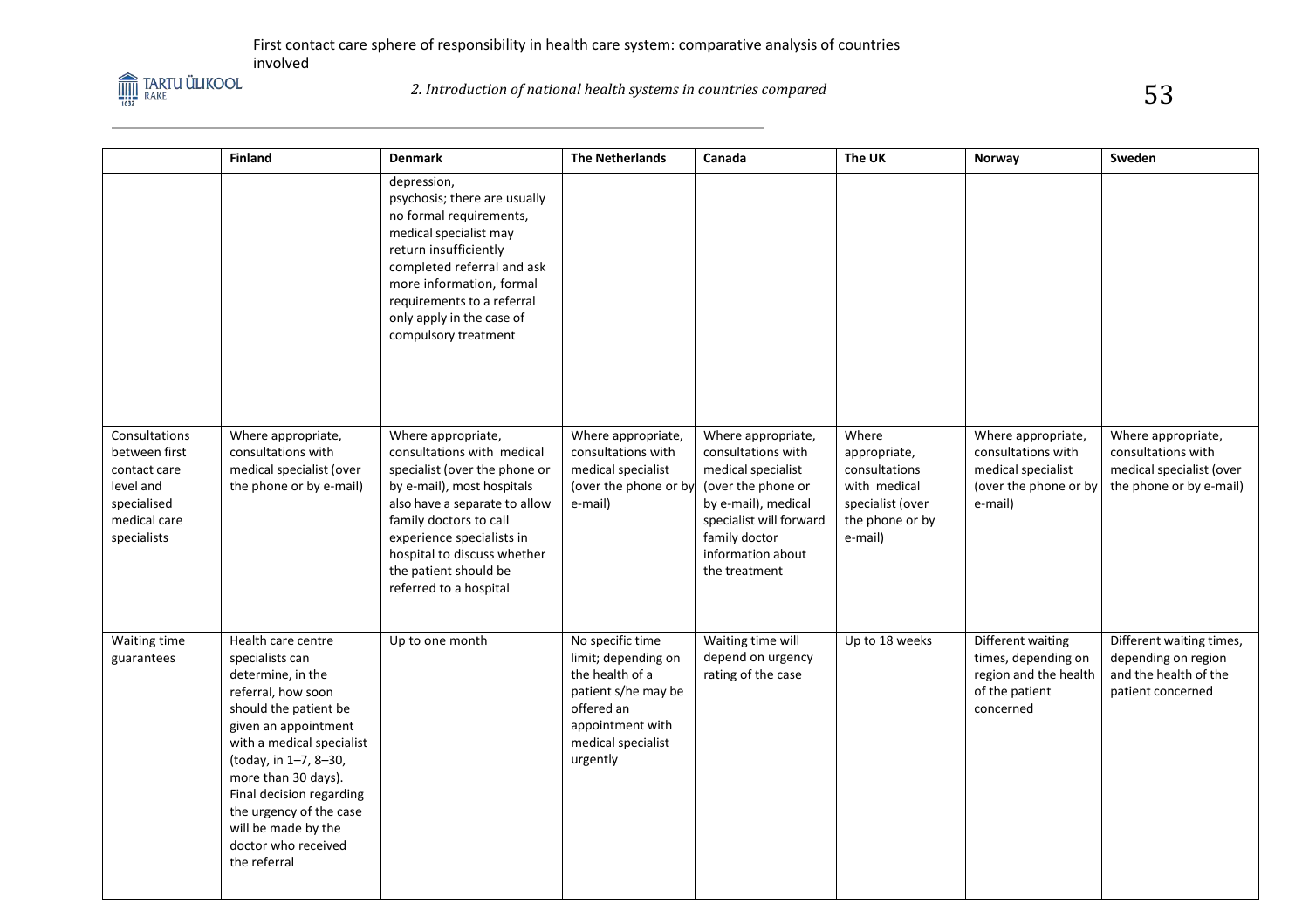| | Finland | Denmark | The Netherlands | Canada | The UK | Norway | Sweden |
|---|---|---|---|---|---|---|---|
| | | depression, psychosis; there are usually no formal requirements, medical specialist may return insufficiently completed referral and ask more information, formal requirements to a referral only apply in the case of compulsory treatment | | | | | |
| Consultations between first contact care level and specialised medical care specialists | Where appropriate, consultations with medical specialist (over the phone or by e-mail) | Where appropriate, consultations with medical specialist (over the phone or by e-mail), most hospitals also have a separate to allow family doctors to call experience specialists in hospital to discuss whether the patient should be referred to a hospital | Where appropriate, consultations with medical specialist (over the phone or by e-mail) | Where appropriate, consultations with medical specialist (over the phone or by e-mail), medical specialist will forward family doctor information about the treatment | Where appropriate, consultations with medical specialist (over the phone or by e-mail) | Where appropriate, consultations with medical specialist (over the phone or by e-mail) | Where appropriate, consultations with medical specialist (over the phone or by e-mail) |
| Waiting time guarantees | Health care centre specialists can determine, in the referral, how soon should the patient be given an appointment with a medical specialist (today, in 1–7, 8–30, more than 30 days). Final decision regarding the urgency of the case will be made by the doctor who received the referral | Up to one month | No specific time limit; depending on the health of a patient s/he may be offered an appointment with medical specialist urgently | Waiting time will depend on urgency rating of the case | Up to 18 weeks | Different waiting times, depending on region and the health of the patient concerned | Different waiting times, depending on region and the health of the patient concerned |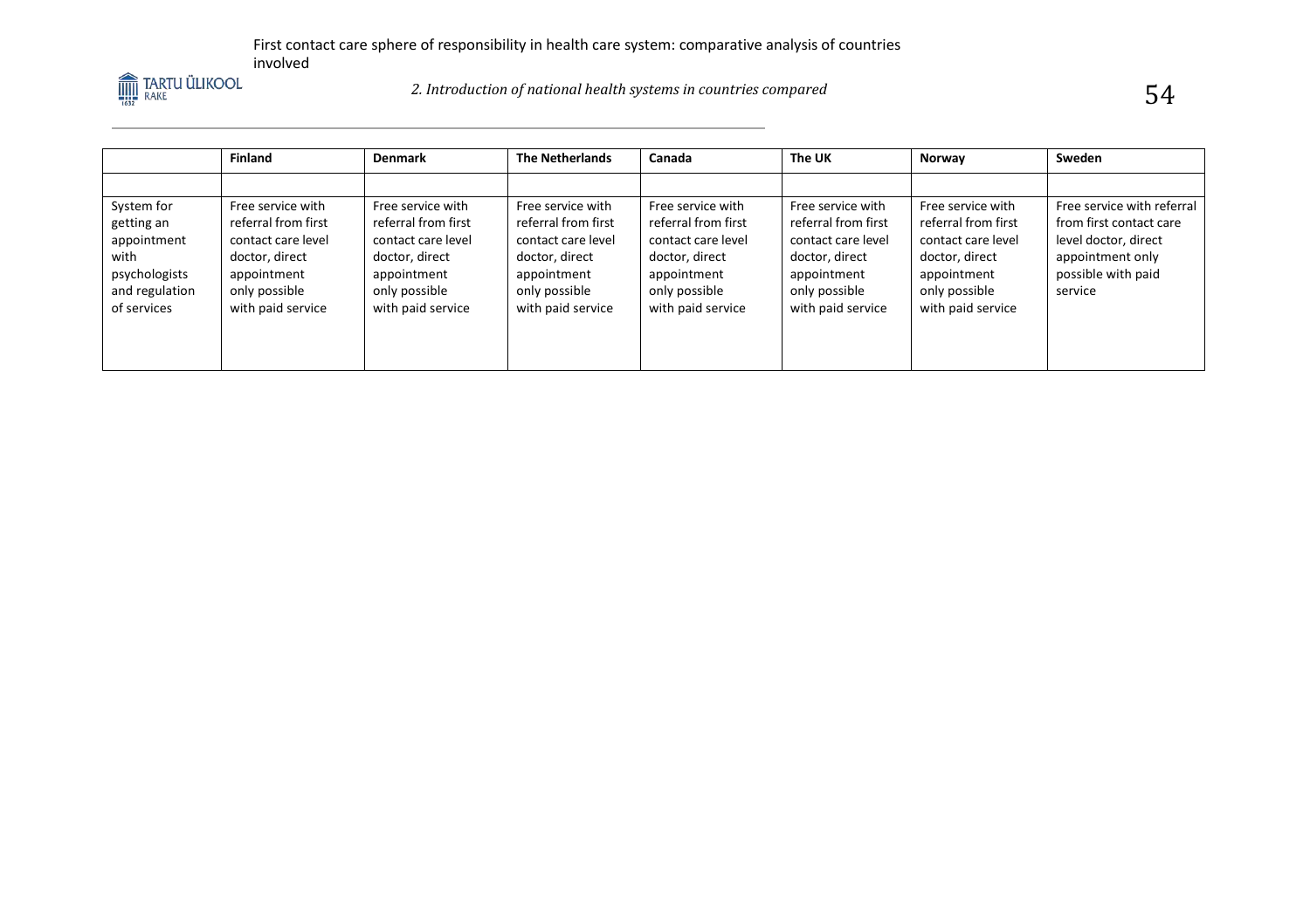| | Finland | Denmark | The Netherlands | Canada | The UK | Norway | Sweden |
|---|---|---|---|---|---|---|---|
| | | | | | | | |
| System for getting an appointment with psychologists and regulation of services | Free service with referral from first contact care level doctor, direct appointment only possible with paid service | Free service with referral from first contact care level doctor, direct appointment only possible with paid service | Free service with referral from first contact care level doctor, direct appointment only possible with paid service | Free service with referral from first contact care level doctor, direct appointment only possible with paid service | Free service with referral from first contact care level doctor, direct appointment only possible with paid service | Free service with referral from first contact care level doctor, direct appointment only possible with paid service | Free service with referral from first contact care level doctor, direct appointment only possible with paid service |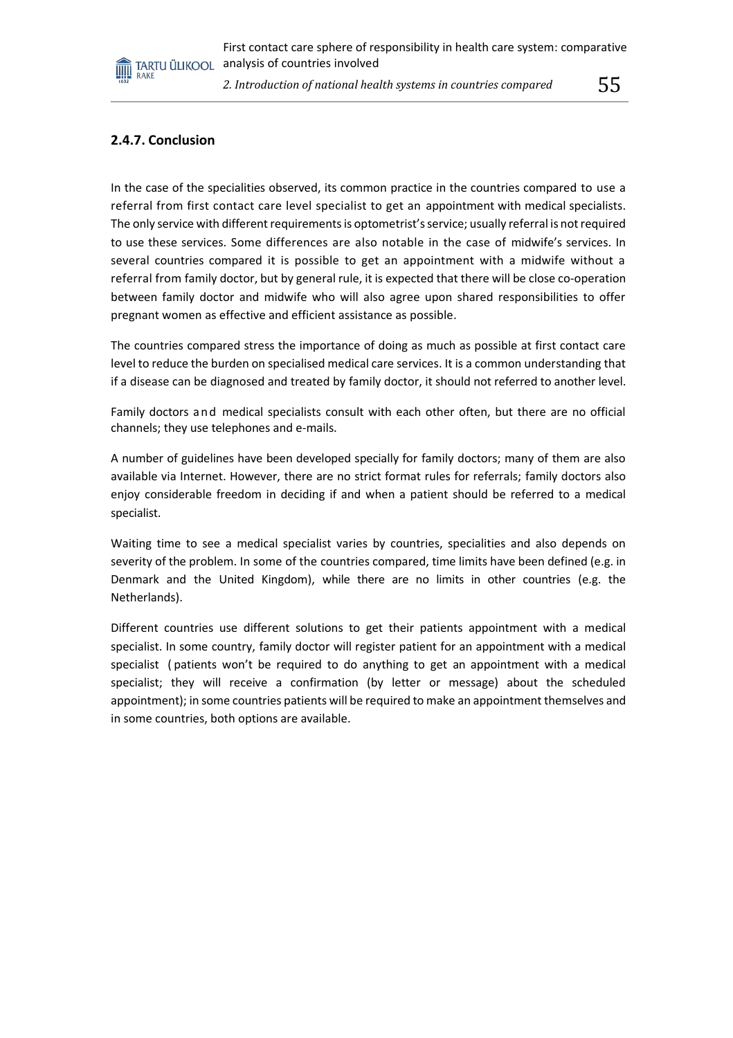### 2.4.7. Conclusion

In the case of the specialities observed, its common practice in the countries compared to use a referral from first contact care level specialist to get an appointment with medical specialists. The only service with different requirements is optometrist's service; usually referral is not required to use these services. Some differences are also notable in the case of midwife's services. In several countries compared it is possible to get an appointment with a midwife without a referral from family doctor, but by general rule, it is expected that there will be close co-operation between family doctor and midwife who will also agree upon shared responsibilities to offer pregnant women as effective and efficient assistance as possible.

The countries compared stress the importance of doing as much as possible at first contact care level to reduce the burden on specialised medical care services. It is a common understanding that if a disease can be diagnosed and treated by family doctor, it should not referred to another level.

Family doctors and medical specialists consult with each other often, but there are no official channels; they use telephones and e-mails.

A number of guidelines have been developed specially for family doctors; many of them are also available via Internet. However, there are no strict format rules for referrals; family doctors also enjoy considerable freedom in deciding if and when a patient should be referred to a medical specialist.

Waiting time to see a medical specialist varies by countries, specialities and also depends on severity of the problem. In some of the countries compared, time limits have been defined (e.g. in Denmark and the United Kingdom), while there are no limits in other countries (e.g. the Netherlands).

Different countries use different solutions to get their patients appointment with a medical specialist. In some country, family doctor will register patient for an appointment with a medical specialist ( patients won't be required to do anything to get an appointment with a medical specialist; they will receive a confirmation (by letter or message) about the scheduled appointment); in some countries patients will be required to make an appointment themselves and in some countries, both options are available.